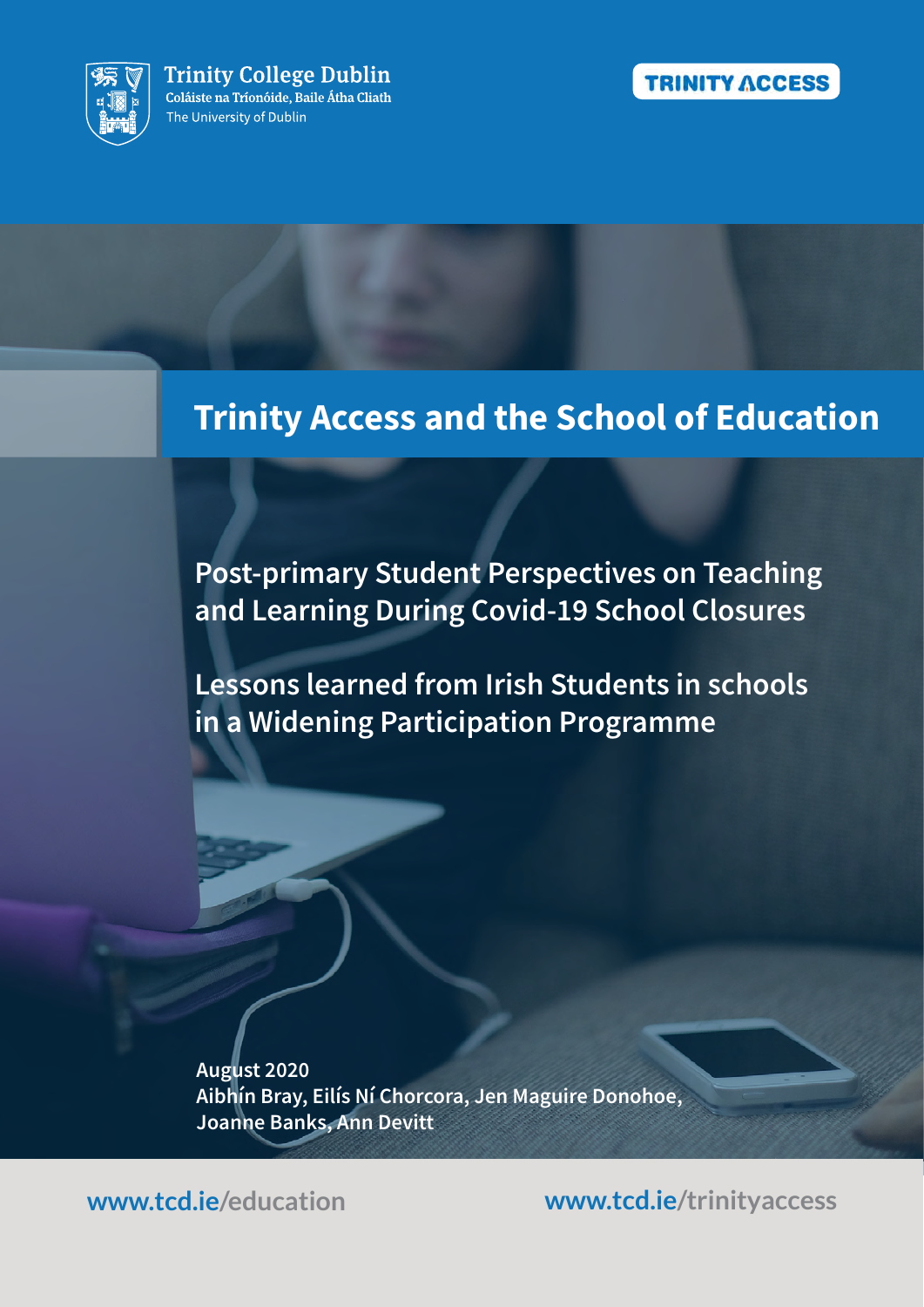Trinity College Dublin
Coláiste na Tríonóide, Baile Átha Cliath
The University of Dublin

TRINITY ACCESS

# Trinity Access and the School of Education

## Post-primary Student Perspectives on Teaching and Learning During Covid-19 School Closures

## Lessons learned from Irish Students in schools in a Widening Participation Programme

**August 2020**
**Aibhín Bray, Eilís Ní Chorcora, Jen Maguire Donohoe, Joanne Banks, Ann Devitt**

www.tcd.ie/education

www.tcd.ie/trinityaccess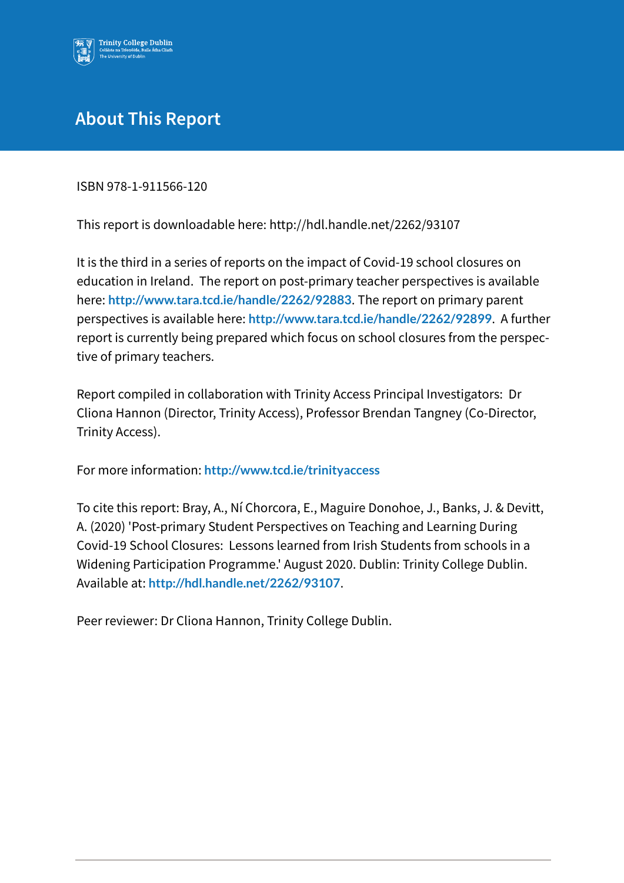# About This Report

ISBN 978-1-911566-120

This report is downloadable here: http://hdl.handle.net/2262/93107

It is the third in a series of reports on the impact of Covid-19 school closures on education in Ireland. The report on post-primary teacher perspectives is available here: **http://www.tara.tcd.ie/handle/2262/92883**. The report on primary parent perspectives is available here: **http://www.tara.tcd.ie/handle/2262/92899**. A further report is currently being prepared which focus on school closures from the perspective of primary teachers.

Report compiled in collaboration with Trinity Access Principal Investigators: Dr Cliona Hannon (Director, Trinity Access), Professor Brendan Tangney (Co-Director, Trinity Access).

For more information: **http://www.tcd.ie/trinityaccess**

To cite this report: Bray, A., Ní Chorcora, E., Maguire Donohoe, J., Banks, J. & Devitt, A. (2020) 'Post-primary Student Perspectives on Teaching and Learning During Covid-19 School Closures: Lessons learned from Irish Students from schools in a Widening Participation Programme.' August 2020. Dublin: Trinity College Dublin. Available at: **http://hdl.handle.net/2262/93107**.

Peer reviewer: Dr Cliona Hannon, Trinity College Dublin.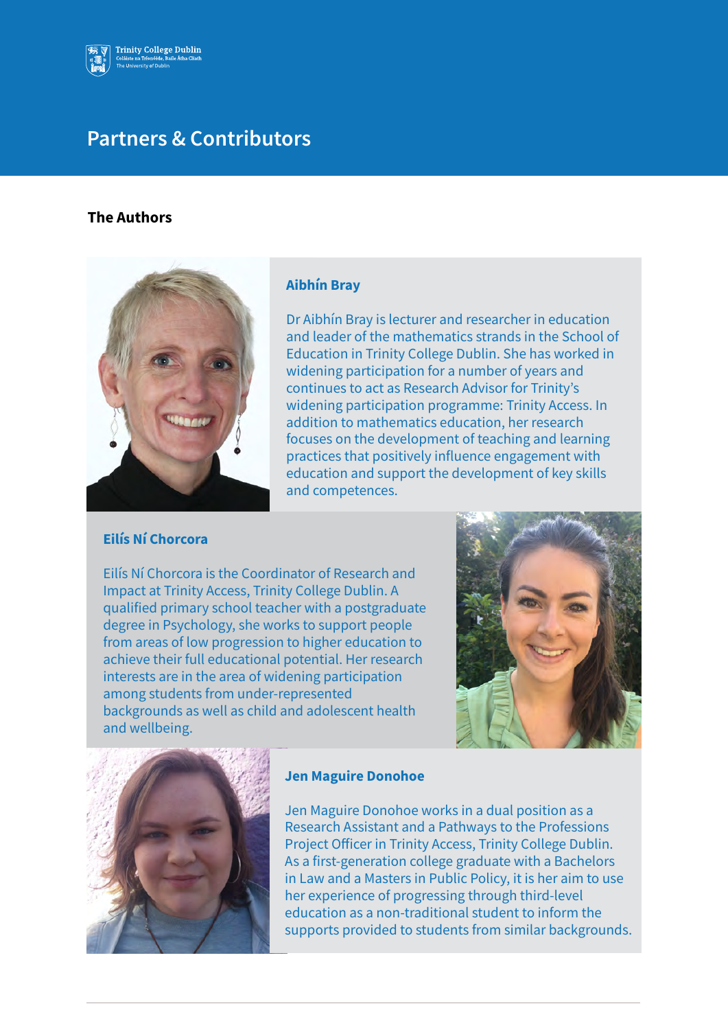# Partners & Contributors

## The Authors

### Aibhín Bray

Dr Aibhín Bray is lecturer and researcher in education and leader of the mathematics strands in the School of Education in Trinity College Dublin. She has worked in widening participation for a number of years and continues to act as Research Advisor for Trinity's widening participation programme: Trinity Access. In addition to mathematics education, her research focuses on the development of teaching and learning practices that positively influence engagement with education and support the development of key skills and competences.

### Eilís Ní Chorcora

Eilís Ní Chorcora is the Coordinator of Research and Impact at Trinity Access, Trinity College Dublin. A qualified primary school teacher with a postgraduate degree in Psychology, she works to support people from areas of low progression to higher education to achieve their full educational potential. Her research interests are in the area of widening participation among students from under-represented backgrounds as well as child and adolescent health and wellbeing.

### Jen Maguire Donohoe

Jen Maguire Donohoe works in a dual position as a Research Assistant and a Pathways to the Professions Project Officer in Trinity Access, Trinity College Dublin. As a first-generation college graduate with a Bachelors in Law and a Masters in Public Policy, it is her aim to use her experience of progressing through third-level education as a non-traditional student to inform the supports provided to students from similar backgrounds.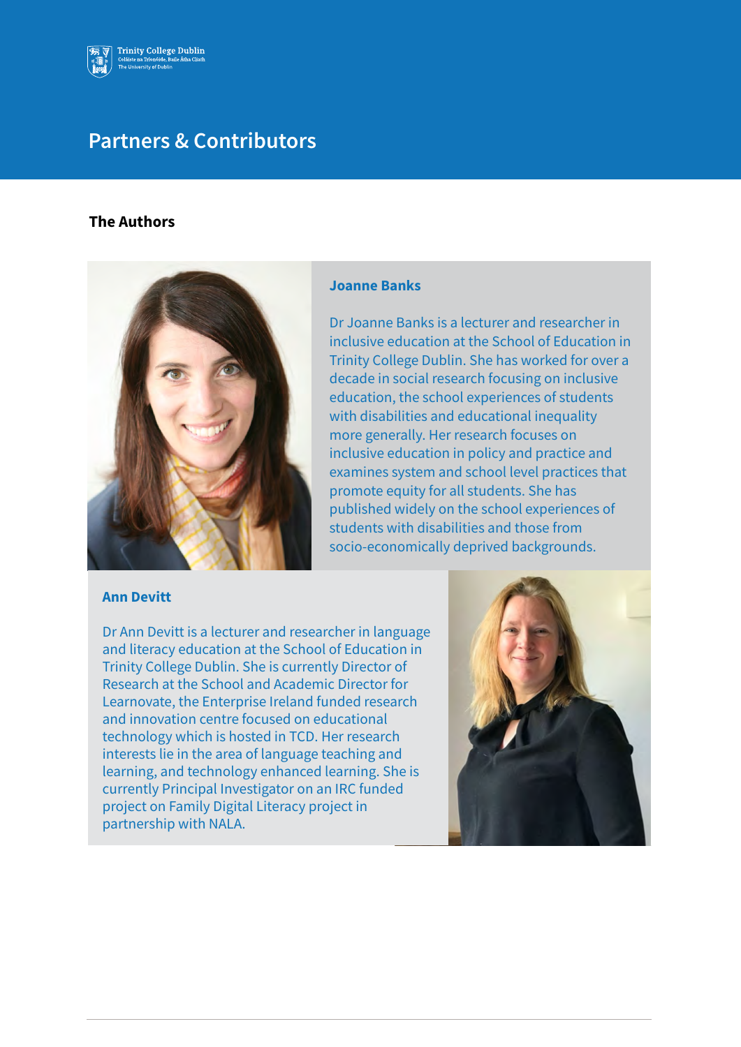# Partners & Contributors

## The Authors

### Joanne Banks

Dr Joanne Banks is a lecturer and researcher in inclusive education at the School of Education in Trinity College Dublin. She has worked for over a decade in social research focusing on inclusive education, the school experiences of students with disabilities and educational inequality more generally. Her research focuses on inclusive education in policy and practice and examines system and school level practices that promote equity for all students. She has published widely on the school experiences of students with disabilities and those from socio-economically deprived backgrounds.

### Ann Devitt

Dr Ann Devitt is a lecturer and researcher in language and literacy education at the School of Education in Trinity College Dublin. She is currently Director of Research at the School and Academic Director for Learnovate, the Enterprise Ireland funded research and innovation centre focused on educational technology which is hosted in TCD. Her research interests lie in the area of language teaching and learning, and technology enhanced learning. She is currently Principal Investigator on an IRC funded project on Family Digital Literacy project in partnership with NALA.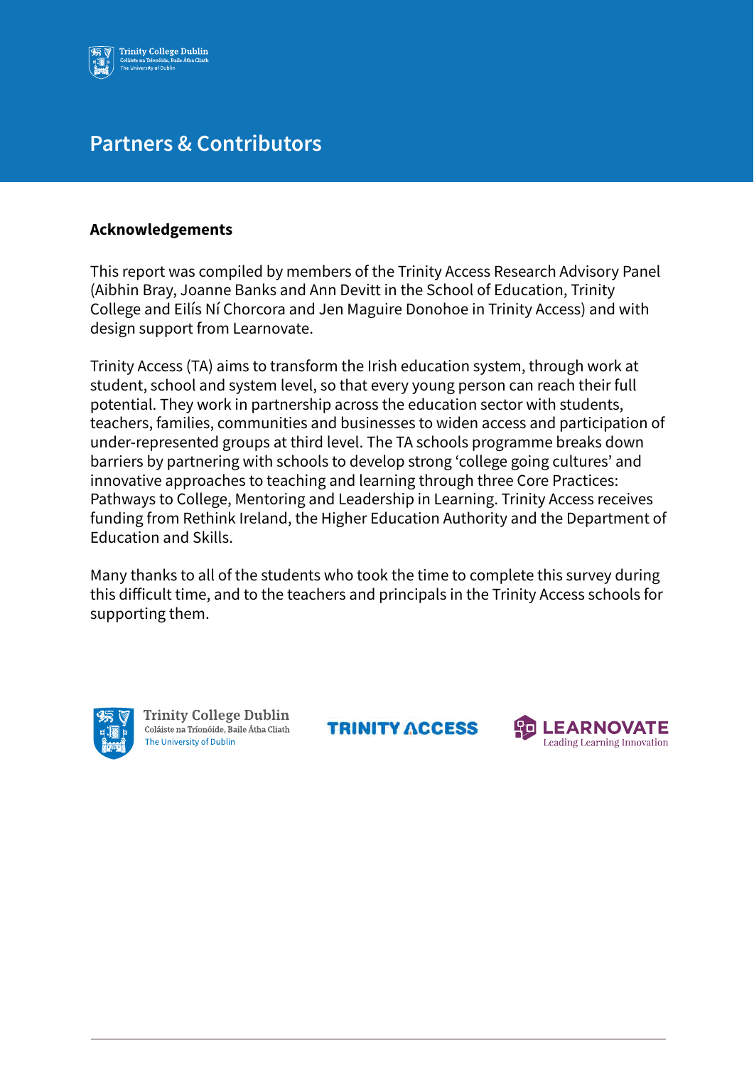# Partners & Contributors

**Acknowledgements**

This report was compiled by members of the Trinity Access Research Advisory Panel (Aibhin Bray, Joanne Banks and Ann Devitt in the School of Education, Trinity College and Eilís Ní Chorcora and Jen Maguire Donohoe in Trinity Access) and with design support from Learnovate.

Trinity Access (TA) aims to transform the Irish education system, through work at student, school and system level, so that every young person can reach their full potential. They work in partnership across the education sector with students, teachers, families, communities and businesses to widen access and participation of under-represented groups at third level. The TA schools programme breaks down barriers by partnering with schools to develop strong 'college going cultures' and innovative approaches to teaching and learning through three Core Practices: Pathways to College, Mentoring and Leadership in Learning. Trinity Access receives funding from Rethink Ireland, the Higher Education Authority and the Department of Education and Skills.

Many thanks to all of the students who took the time to complete this survey during this difficult time, and to the teachers and principals in the Trinity Access schools for supporting them.

Trinity College Dublin
Coláiste na Tríonóide, Baile Átha Cliath
The University of Dublin

TRINITY ACCESS

LEARNOVATE
Leading Learning Innovation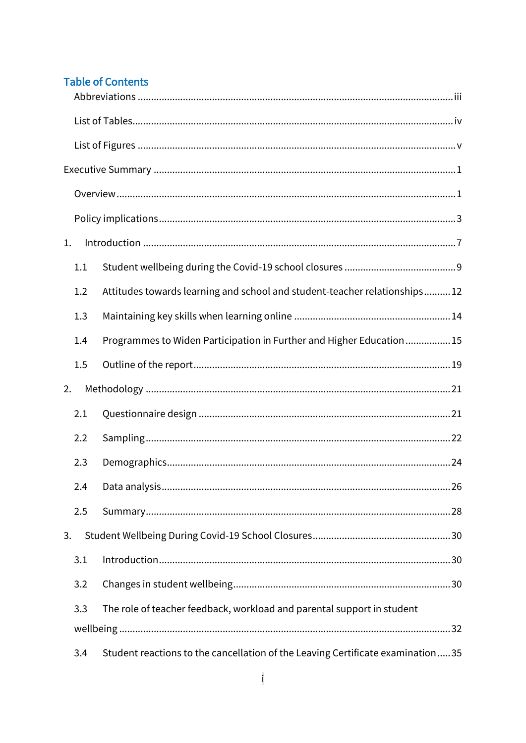## Table of Contents

- Abbreviations ... iii
- List of Tables ... iv
- List of Figures ... v

Executive Summary ... 1

- Overview ... 1
- Policy implications ... 3

1. Introduction ... 7
   - 1.1 Student wellbeing during the Covid-19 school closures ... 9
   - 1.2 Attitudes towards learning and school and student-teacher relationships ... 12
   - 1.3 Maintaining key skills when learning online ... 14
   - 1.4 Programmes to Widen Participation in Further and Higher Education ... 15
   - 1.5 Outline of the report ... 19
2. Methodology ... 21
   - 2.1 Questionnaire design ... 21
   - 2.2 Sampling ... 22
   - 2.3 Demographics ... 24
   - 2.4 Data analysis ... 26
   - 2.5 Summary ... 28
3. Student Wellbeing During Covid-19 School Closures ... 30
   - 3.1 Introduction ... 30
   - 3.2 Changes in student wellbeing ... 30
   - 3.3 The role of teacher feedback, workload and parental support in student wellbeing ... 32
   - 3.4 Student reactions to the cancellation of the Leaving Certificate examination ... 35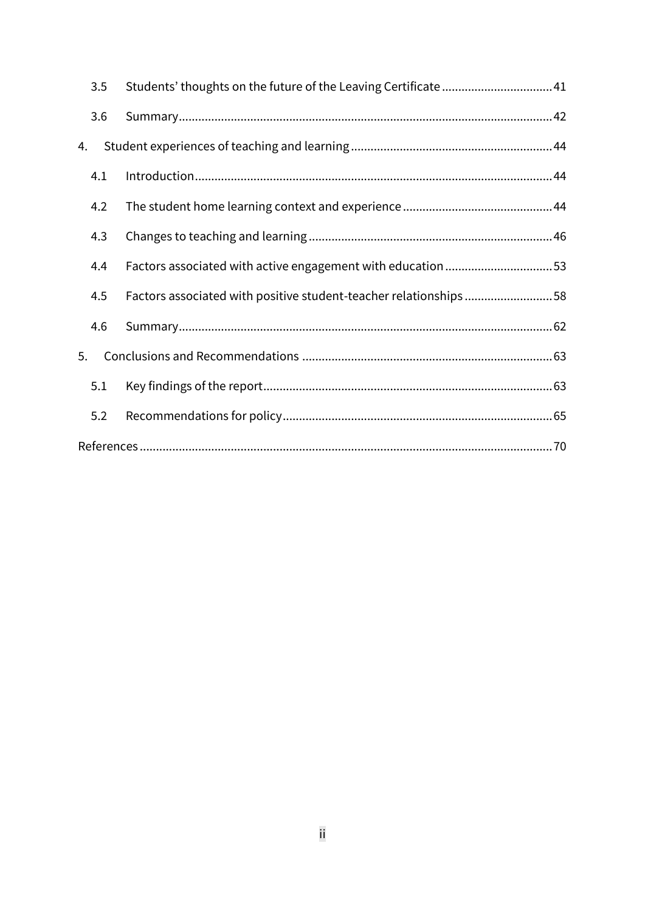3.5 Students' thoughts on the future of the Leaving Certificate ..... 41

3.6 Summary ..... 42

4. Student experiences of teaching and learning ..... 44

4.1 Introduction ..... 44

4.2 The student home learning context and experience ..... 44

4.3 Changes to teaching and learning ..... 46

4.4 Factors associated with active engagement with education ..... 53

4.5 Factors associated with positive student-teacher relationships ..... 58

4.6 Summary ..... 62

5. Conclusions and Recommendations ..... 63

5.1 Key findings of the report ..... 63

5.2 Recommendations for policy ..... 65

References ..... 70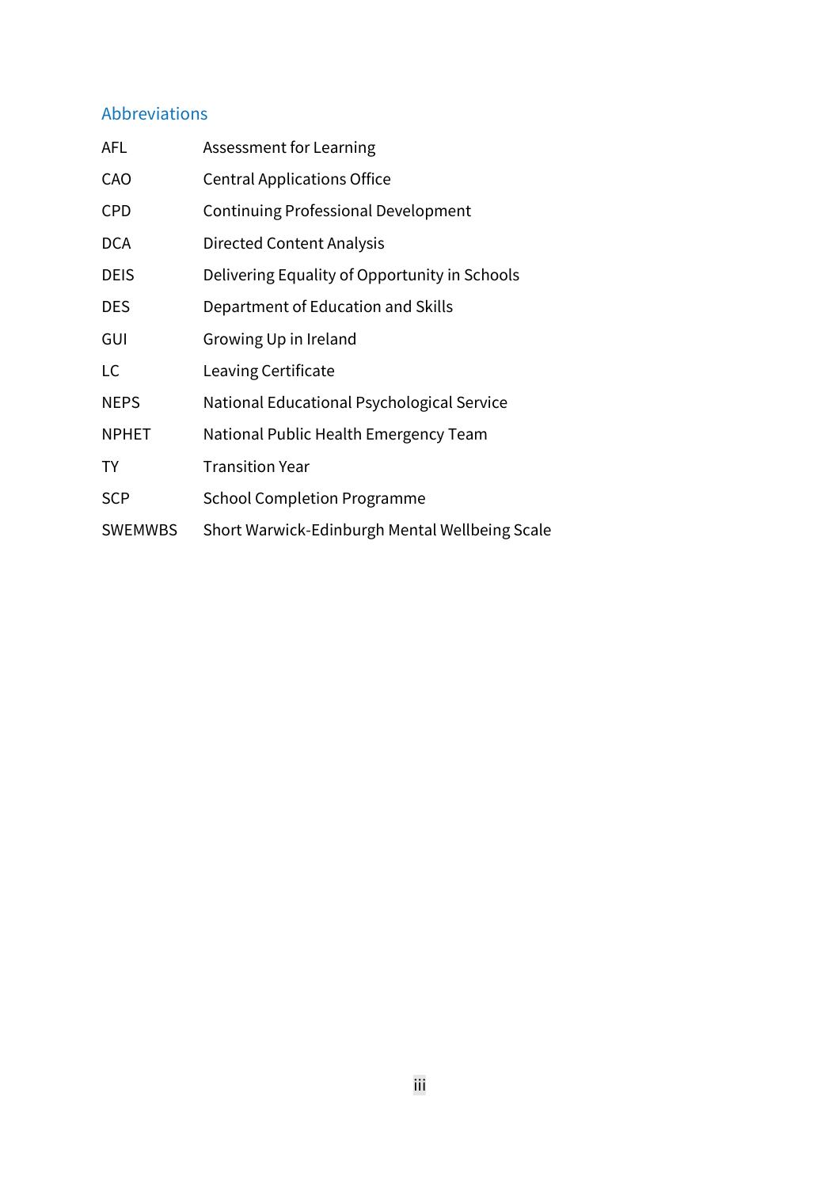## Abbreviations

| | |
|---|---|
| AFL | Assessment for Learning |
| CAO | Central Applications Office |
| CPD | Continuing Professional Development |
| DCA | Directed Content Analysis |
| DEIS | Delivering Equality of Opportunity in Schools |
| DES | Department of Education and Skills |
| GUI | Growing Up in Ireland |
| LC | Leaving Certificate |
| NEPS | National Educational Psychological Service |
| NPHET | National Public Health Emergency Team |
| TY | Transition Year |
| SCP | School Completion Programme |
| SWEMWBS | Short Warwick-Edinburgh Mental Wellbeing Scale |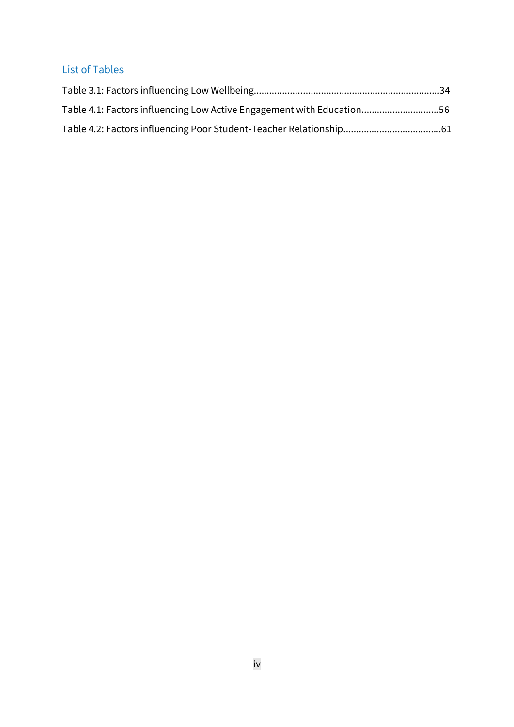## List of Tables

Table 3.1: Factors influencing Low Wellbeing.......................................................................34

Table 4.1: Factors influencing Low Active Engagement with Education.............................56

Table 4.2: Factors influencing Poor Student-Teacher Relationship.....................................61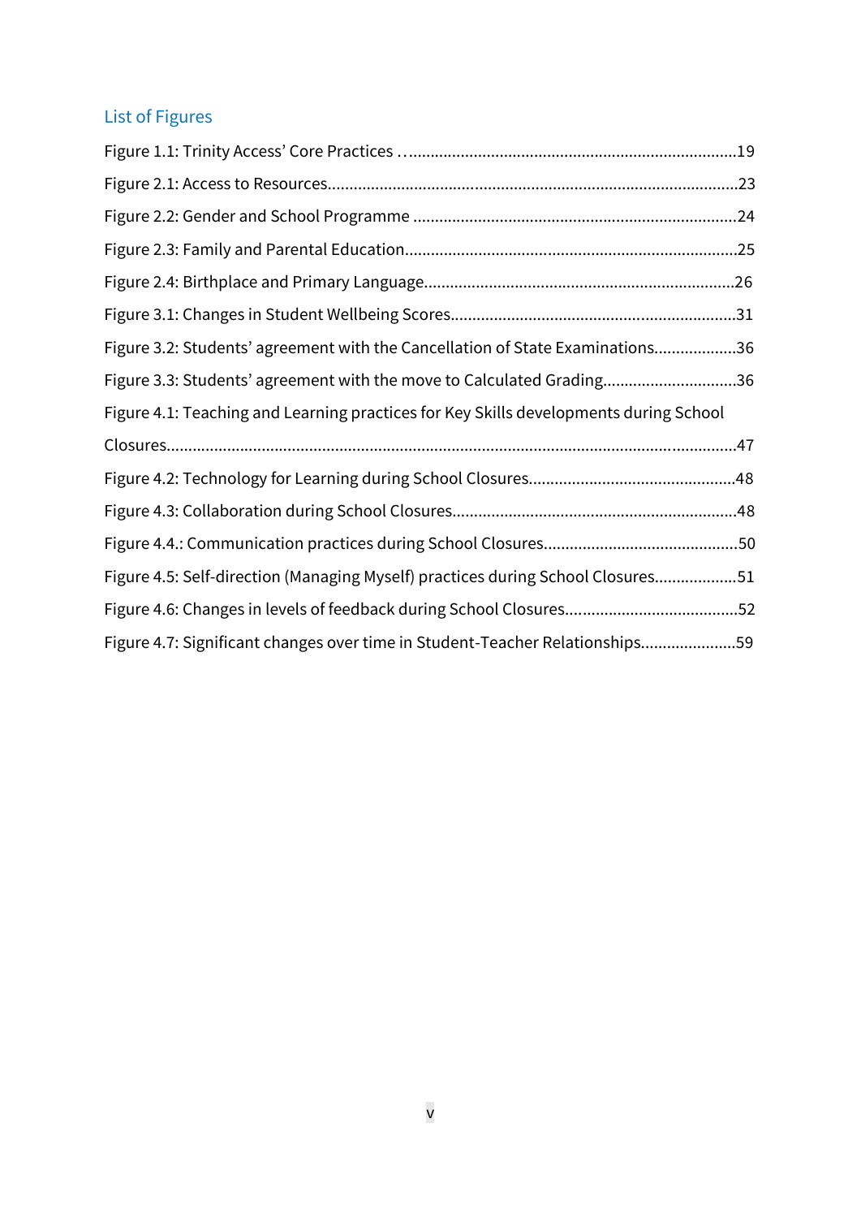## List of Figures

Figure 1.1: Trinity Access' Core Practices ...........................................................................19

Figure 2.1: Access to Resources.............................................................................................23

Figure 2.2: Gender and School Programme .........................................................................24

Figure 2.3: Family and Parental Education............................................................................25

Figure 2.4: Birthplace and Primary Language.......................................................................26

Figure 3.1: Changes in Student Wellbeing Scores.................................................................31

Figure 3.2: Students' agreement with the Cancellation of State Examinations...................36

Figure 3.3: Students' agreement with the move to Calculated Grading..............................36

Figure 4.1: Teaching and Learning practices for Key Skills developments during School Closures.................................................................................................................................47

Figure 4.2: Technology for Learning during School Closures...............................................48

Figure 4.3: Collaboration during School Closures.................................................................48

Figure 4.4.: Communication practices during School Closures............................................50

Figure 4.5: Self-direction (Managing Myself) practices during School Closures...................51

Figure 4.6: Changes in levels of feedback during School Closures.......................................52

Figure 4.7: Significant changes over time in Student-Teacher Relationships......................59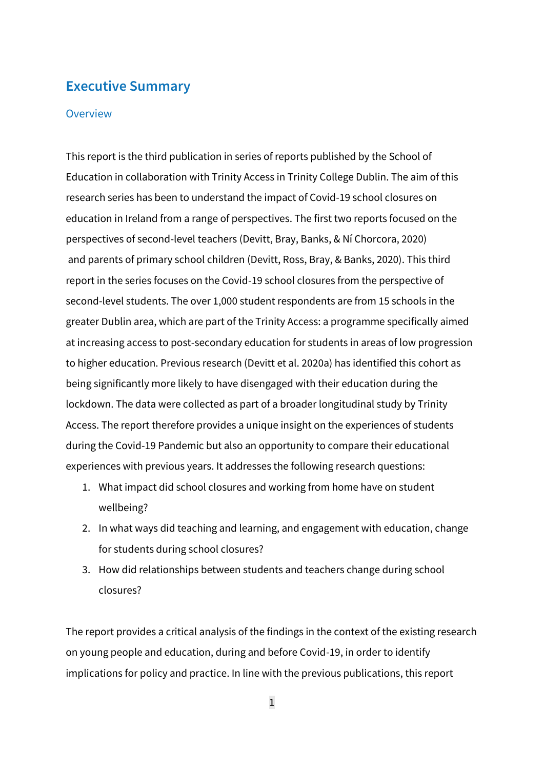# Executive Summary

## Overview

This report is the third publication in series of reports published by the School of Education in collaboration with Trinity Access in Trinity College Dublin. The aim of this research series has been to understand the impact of Covid-19 school closures on education in Ireland from a range of perspectives. The first two reports focused on the perspectives of second-level teachers (Devitt, Bray, Banks, & Ní Chorcora, 2020) and parents of primary school children (Devitt, Ross, Bray, & Banks, 2020). This third report in the series focuses on the Covid-19 school closures from the perspective of second-level students. The over 1,000 student respondents are from 15 schools in the greater Dublin area, which are part of the Trinity Access: a programme specifically aimed at increasing access to post-secondary education for students in areas of low progression to higher education. Previous research (Devitt et al. 2020a) has identified this cohort as being significantly more likely to have disengaged with their education during the lockdown. The data were collected as part of a broader longitudinal study by Trinity Access. The report therefore provides a unique insight on the experiences of students during the Covid-19 Pandemic but also an opportunity to compare their educational experiences with previous years. It addresses the following research questions:

1. What impact did school closures and working from home have on student wellbeing?
2. In what ways did teaching and learning, and engagement with education, change for students during school closures?
3. How did relationships between students and teachers change during school closures?

The report provides a critical analysis of the findings in the context of the existing research on young people and education, during and before Covid-19, in order to identify implications for policy and practice. In line with the previous publications, this report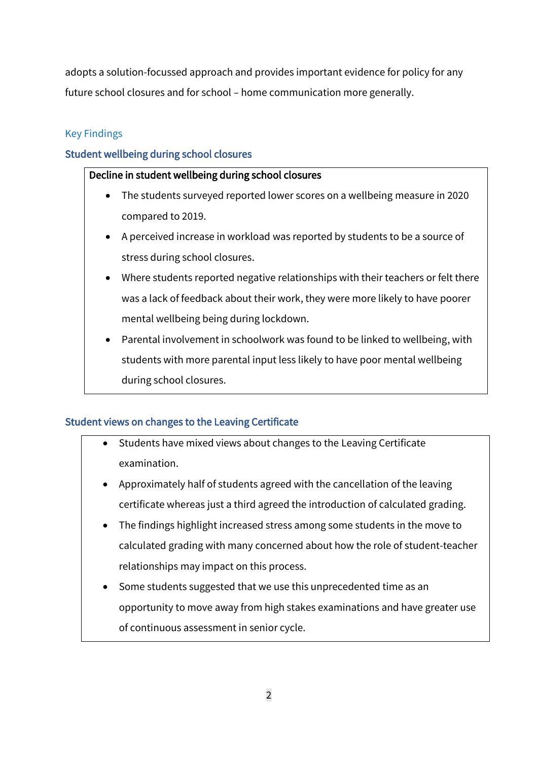adopts a solution-focussed approach and provides important evidence for policy for any future school closures and for school – home communication more generally.

## Key Findings

### Student wellbeing during school closures

**Decline in student wellbeing during school closures**

- The students surveyed reported lower scores on a wellbeing measure in 2020 compared to 2019.
- A perceived increase in workload was reported by students to be a source of stress during school closures.
- Where students reported negative relationships with their teachers or felt there was a lack of feedback about their work, they were more likely to have poorer mental wellbeing being during lockdown.
- Parental involvement in schoolwork was found to be linked to wellbeing, with students with more parental input less likely to have poor mental wellbeing during school closures.

### Student views on changes to the Leaving Certificate

- Students have mixed views about changes to the Leaving Certificate examination.
- Approximately half of students agreed with the cancellation of the leaving certificate whereas just a third agreed the introduction of calculated grading.
- The findings highlight increased stress among some students in the move to calculated grading with many concerned about how the role of student-teacher relationships may impact on this process.
- Some students suggested that we use this unprecedented time as an opportunity to move away from high stakes examinations and have greater use of continuous assessment in senior cycle.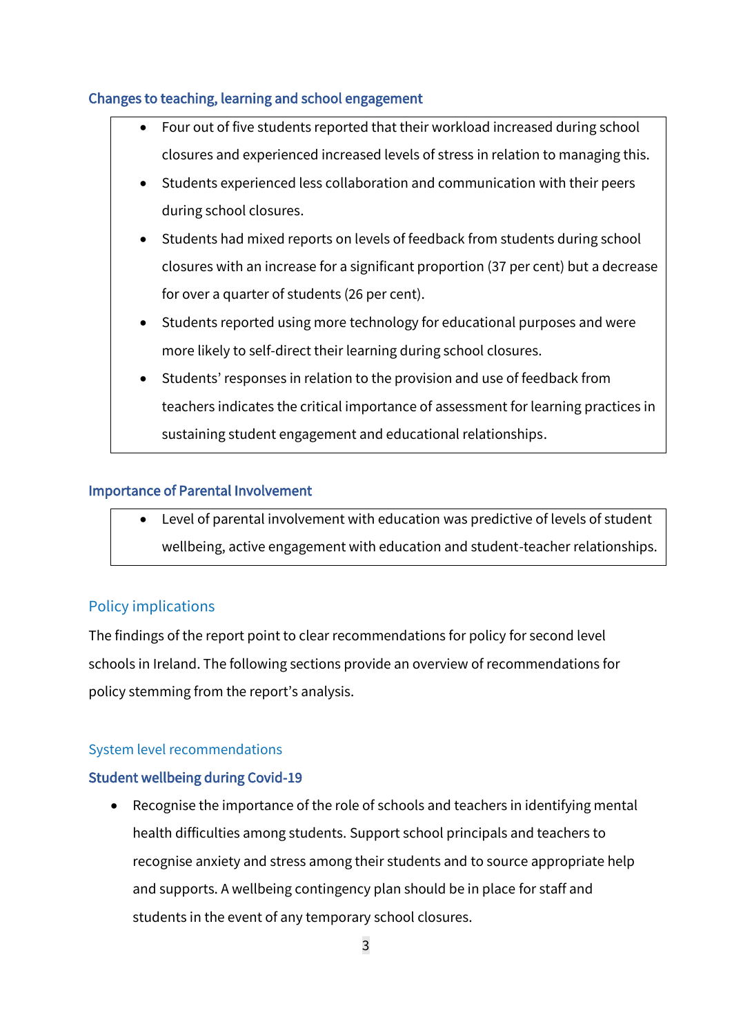### Changes to teaching, learning and school engagement

- Four out of five students reported that their workload increased during school closures and experienced increased levels of stress in relation to managing this.
- Students experienced less collaboration and communication with their peers during school closures.
- Students had mixed reports on levels of feedback from students during school closures with an increase for a significant proportion (37 per cent) but a decrease for over a quarter of students (26 per cent).
- Students reported using more technology for educational purposes and were more likely to self-direct their learning during school closures.
- Students' responses in relation to the provision and use of feedback from teachers indicates the critical importance of assessment for learning practices in sustaining student engagement and educational relationships.

### Importance of Parental Involvement

- Level of parental involvement with education was predictive of levels of student wellbeing, active engagement with education and student-teacher relationships.

## Policy implications

The findings of the report point to clear recommendations for policy for second level schools in Ireland. The following sections provide an overview of recommendations for policy stemming from the report's analysis.

### System level recommendations

#### Student wellbeing during Covid-19

- Recognise the importance of the role of schools and teachers in identifying mental health difficulties among students. Support school principals and teachers to recognise anxiety and stress among their students and to source appropriate help and supports. A wellbeing contingency plan should be in place for staff and students in the event of any temporary school closures.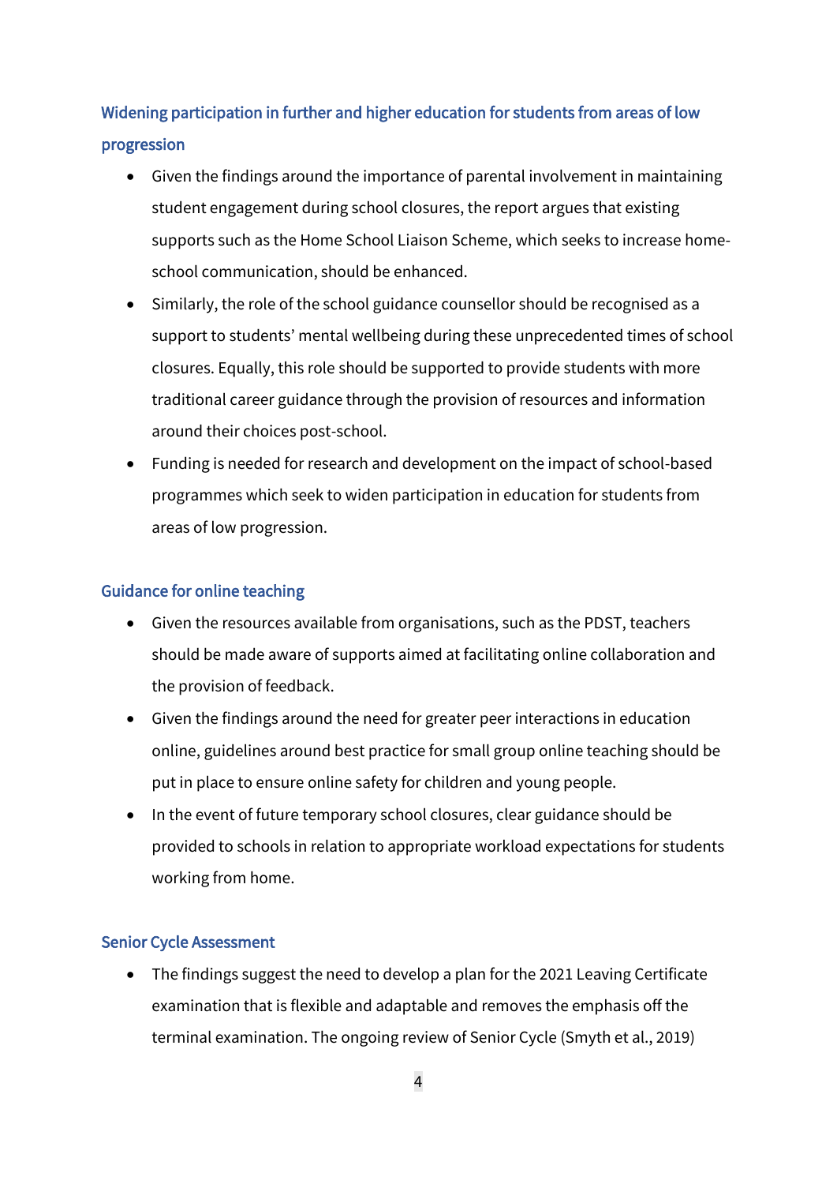### Widening participation in further and higher education for students from areas of low progression

- Given the findings around the importance of parental involvement in maintaining student engagement during school closures, the report argues that existing supports such as the Home School Liaison Scheme, which seeks to increase home-school communication, should be enhanced.
- Similarly, the role of the school guidance counsellor should be recognised as a support to students' mental wellbeing during these unprecedented times of school closures. Equally, this role should be supported to provide students with more traditional career guidance through the provision of resources and information around their choices post-school.
- Funding is needed for research and development on the impact of school-based programmes which seek to widen participation in education for students from areas of low progression.

### Guidance for online teaching

- Given the resources available from organisations, such as the PDST, teachers should be made aware of supports aimed at facilitating online collaboration and the provision of feedback.
- Given the findings around the need for greater peer interactions in education online, guidelines around best practice for small group online teaching should be put in place to ensure online safety for children and young people.
- In the event of future temporary school closures, clear guidance should be provided to schools in relation to appropriate workload expectations for students working from home.

### Senior Cycle Assessment

- The findings suggest the need to develop a plan for the 2021 Leaving Certificate examination that is flexible and adaptable and removes the emphasis off the terminal examination. The ongoing review of Senior Cycle (Smyth et al., 2019)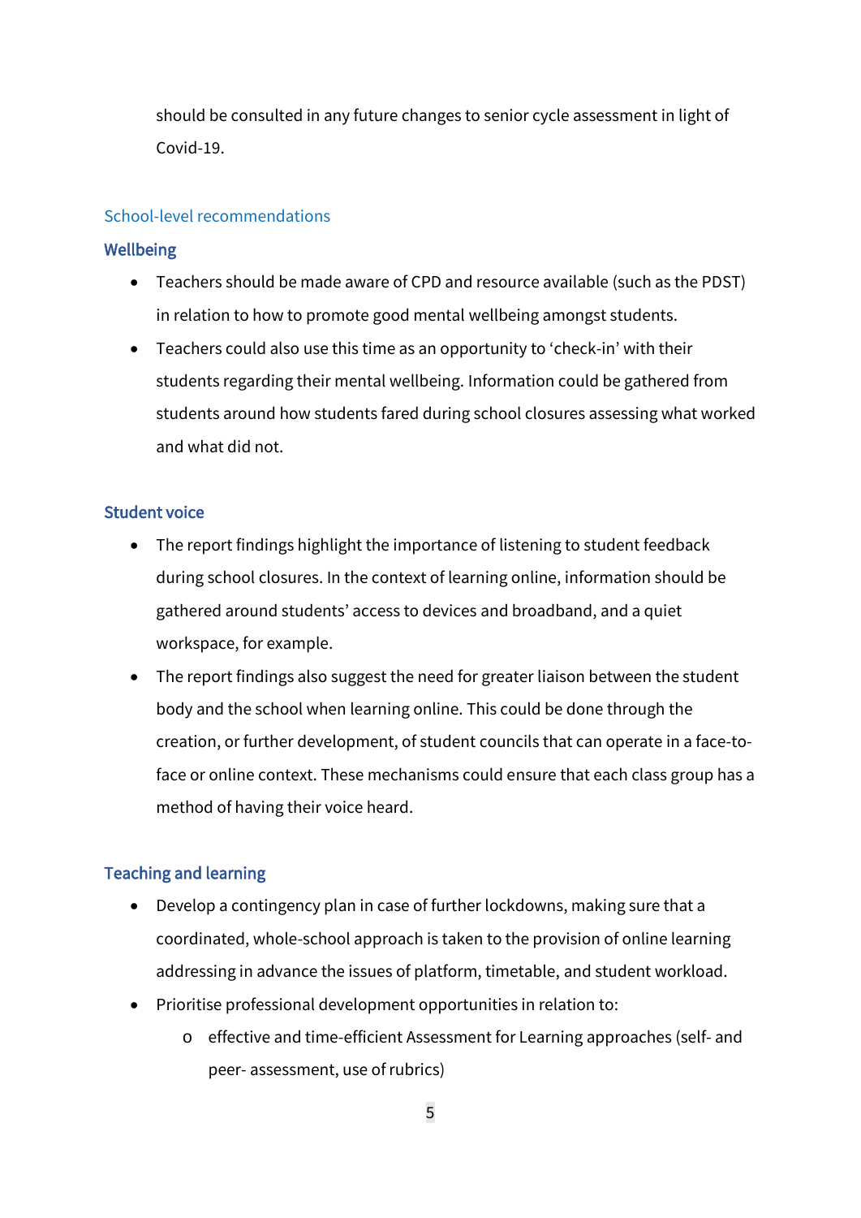should be consulted in any future changes to senior cycle assessment in light of Covid-19.

## School-level recommendations

### Wellbeing

- Teachers should be made aware of CPD and resource available (such as the PDST) in relation to how to promote good mental wellbeing amongst students.
- Teachers could also use this time as an opportunity to 'check-in' with their students regarding their mental wellbeing. Information could be gathered from students around how students fared during school closures assessing what worked and what did not.

### Student voice

- The report findings highlight the importance of listening to student feedback during school closures. In the context of learning online, information should be gathered around students' access to devices and broadband, and a quiet workspace, for example.
- The report findings also suggest the need for greater liaison between the student body and the school when learning online. This could be done through the creation, or further development, of student councils that can operate in a face-to-face or online context. These mechanisms could ensure that each class group has a method of having their voice heard.

### Teaching and learning

- Develop a contingency plan in case of further lockdowns, making sure that a coordinated, whole-school approach is taken to the provision of online learning addressing in advance the issues of platform, timetable, and student workload.
- Prioritise professional development opportunities in relation to:
  - effective and time-efficient Assessment for Learning approaches (self- and peer- assessment, use of rubrics)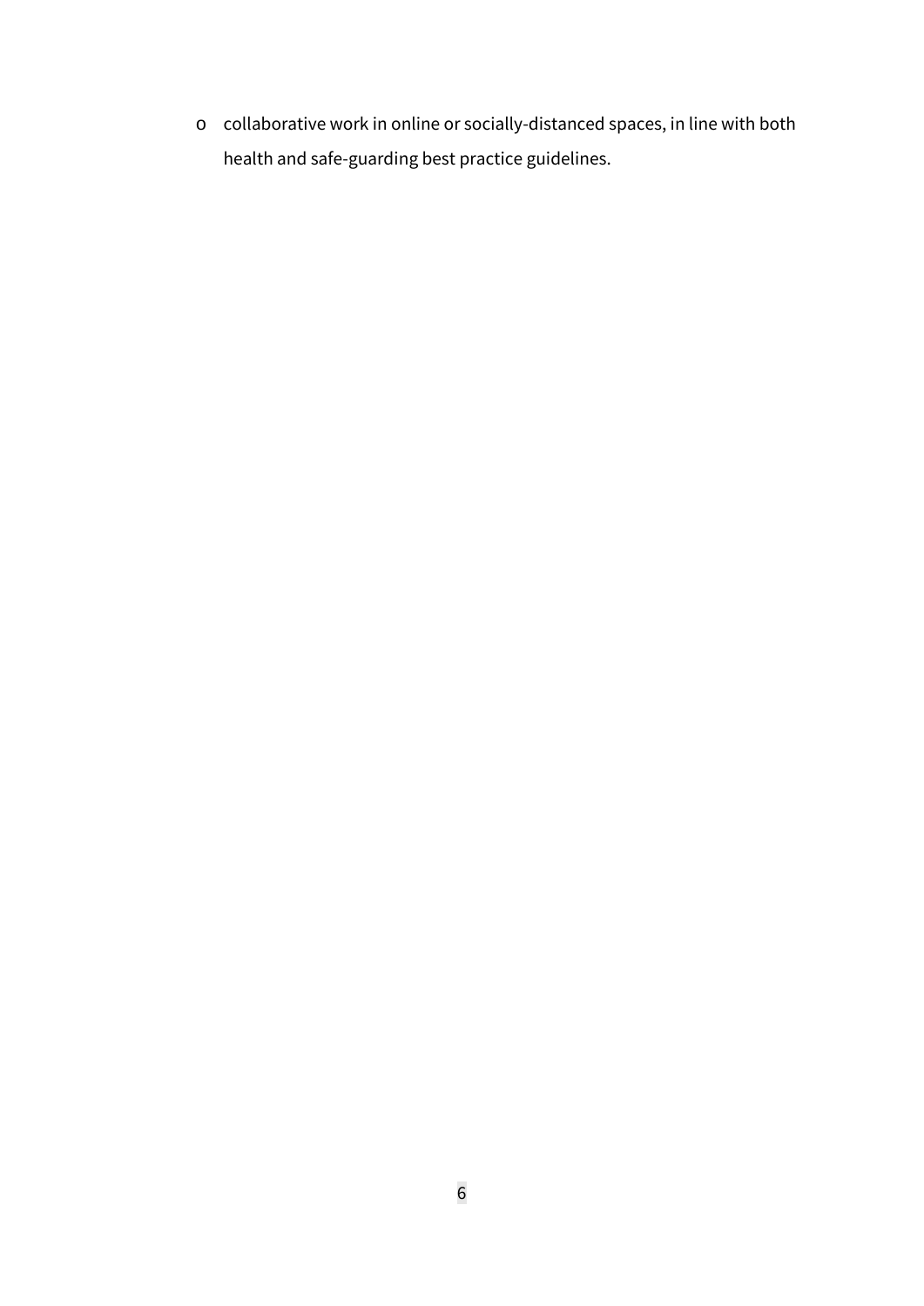- collaborative work in online or socially-distanced spaces, in line with both health and safe-guarding best practice guidelines.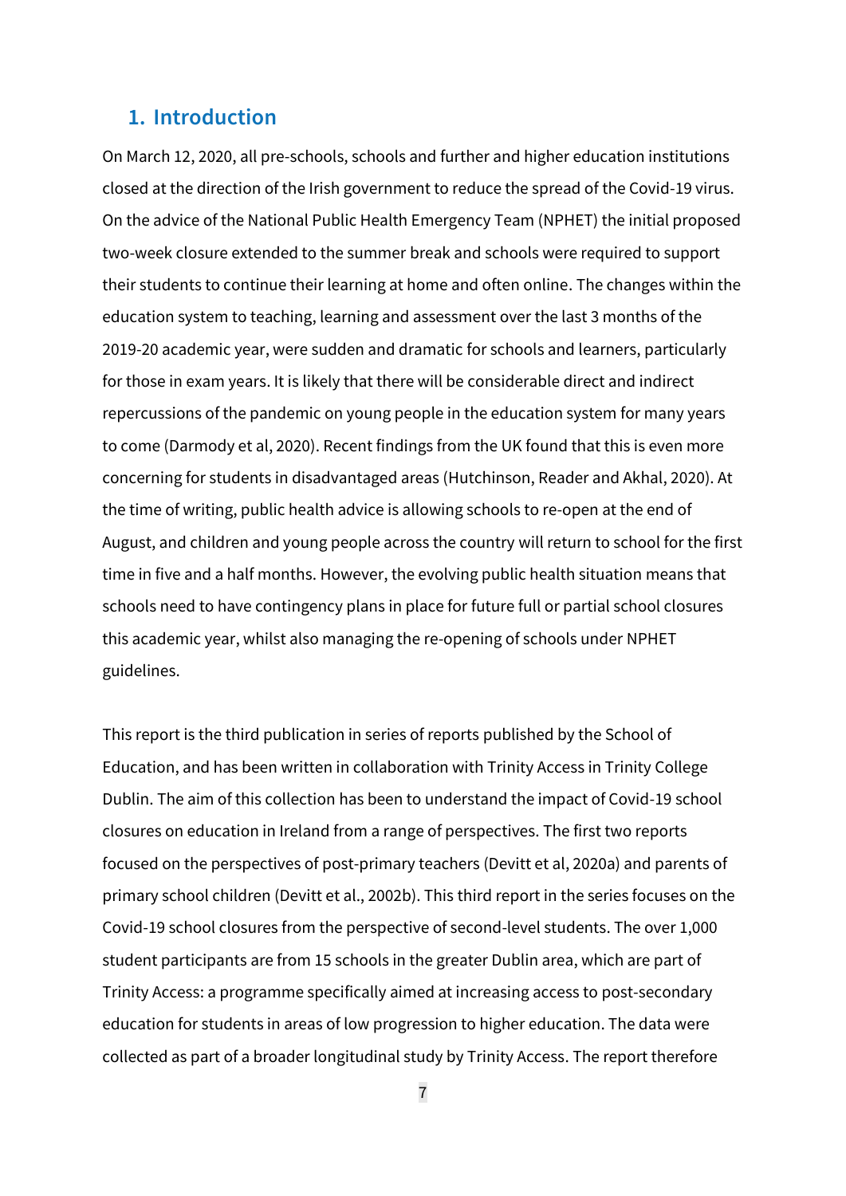# 1. Introduction

On March 12, 2020, all pre-schools, schools and further and higher education institutions closed at the direction of the Irish government to reduce the spread of the Covid-19 virus. On the advice of the National Public Health Emergency Team (NPHET) the initial proposed two-week closure extended to the summer break and schools were required to support their students to continue their learning at home and often online. The changes within the education system to teaching, learning and assessment over the last 3 months of the 2019-20 academic year, were sudden and dramatic for schools and learners, particularly for those in exam years. It is likely that there will be considerable direct and indirect repercussions of the pandemic on young people in the education system for many years to come (Darmody et al, 2020). Recent findings from the UK found that this is even more concerning for students in disadvantaged areas (Hutchinson, Reader and Akhal, 2020). At the time of writing, public health advice is allowing schools to re-open at the end of August, and children and young people across the country will return to school for the first time in five and a half months. However, the evolving public health situation means that schools need to have contingency plans in place for future full or partial school closures this academic year, whilst also managing the re-opening of schools under NPHET guidelines.

This report is the third publication in series of reports published by the School of Education, and has been written in collaboration with Trinity Access in Trinity College Dublin. The aim of this collection has been to understand the impact of Covid-19 school closures on education in Ireland from a range of perspectives. The first two reports focused on the perspectives of post-primary teachers (Devitt et al, 2020a) and parents of primary school children (Devitt et al., 2002b). This third report in the series focuses on the Covid-19 school closures from the perspective of second-level students. The over 1,000 student participants are from 15 schools in the greater Dublin area, which are part of Trinity Access: a programme specifically aimed at increasing access to post-secondary education for students in areas of low progression to higher education. The data were collected as part of a broader longitudinal study by Trinity Access. The report therefore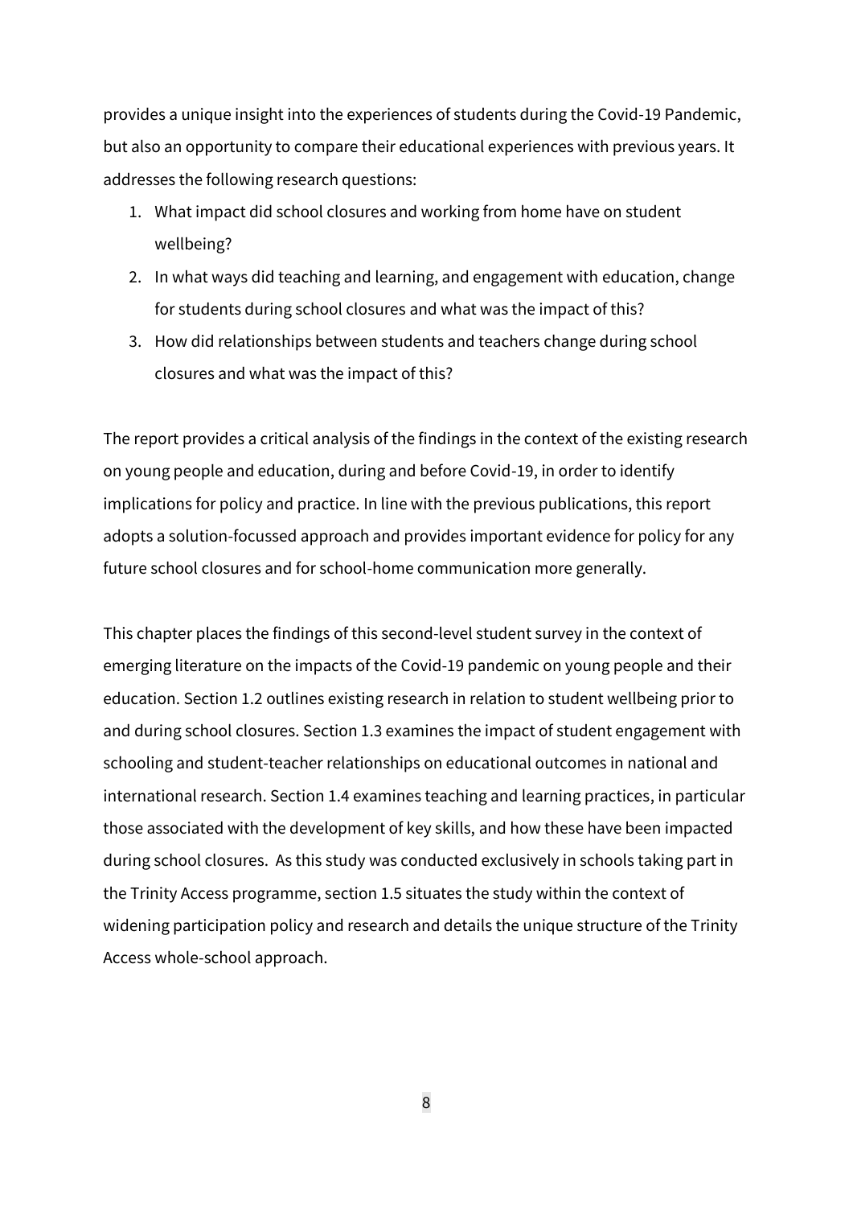provides a unique insight into the experiences of students during the Covid-19 Pandemic, but also an opportunity to compare their educational experiences with previous years. It addresses the following research questions:

1. What impact did school closures and working from home have on student wellbeing?
2. In what ways did teaching and learning, and engagement with education, change for students during school closures and what was the impact of this?
3. How did relationships between students and teachers change during school closures and what was the impact of this?

The report provides a critical analysis of the findings in the context of the existing research on young people and education, during and before Covid-19, in order to identify implications for policy and practice. In line with the previous publications, this report adopts a solution-focussed approach and provides important evidence for policy for any future school closures and for school-home communication more generally.

This chapter places the findings of this second-level student survey in the context of emerging literature on the impacts of the Covid-19 pandemic on young people and their education. Section 1.2 outlines existing research in relation to student wellbeing prior to and during school closures. Section 1.3 examines the impact of student engagement with schooling and student-teacher relationships on educational outcomes in national and international research. Section 1.4 examines teaching and learning practices, in particular those associated with the development of key skills, and how these have been impacted during school closures. As this study was conducted exclusively in schools taking part in the Trinity Access programme, section 1.5 situates the study within the context of widening participation policy and research and details the unique structure of the Trinity Access whole-school approach.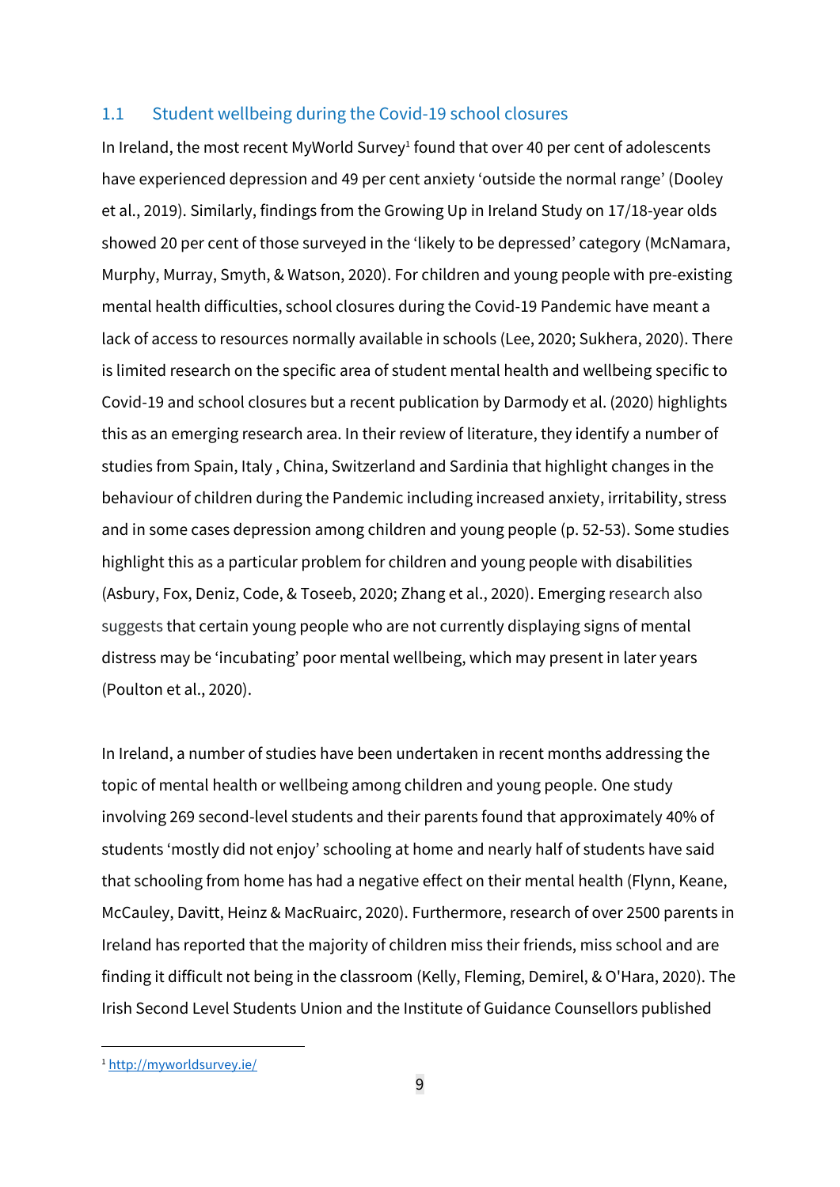## 1.1 Student wellbeing during the Covid-19 school closures

In Ireland, the most recent MyWorld Survey[1] found that over 40 per cent of adolescents have experienced depression and 49 per cent anxiety 'outside the normal range' (Dooley et al., 2019). Similarly, findings from the Growing Up in Ireland Study on 17/18-year olds showed 20 per cent of those surveyed in the 'likely to be depressed' category (McNamara, Murphy, Murray, Smyth, & Watson, 2020). For children and young people with pre-existing mental health difficulties, school closures during the Covid-19 Pandemic have meant a lack of access to resources normally available in schools (Lee, 2020; Sukhera, 2020). There is limited research on the specific area of student mental health and wellbeing specific to Covid-19 and school closures but a recent publication by Darmody et al. (2020) highlights this as an emerging research area. In their review of literature, they identify a number of studies from Spain, Italy , China, Switzerland and Sardinia that highlight changes in the behaviour of children during the Pandemic including increased anxiety, irritability, stress and in some cases depression among children and young people (p. 52-53). Some studies highlight this as a particular problem for children and young people with disabilities (Asbury, Fox, Deniz, Code, & Toseeb, 2020; Zhang et al., 2020). Emerging research also suggests that certain young people who are not currently displaying signs of mental distress may be 'incubating' poor mental wellbeing, which may present in later years (Poulton et al., 2020).

In Ireland, a number of studies have been undertaken in recent months addressing the topic of mental health or wellbeing among children and young people. One study involving 269 second-level students and their parents found that approximately 40% of students 'mostly did not enjoy' schooling at home and nearly half of students have said that schooling from home has had a negative effect on their mental health (Flynn, Keane, McCauley, Davitt, Heinz & MacRuairc, 2020). Furthermore, research of over 2500 parents in Ireland has reported that the majority of children miss their friends, miss school and are finding it difficult not being in the classroom (Kelly, Fleming, Demirel, & O'Hara, 2020). The Irish Second Level Students Union and the Institute of Guidance Counsellors published

[1] http://myworldsurvey.ie/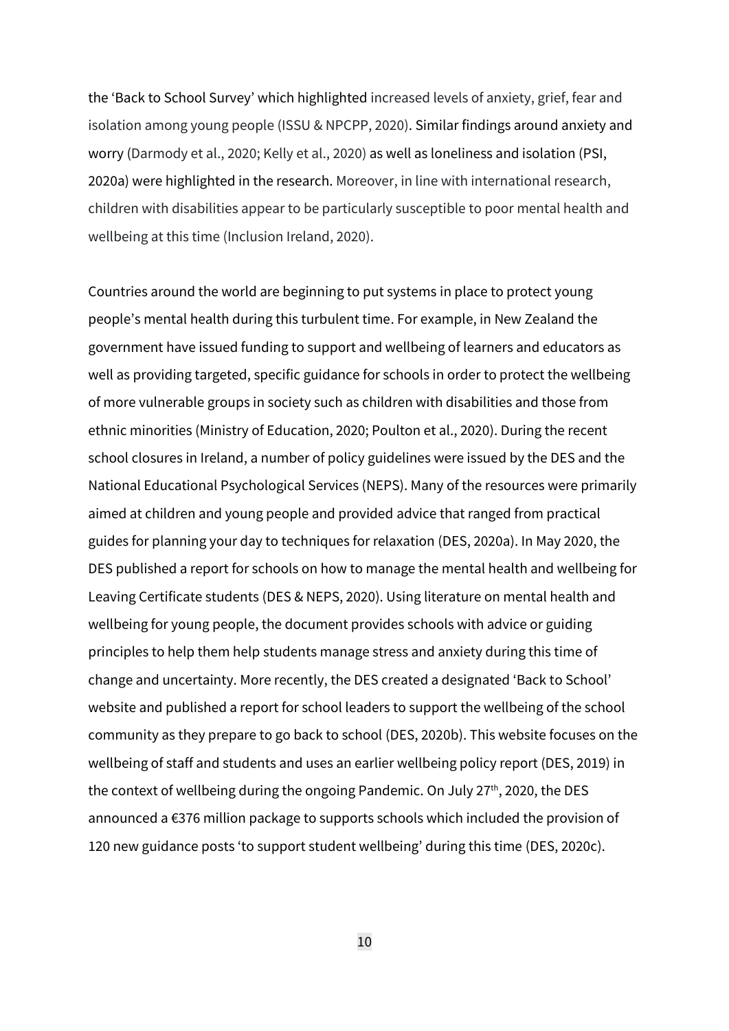the 'Back to School Survey' which highlighted increased levels of anxiety, grief, fear and isolation among young people (ISSU & NPCPP, 2020). Similar findings around anxiety and worry (Darmody et al., 2020; Kelly et al., 2020) as well as loneliness and isolation (PSI, 2020a) were highlighted in the research. Moreover, in line with international research, children with disabilities appear to be particularly susceptible to poor mental health and wellbeing at this time (Inclusion Ireland, 2020).

Countries around the world are beginning to put systems in place to protect young people's mental health during this turbulent time. For example, in New Zealand the government have issued funding to support and wellbeing of learners and educators as well as providing targeted, specific guidance for schools in order to protect the wellbeing of more vulnerable groups in society such as children with disabilities and those from ethnic minorities (Ministry of Education, 2020; Poulton et al., 2020). During the recent school closures in Ireland, a number of policy guidelines were issued by the DES and the National Educational Psychological Services (NEPS). Many of the resources were primarily aimed at children and young people and provided advice that ranged from practical guides for planning your day to techniques for relaxation (DES, 2020a). In May 2020, the DES published a report for schools on how to manage the mental health and wellbeing for Leaving Certificate students (DES & NEPS, 2020). Using literature on mental health and wellbeing for young people, the document provides schools with advice or guiding principles to help them help students manage stress and anxiety during this time of change and uncertainty. More recently, the DES created a designated 'Back to School' website and published a report for school leaders to support the wellbeing of the school community as they prepare to go back to school (DES, 2020b). This website focuses on the wellbeing of staff and students and uses an earlier wellbeing policy report (DES, 2019) in the context of wellbeing during the ongoing Pandemic. On July 27th, 2020, the DES announced a €376 million package to supports schools which included the provision of 120 new guidance posts 'to support student wellbeing' during this time (DES, 2020c).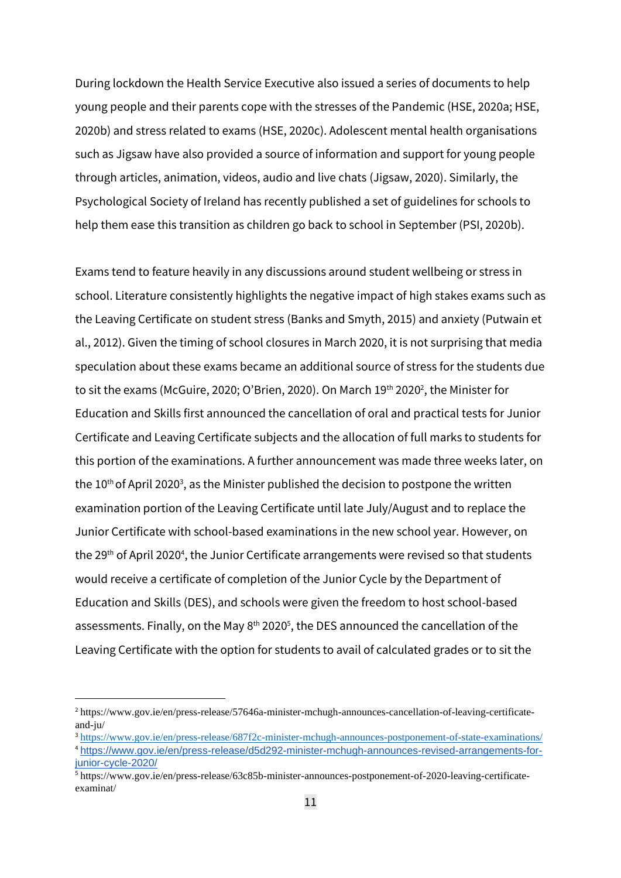During lockdown the Health Service Executive also issued a series of documents to help young people and their parents cope with the stresses of the Pandemic (HSE, 2020a; HSE, 2020b) and stress related to exams (HSE, 2020c). Adolescent mental health organisations such as Jigsaw have also provided a source of information and support for young people through articles, animation, videos, audio and live chats (Jigsaw, 2020). Similarly, the Psychological Society of Ireland has recently published a set of guidelines for schools to help them ease this transition as children go back to school in September (PSI, 2020b).

Exams tend to feature heavily in any discussions around student wellbeing or stress in school. Literature consistently highlights the negative impact of high stakes exams such as the Leaving Certificate on student stress (Banks and Smyth, 2015) and anxiety (Putwain et al., 2012). Given the timing of school closures in March 2020, it is not surprising that media speculation about these exams became an additional source of stress for the students due to sit the exams (McGuire, 2020; O'Brien, 2020). On March 19th 2020[2], the Minister for Education and Skills first announced the cancellation of oral and practical tests for Junior Certificate and Leaving Certificate subjects and the allocation of full marks to students for this portion of the examinations. A further announcement was made three weeks later, on the 10th of April 2020[3], as the Minister published the decision to postpone the written examination portion of the Leaving Certificate until late July/August and to replace the Junior Certificate with school-based examinations in the new school year. However, on the 29th of April 2020[4], the Junior Certificate arrangements were revised so that students would receive a certificate of completion of the Junior Cycle by the Department of Education and Skills (DES), and schools were given the freedom to host school-based assessments. Finally, on the May 8th 2020[5], the DES announced the cancellation of the Leaving Certificate with the option for students to avail of calculated grades or to sit the

---

[2] https://www.gov.ie/en/press-release/57646a-minister-mchugh-announces-cancellation-of-leaving-certificate-and-ju/

[3] https://www.gov.ie/en/press-release/687f2c-minister-mchugh-announces-postponement-of-state-examinations/

[4] https://www.gov.ie/en/press-release/d5d292-minister-mchugh-announces-revised-arrangements-for-junior-cycle-2020/

[5] https://www.gov.ie/en/press-release/63c85b-minister-announces-postponement-of-2020-leaving-certificate-examinat/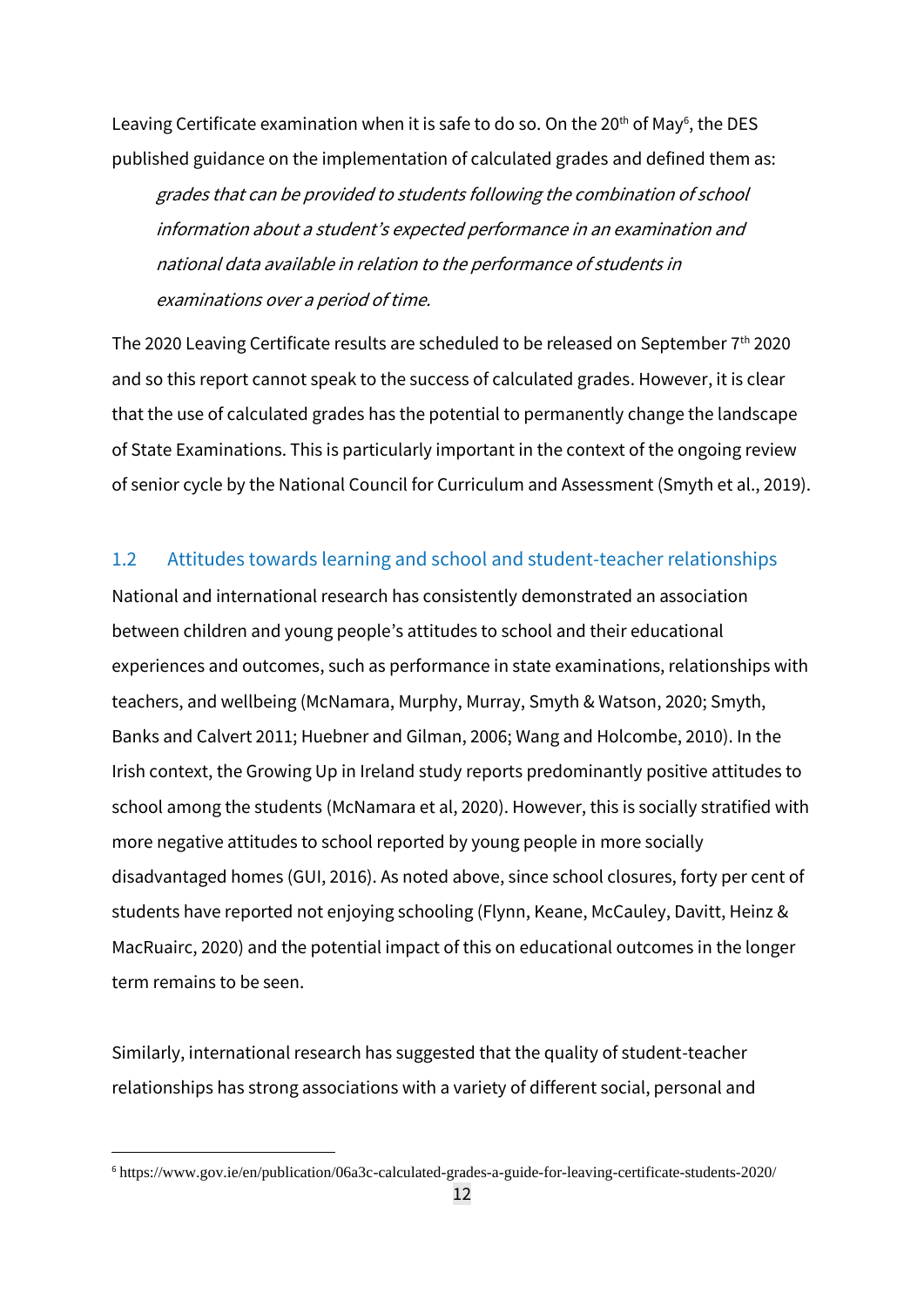Leaving Certificate examination when it is safe to do so. On the 20th of May[6], the DES published guidance on the implementation of calculated grades and defined them as:

> *grades that can be provided to students following the combination of school information about a student's expected performance in an examination and national data available in relation to the performance of students in examinations over a period of time.*

The 2020 Leaving Certificate results are scheduled to be released on September 7th 2020 and so this report cannot speak to the success of calculated grades. However, it is clear that the use of calculated grades has the potential to permanently change the landscape of State Examinations. This is particularly important in the context of the ongoing review of senior cycle by the National Council for Curriculum and Assessment (Smyth et al., 2019).

## 1.2 Attitudes towards learning and school and student-teacher relationships

National and international research has consistently demonstrated an association between children and young people's attitudes to school and their educational experiences and outcomes, such as performance in state examinations, relationships with teachers, and wellbeing (McNamara, Murphy, Murray, Smyth & Watson, 2020; Smyth, Banks and Calvert 2011; Huebner and Gilman, 2006; Wang and Holcombe, 2010). In the Irish context, the Growing Up in Ireland study reports predominantly positive attitudes to school among the students (McNamara et al, 2020). However, this is socially stratified with more negative attitudes to school reported by young people in more socially disadvantaged homes (GUI, 2016). As noted above, since school closures, forty per cent of students have reported not enjoying schooling (Flynn, Keane, McCauley, Davitt, Heinz & MacRuairc, 2020) and the potential impact of this on educational outcomes in the longer term remains to be seen.

Similarly, international research has suggested that the quality of student-teacher relationships has strong associations with a variety of different social, personal and

[6] https://www.gov.ie/en/publication/06a3c-calculated-grades-a-guide-for-leaving-certificate-students-2020/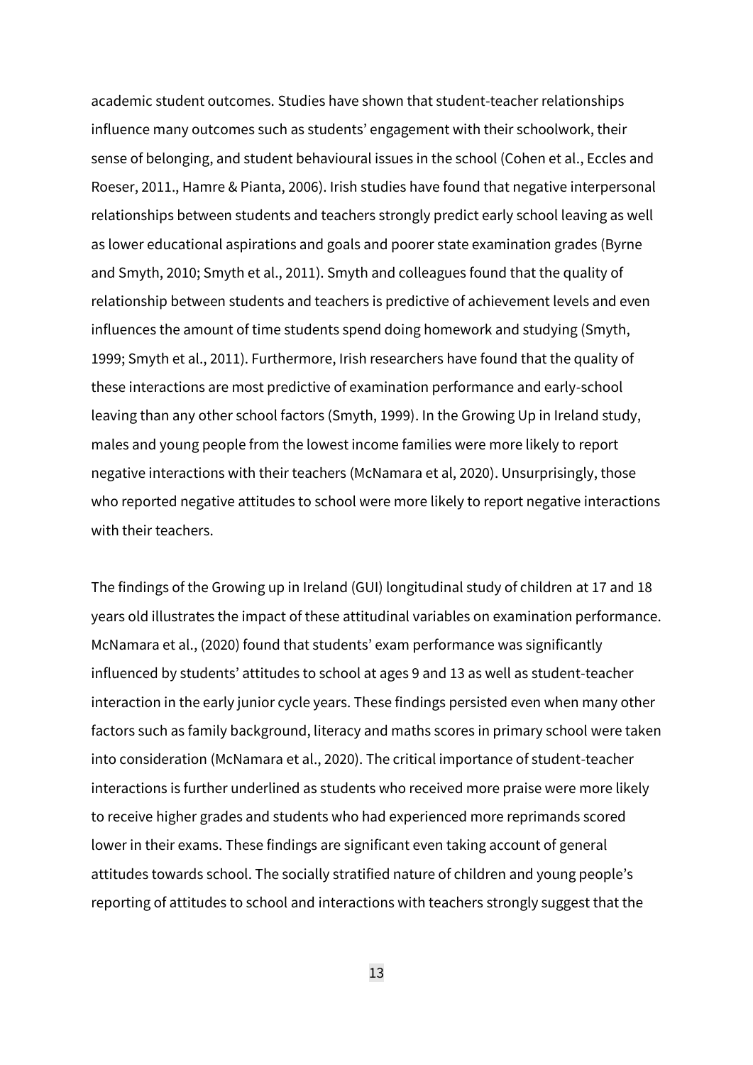academic student outcomes. Studies have shown that student-teacher relationships influence many outcomes such as students' engagement with their schoolwork, their sense of belonging, and student behavioural issues in the school (Cohen et al., Eccles and Roeser, 2011., Hamre & Pianta, 2006). Irish studies have found that negative interpersonal relationships between students and teachers strongly predict early school leaving as well as lower educational aspirations and goals and poorer state examination grades (Byrne and Smyth, 2010; Smyth et al., 2011). Smyth and colleagues found that the quality of relationship between students and teachers is predictive of achievement levels and even influences the amount of time students spend doing homework and studying (Smyth, 1999; Smyth et al., 2011). Furthermore, Irish researchers have found that the quality of these interactions are most predictive of examination performance and early-school leaving than any other school factors (Smyth, 1999). In the Growing Up in Ireland study, males and young people from the lowest income families were more likely to report negative interactions with their teachers (McNamara et al, 2020). Unsurprisingly, those who reported negative attitudes to school were more likely to report negative interactions with their teachers.

The findings of the Growing up in Ireland (GUI) longitudinal study of children at 17 and 18 years old illustrates the impact of these attitudinal variables on examination performance. McNamara et al., (2020) found that students' exam performance was significantly influenced by students' attitudes to school at ages 9 and 13 as well as student-teacher interaction in the early junior cycle years. These findings persisted even when many other factors such as family background, literacy and maths scores in primary school were taken into consideration (McNamara et al., 2020). The critical importance of student-teacher interactions is further underlined as students who received more praise were more likely to receive higher grades and students who had experienced more reprimands scored lower in their exams. These findings are significant even taking account of general attitudes towards school. The socially stratified nature of children and young people's reporting of attitudes to school and interactions with teachers strongly suggest that the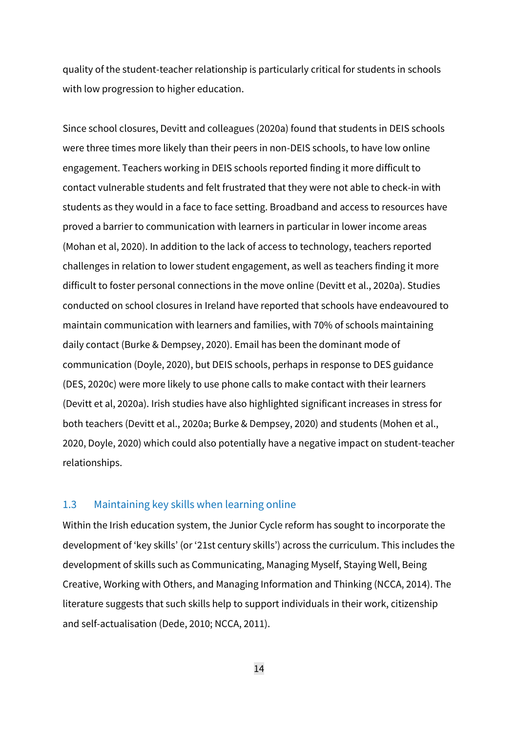quality of the student-teacher relationship is particularly critical for students in schools with low progression to higher education.

Since school closures, Devitt and colleagues (2020a) found that students in DEIS schools were three times more likely than their peers in non-DEIS schools, to have low online engagement. Teachers working in DEIS schools reported finding it more difficult to contact vulnerable students and felt frustrated that they were not able to check-in with students as they would in a face to face setting. Broadband and access to resources have proved a barrier to communication with learners in particular in lower income areas (Mohan et al, 2020). In addition to the lack of access to technology, teachers reported challenges in relation to lower student engagement, as well as teachers finding it more difficult to foster personal connections in the move online (Devitt et al., 2020a). Studies conducted on school closures in Ireland have reported that schools have endeavoured to maintain communication with learners and families, with 70% of schools maintaining daily contact (Burke & Dempsey, 2020). Email has been the dominant mode of communication (Doyle, 2020), but DEIS schools, perhaps in response to DES guidance (DES, 2020c) were more likely to use phone calls to make contact with their learners (Devitt et al, 2020a). Irish studies have also highlighted significant increases in stress for both teachers (Devitt et al., 2020a; Burke & Dempsey, 2020) and students (Mohen et al., 2020, Doyle, 2020) which could also potentially have a negative impact on student-teacher relationships.

## 1.3 Maintaining key skills when learning online

Within the Irish education system, the Junior Cycle reform has sought to incorporate the development of 'key skills' (or '21st century skills') across the curriculum. This includes the development of skills such as Communicating, Managing Myself, Staying Well, Being Creative, Working with Others, and Managing Information and Thinking (NCCA, 2014). The literature suggests that such skills help to support individuals in their work, citizenship and self-actualisation (Dede, 2010; NCCA, 2011).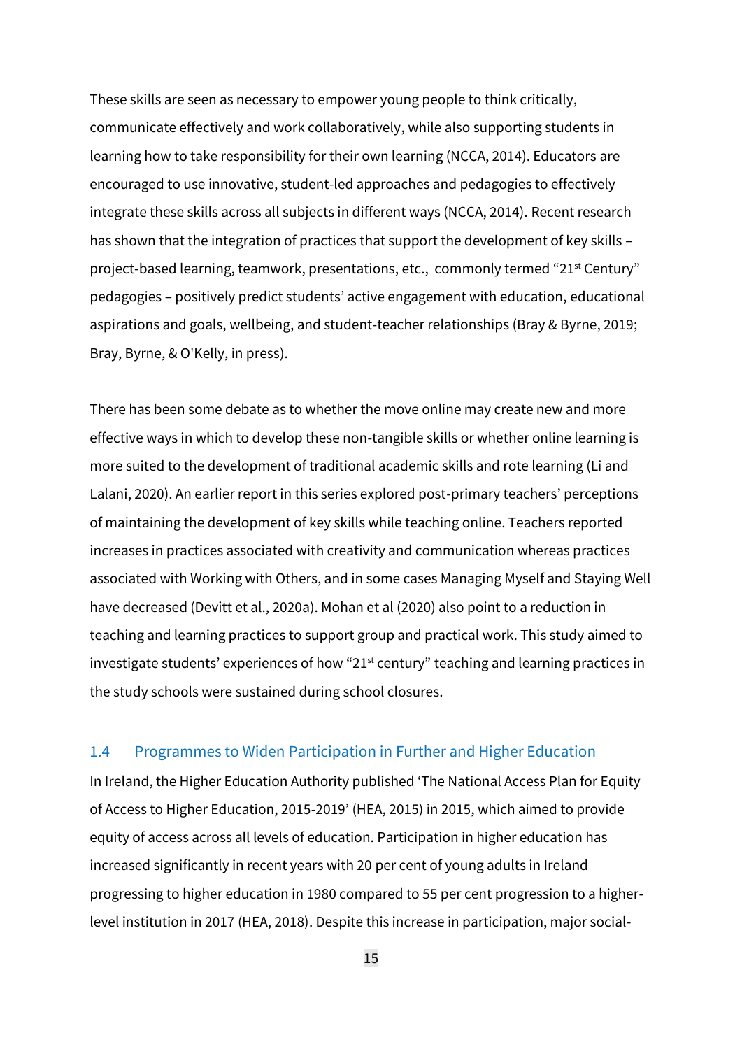These skills are seen as necessary to empower young people to think critically, communicate effectively and work collaboratively, while also supporting students in learning how to take responsibility for their own learning (NCCA, 2014). Educators are encouraged to use innovative, student-led approaches and pedagogies to effectively integrate these skills across all subjects in different ways (NCCA, 2014). Recent research has shown that the integration of practices that support the development of key skills – project-based learning, teamwork, presentations, etc., commonly termed "21st Century" pedagogies – positively predict students' active engagement with education, educational aspirations and goals, wellbeing, and student-teacher relationships (Bray & Byrne, 2019; Bray, Byrne, & O'Kelly, in press).

There has been some debate as to whether the move online may create new and more effective ways in which to develop these non-tangible skills or whether online learning is more suited to the development of traditional academic skills and rote learning (Li and Lalani, 2020). An earlier report in this series explored post-primary teachers' perceptions of maintaining the development of key skills while teaching online. Teachers reported increases in practices associated with creativity and communication whereas practices associated with Working with Others, and in some cases Managing Myself and Staying Well have decreased (Devitt et al., 2020a). Mohan et al (2020) also point to a reduction in teaching and learning practices to support group and practical work. This study aimed to investigate students' experiences of how "21st century" teaching and learning practices in the study schools were sustained during school closures.

## 1.4 Programmes to Widen Participation in Further and Higher Education

In Ireland, the Higher Education Authority published 'The National Access Plan for Equity of Access to Higher Education, 2015-2019' (HEA, 2015) in 2015, which aimed to provide equity of access across all levels of education. Participation in higher education has increased significantly in recent years with 20 per cent of young adults in Ireland progressing to higher education in 1980 compared to 55 per cent progression to a higher-level institution in 2017 (HEA, 2018). Despite this increase in participation, major social-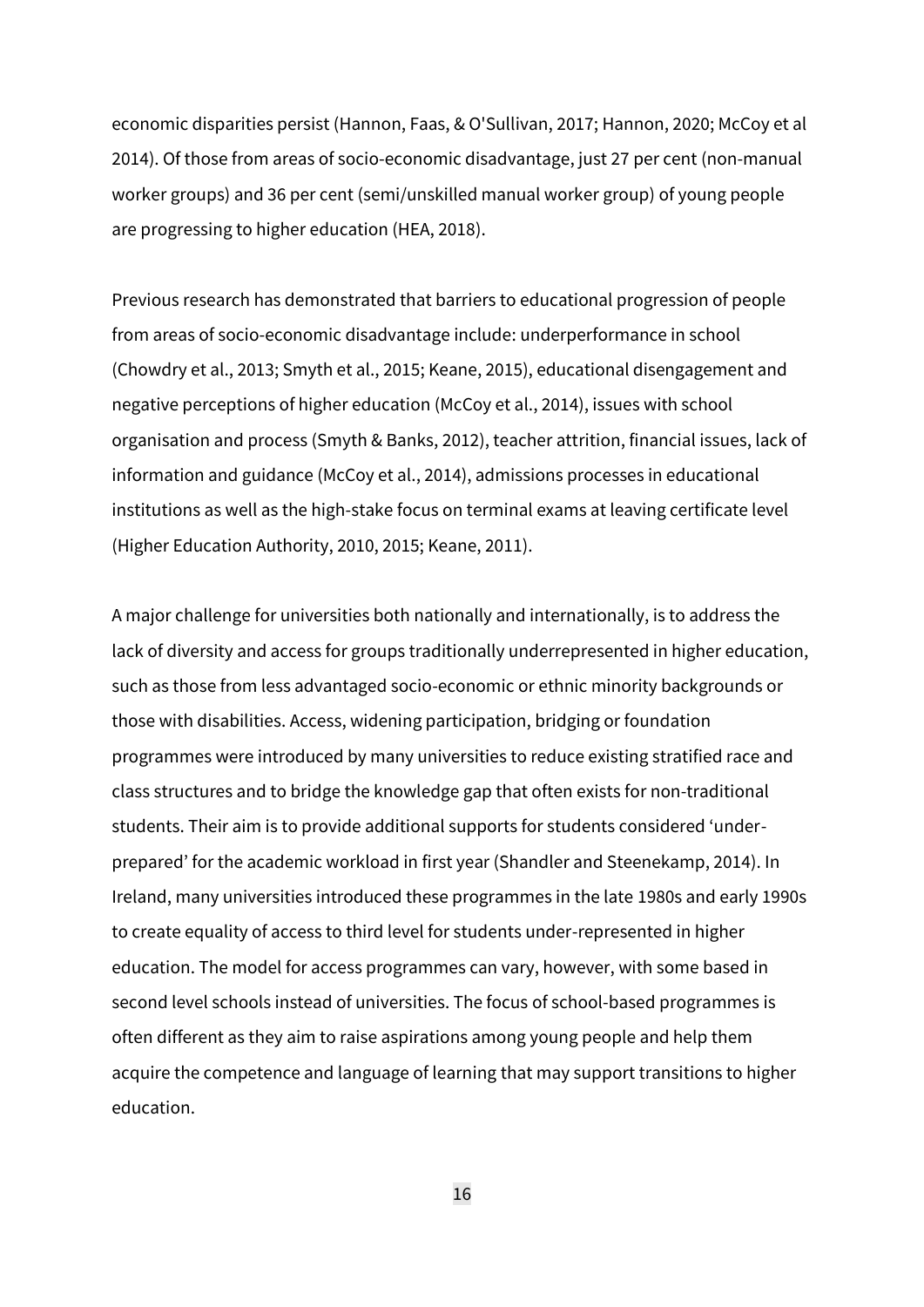economic disparities persist (Hannon, Faas, & O'Sullivan, 2017; Hannon, 2020; McCoy et al 2014). Of those from areas of socio-economic disadvantage, just 27 per cent (non-manual worker groups) and 36 per cent (semi/unskilled manual worker group) of young people are progressing to higher education (HEA, 2018).

Previous research has demonstrated that barriers to educational progression of people from areas of socio-economic disadvantage include: underperformance in school (Chowdry et al., 2013; Smyth et al., 2015; Keane, 2015), educational disengagement and negative perceptions of higher education (McCoy et al., 2014), issues with school organisation and process (Smyth & Banks, 2012), teacher attrition, financial issues, lack of information and guidance (McCoy et al., 2014), admissions processes in educational institutions as well as the high-stake focus on terminal exams at leaving certificate level (Higher Education Authority, 2010, 2015; Keane, 2011).

A major challenge for universities both nationally and internationally, is to address the lack of diversity and access for groups traditionally underrepresented in higher education, such as those from less advantaged socio-economic or ethnic minority backgrounds or those with disabilities. Access, widening participation, bridging or foundation programmes were introduced by many universities to reduce existing stratified race and class structures and to bridge the knowledge gap that often exists for non-traditional students. Their aim is to provide additional supports for students considered 'under-prepared' for the academic workload in first year (Shandler and Steenekamp, 2014). In Ireland, many universities introduced these programmes in the late 1980s and early 1990s to create equality of access to third level for students under-represented in higher education. The model for access programmes can vary, however, with some based in second level schools instead of universities. The focus of school-based programmes is often different as they aim to raise aspirations among young people and help them acquire the competence and language of learning that may support transitions to higher education.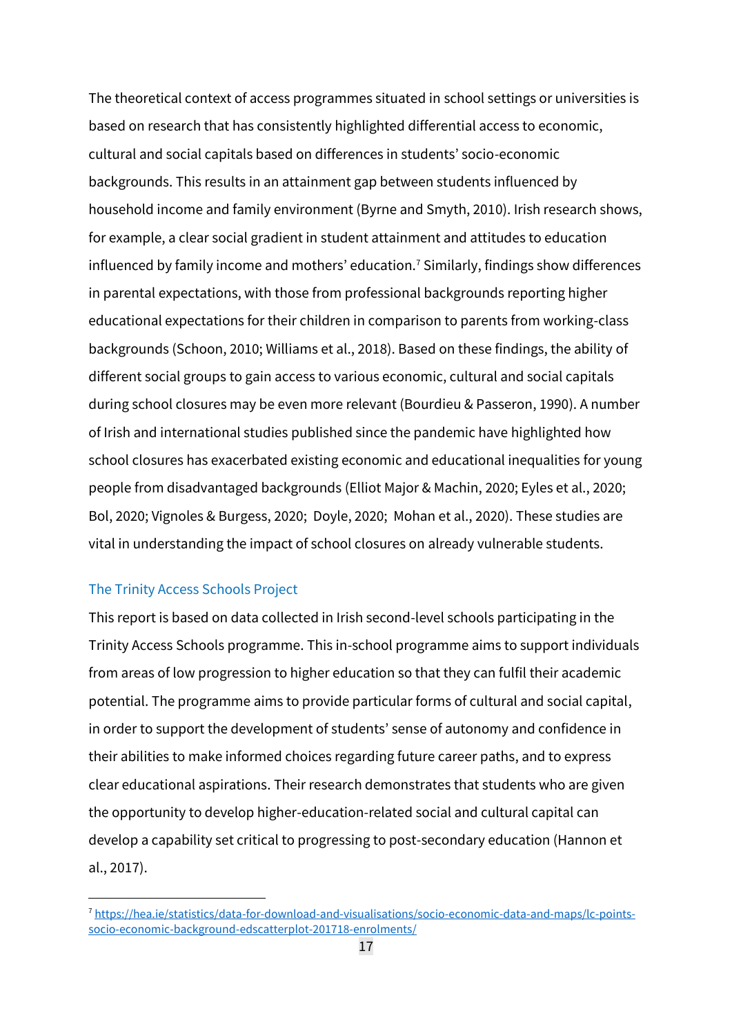The theoretical context of access programmes situated in school settings or universities is based on research that has consistently highlighted differential access to economic, cultural and social capitals based on differences in students' socio-economic backgrounds. This results in an attainment gap between students influenced by household income and family environment (Byrne and Smyth, 2010). Irish research shows, for example, a clear social gradient in student attainment and attitudes to education influenced by family income and mothers' education.[7] Similarly, findings show differences in parental expectations, with those from professional backgrounds reporting higher educational expectations for their children in comparison to parents from working-class backgrounds (Schoon, 2010; Williams et al., 2018). Based on these findings, the ability of different social groups to gain access to various economic, cultural and social capitals during school closures may be even more relevant (Bourdieu & Passeron, 1990). A number of Irish and international studies published since the pandemic have highlighted how school closures has exacerbated existing economic and educational inequalities for young people from disadvantaged backgrounds (Elliot Major & Machin, 2020; Eyles et al., 2020; Bol, 2020; Vignoles & Burgess, 2020; Doyle, 2020; Mohan et al., 2020). These studies are vital in understanding the impact of school closures on already vulnerable students.

## The Trinity Access Schools Project

This report is based on data collected in Irish second-level schools participating in the Trinity Access Schools programme. This in-school programme aims to support individuals from areas of low progression to higher education so that they can fulfil their academic potential. The programme aims to provide particular forms of cultural and social capital, in order to support the development of students' sense of autonomy and confidence in their abilities to make informed choices regarding future career paths, and to express clear educational aspirations. Their research demonstrates that students who are given the opportunity to develop higher-education-related social and cultural capital can develop a capability set critical to progressing to post-secondary education (Hannon et al., 2017).

[7] https://hea.ie/statistics/data-for-download-and-visualisations/socio-economic-data-and-maps/lc-points-socio-economic-background-edscatterplot-201718-enrolments/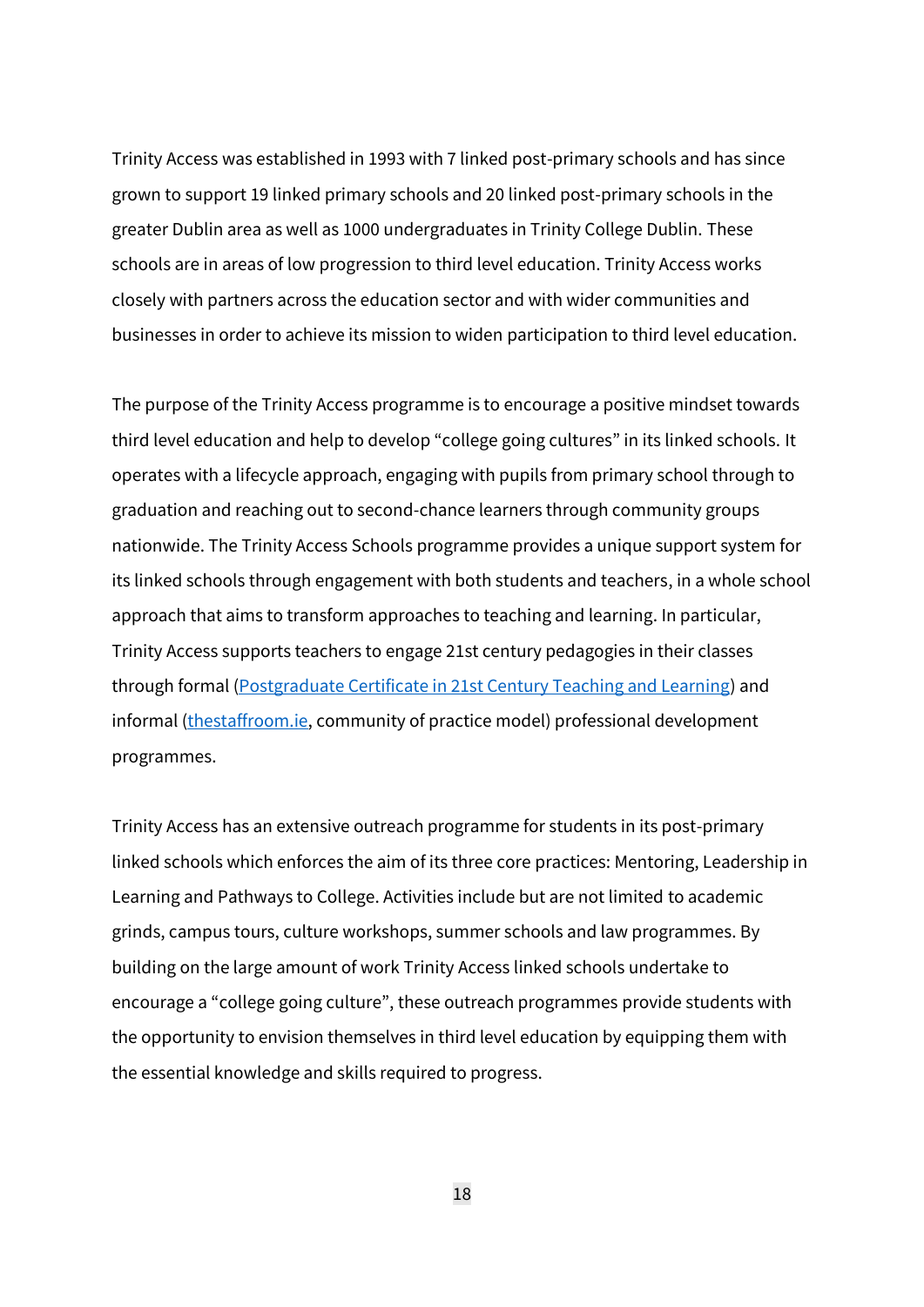Trinity Access was established in 1993 with 7 linked post-primary schools and has since grown to support 19 linked primary schools and 20 linked post-primary schools in the greater Dublin area as well as 1000 undergraduates in Trinity College Dublin. These schools are in areas of low progression to third level education. Trinity Access works closely with partners across the education sector and with wider communities and businesses in order to achieve its mission to widen participation to third level education.

The purpose of the Trinity Access programme is to encourage a positive mindset towards third level education and help to develop "college going cultures" in its linked schools. It operates with a lifecycle approach, engaging with pupils from primary school through to graduation and reaching out to second-chance learners through community groups nationwide. The Trinity Access Schools programme provides a unique support system for its linked schools through engagement with both students and teachers, in a whole school approach that aims to transform approaches to teaching and learning. In particular, Trinity Access supports teachers to engage 21st century pedagogies in their classes through formal (Postgraduate Certificate in 21st Century Teaching and Learning) and informal (thestaffroom.ie, community of practice model) professional development programmes.

Trinity Access has an extensive outreach programme for students in its post-primary linked schools which enforces the aim of its three core practices: Mentoring, Leadership in Learning and Pathways to College. Activities include but are not limited to academic grinds, campus tours, culture workshops, summer schools and law programmes. By building on the large amount of work Trinity Access linked schools undertake to encourage a "college going culture", these outreach programmes provide students with the opportunity to envision themselves in third level education by equipping them with the essential knowledge and skills required to progress.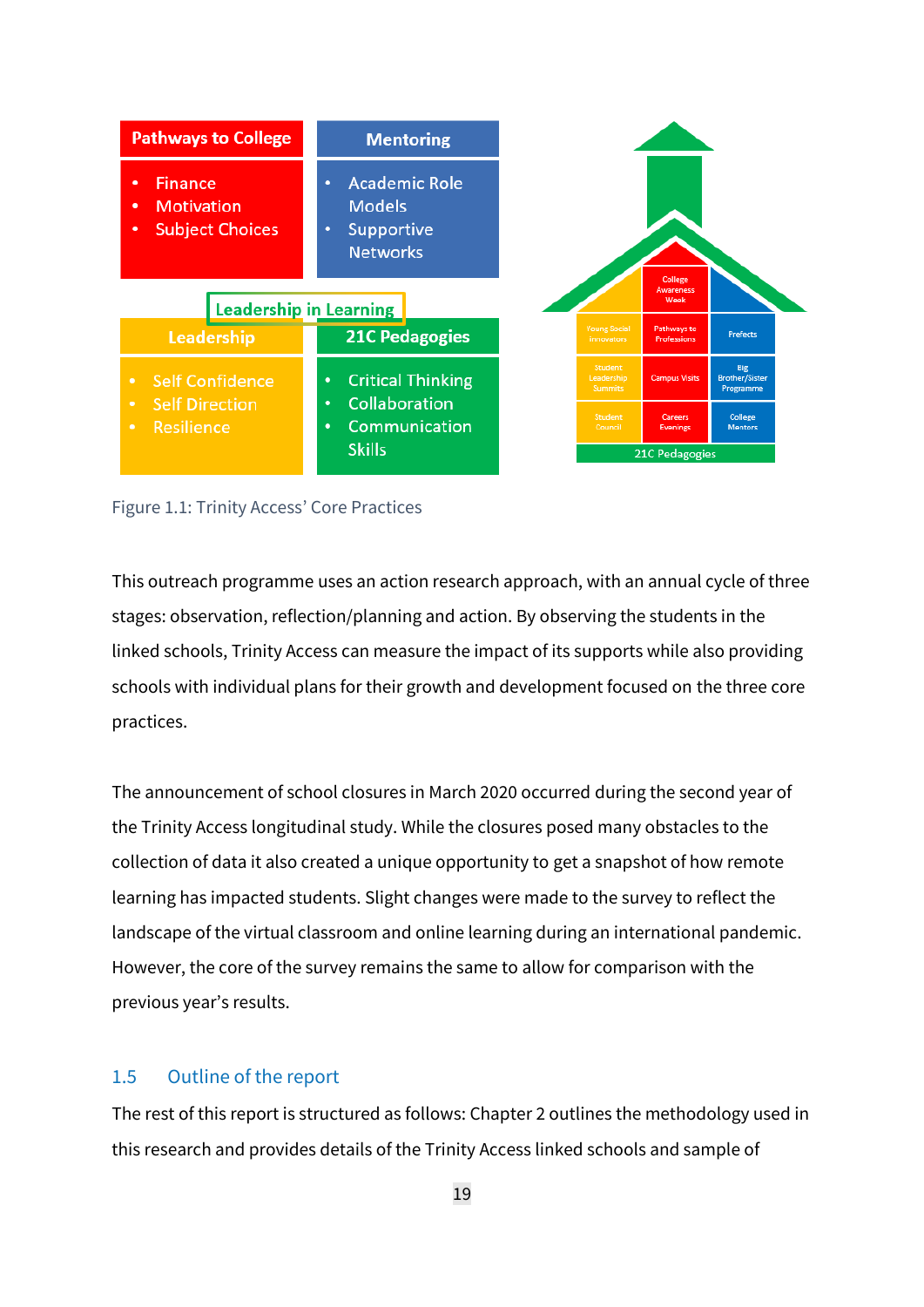| Pathways to College | Mentoring |
|---|---|
| • Finance<br>• Motivation<br>• Subject Choices | • Academic Role Models<br>• Supportive Networks |

**Leadership in Learning**

| Leadership | 21C Pedagogies |
|---|---|
| • Self Confidence<br>• Self Direction<br>• Resilience | • Critical Thinking<br>• Collaboration<br>• Communication Skills |

| | College Awareness Week | |
|---|---|---|
| Young Social Innovators | Pathways to Professions | Prefects |
| Student Leadership Summits | Campus Visits | Big Brother/Sister Programme |
| Student Council | Careers Evenings | College Mentors |
| 21C Pedagogies | | |

Figure 1.1: Trinity Access' Core Practices

This outreach programme uses an action research approach, with an annual cycle of three stages: observation, reflection/planning and action. By observing the students in the linked schools, Trinity Access can measure the impact of its supports while also providing schools with individual plans for their growth and development focused on the three core practices.

The announcement of school closures in March 2020 occurred during the second year of the Trinity Access longitudinal study. While the closures posed many obstacles to the collection of data it also created a unique opportunity to get a snapshot of how remote learning has impacted students. Slight changes were made to the survey to reflect the landscape of the virtual classroom and online learning during an international pandemic. However, the core of the survey remains the same to allow for comparison with the previous year's results.

## 1.5 Outline of the report

The rest of this report is structured as follows: Chapter 2 outlines the methodology used in this research and provides details of the Trinity Access linked schools and sample of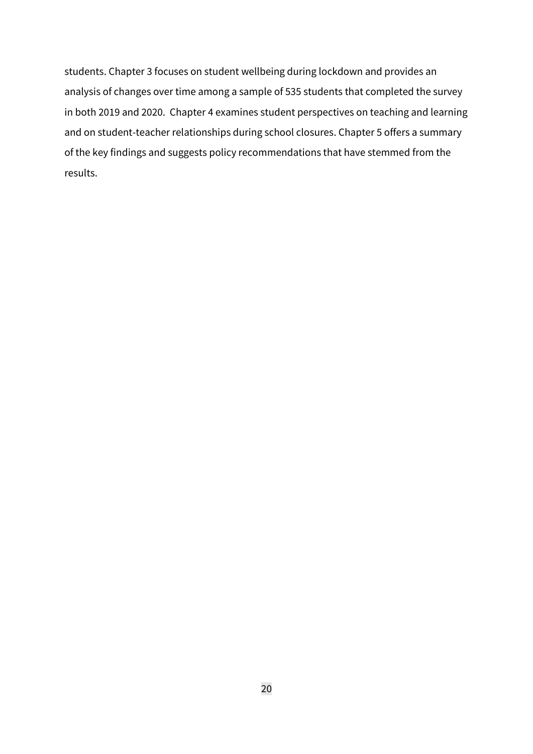students. Chapter 3 focuses on student wellbeing during lockdown and provides an analysis of changes over time among a sample of 535 students that completed the survey in both 2019 and 2020. Chapter 4 examines student perspectives on teaching and learning and on student-teacher relationships during school closures. Chapter 5 offers a summary of the key findings and suggests policy recommendations that have stemmed from the results.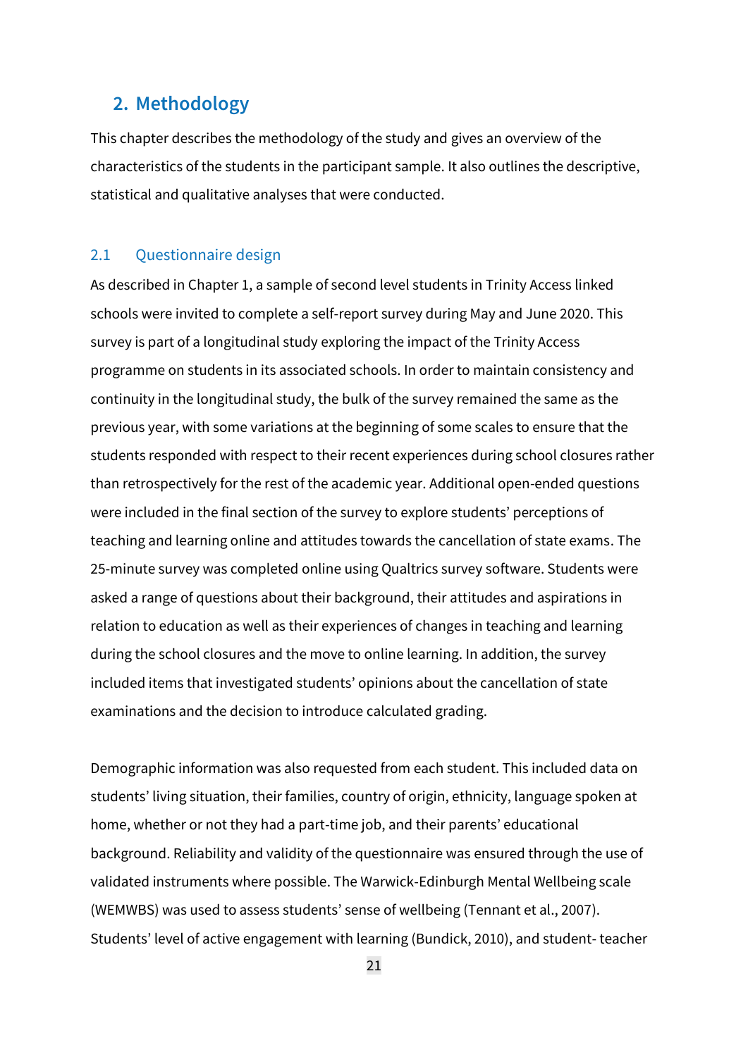## 2. Methodology

This chapter describes the methodology of the study and gives an overview of the characteristics of the students in the participant sample. It also outlines the descriptive, statistical and qualitative analyses that were conducted.

### 2.1 Questionnaire design

As described in Chapter 1, a sample of second level students in Trinity Access linked schools were invited to complete a self-report survey during May and June 2020. This survey is part of a longitudinal study exploring the impact of the Trinity Access programme on students in its associated schools. In order to maintain consistency and continuity in the longitudinal study, the bulk of the survey remained the same as the previous year, with some variations at the beginning of some scales to ensure that the students responded with respect to their recent experiences during school closures rather than retrospectively for the rest of the academic year. Additional open-ended questions were included in the final section of the survey to explore students' perceptions of teaching and learning online and attitudes towards the cancellation of state exams. The 25-minute survey was completed online using Qualtrics survey software. Students were asked a range of questions about their background, their attitudes and aspirations in relation to education as well as their experiences of changes in teaching and learning during the school closures and the move to online learning. In addition, the survey included items that investigated students' opinions about the cancellation of state examinations and the decision to introduce calculated grading.

Demographic information was also requested from each student. This included data on students' living situation, their families, country of origin, ethnicity, language spoken at home, whether or not they had a part-time job, and their parents' educational background. Reliability and validity of the questionnaire was ensured through the use of validated instruments where possible. The Warwick-Edinburgh Mental Wellbeing scale (WEMWBS) was used to assess students' sense of wellbeing (Tennant et al., 2007). Students' level of active engagement with learning (Bundick, 2010), and student- teacher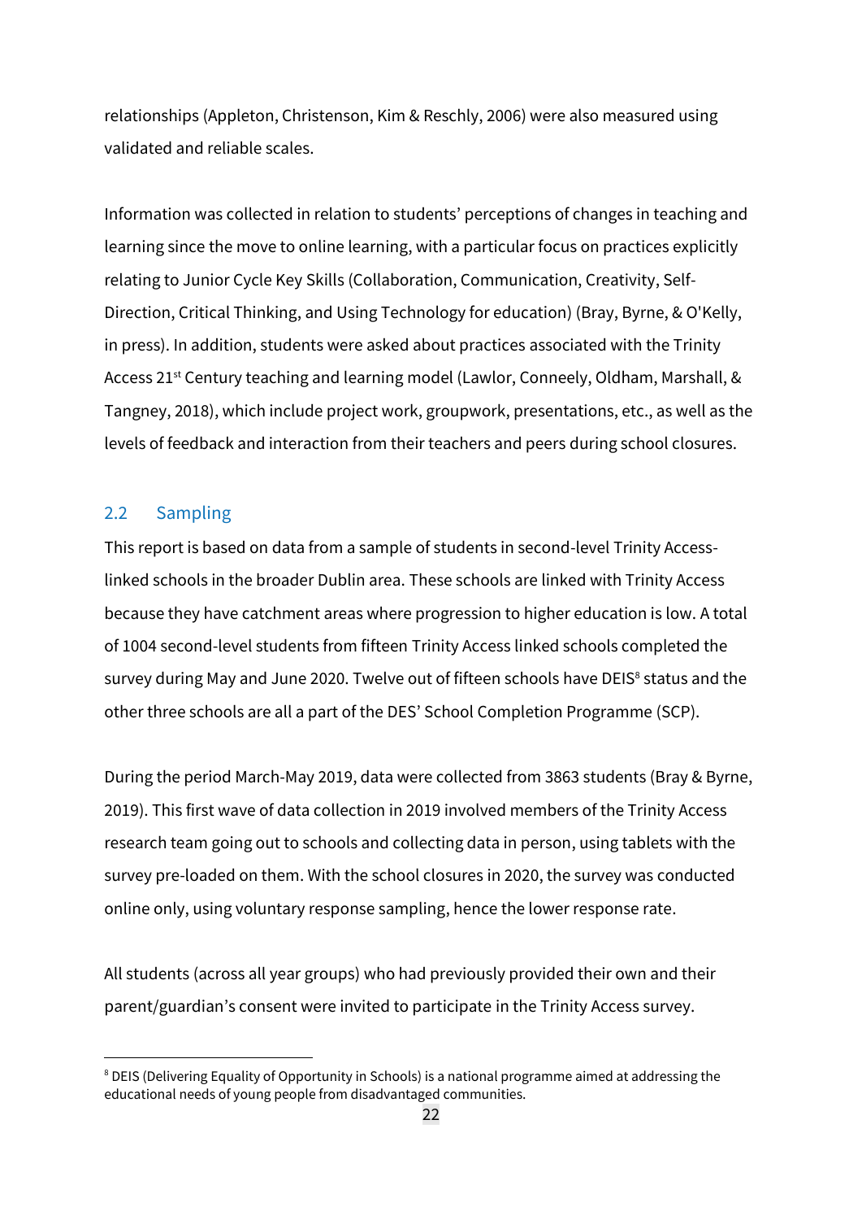relationships (Appleton, Christenson, Kim & Reschly, 2006) were also measured using validated and reliable scales.

Information was collected in relation to students' perceptions of changes in teaching and learning since the move to online learning, with a particular focus on practices explicitly relating to Junior Cycle Key Skills (Collaboration, Communication, Creativity, Self-Direction, Critical Thinking, and Using Technology for education) (Bray, Byrne, & O'Kelly, in press). In addition, students were asked about practices associated with the Trinity Access 21st Century teaching and learning model (Lawlor, Conneely, Oldham, Marshall, & Tangney, 2018), which include project work, groupwork, presentations, etc., as well as the levels of feedback and interaction from their teachers and peers during school closures.

## 2.2 Sampling

This report is based on data from a sample of students in second-level Trinity Access-linked schools in the broader Dublin area. These schools are linked with Trinity Access because they have catchment areas where progression to higher education is low. A total of 1004 second-level students from fifteen Trinity Access linked schools completed the survey during May and June 2020. Twelve out of fifteen schools have DEIS[8] status and the other three schools are all a part of the DES' School Completion Programme (SCP).

During the period March-May 2019, data were collected from 3863 students (Bray & Byrne, 2019). This first wave of data collection in 2019 involved members of the Trinity Access research team going out to schools and collecting data in person, using tablets with the survey pre-loaded on them. With the school closures in 2020, the survey was conducted online only, using voluntary response sampling, hence the lower response rate.

All students (across all year groups) who had previously provided their own and their parent/guardian's consent were invited to participate in the Trinity Access survey.

[8] DEIS (Delivering Equality of Opportunity in Schools) is a national programme aimed at addressing the educational needs of young people from disadvantaged communities.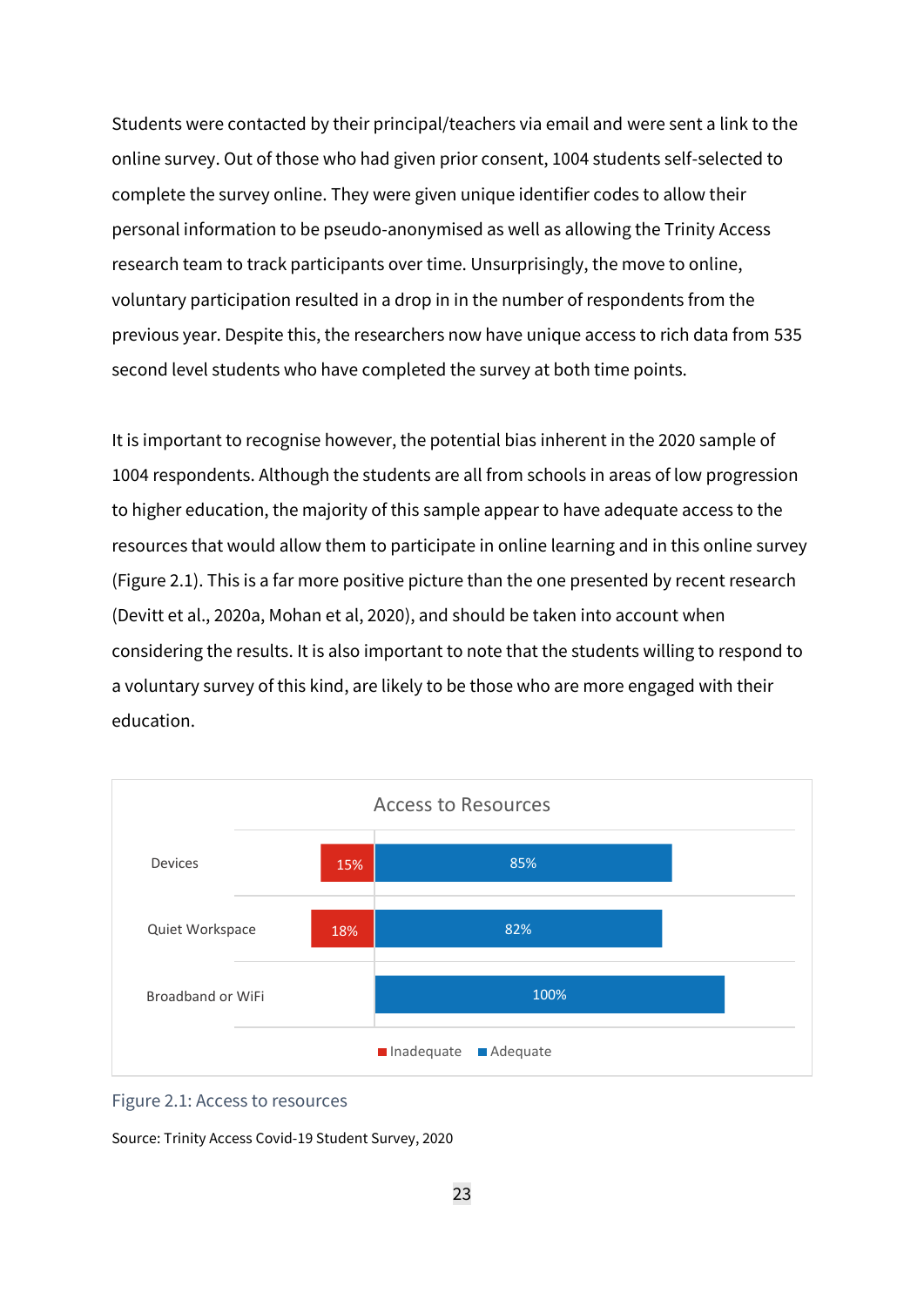Students were contacted by their principal/teachers via email and were sent a link to the online survey. Out of those who had given prior consent, 1004 students self-selected to complete the survey online. They were given unique identifier codes to allow their personal information to be pseudo-anonymised as well as allowing the Trinity Access research team to track participants over time. Unsurprisingly, the move to online, voluntary participation resulted in a drop in in the number of respondents from the previous year. Despite this, the researchers now have unique access to rich data from 535 second level students who have completed the survey at both time points.

It is important to recognise however, the potential bias inherent in the 2020 sample of 1004 respondents. Although the students are all from schools in areas of low progression to higher education, the majority of this sample appear to have adequate access to the resources that would allow them to participate in online learning and in this online survey (Figure 2.1). This is a far more positive picture than the one presented by recent research (Devitt et al., 2020a, Mohan et al, 2020), and should be taken into account when considering the results. It is also important to note that the students willing to respond to a voluntary survey of this kind, are likely to be those who are more engaged with their education.

**Access to Resources**

| | Inadequate | Adequate |
|---|---|---|
| Devices | 15% | 85% |
| Quiet Workspace | 18% | 82% |
| Broadband or WiFi | | 100% |

Figure 2.1: Access to resources

Source: Trinity Access Covid-19 Student Survey, 2020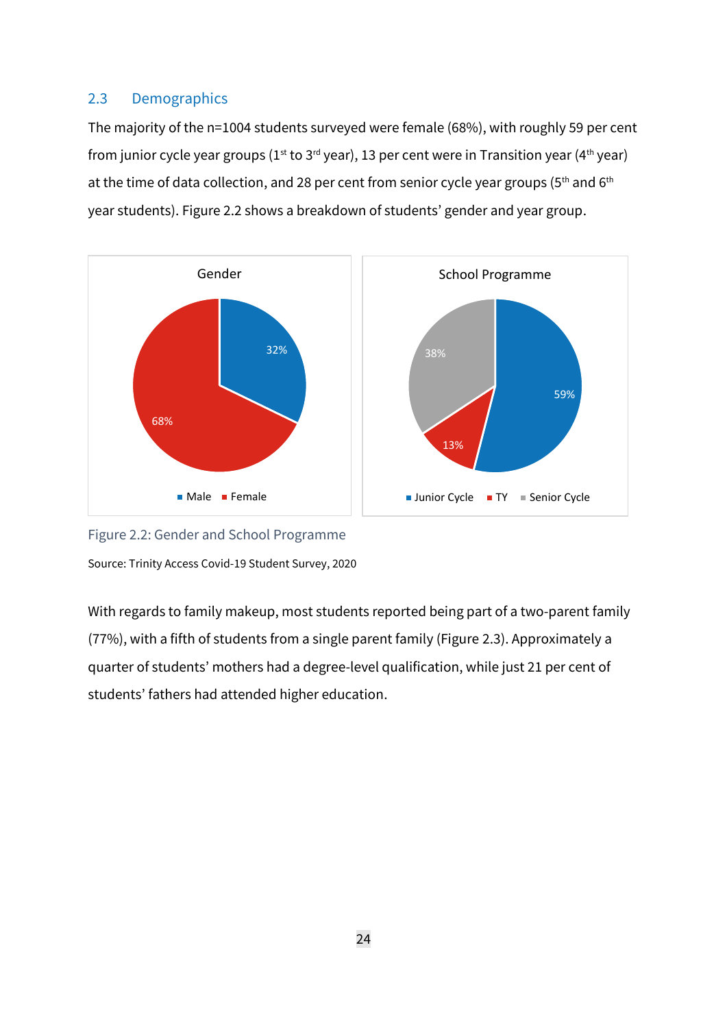## 2.3 Demographics

The majority of the n=1004 students surveyed were female (68%), with roughly 59 per cent from junior cycle year groups (1st to 3rd year), 13 per cent were in Transition year (4th year) at the time of data collection, and 28 per cent from senior cycle year groups (5th and 6th year students). Figure 2.2 shows a breakdown of students' gender and year group.

Figure 2.2: Gender and School Programme

Source: Trinity Access Covid-19 Student Survey, 2020

With regards to family makeup, most students reported being part of a two-parent family (77%), with a fifth of students from a single parent family (Figure 2.3). Approximately a quarter of students' mothers had a degree-level qualification, while just 21 per cent of students' fathers had attended higher education.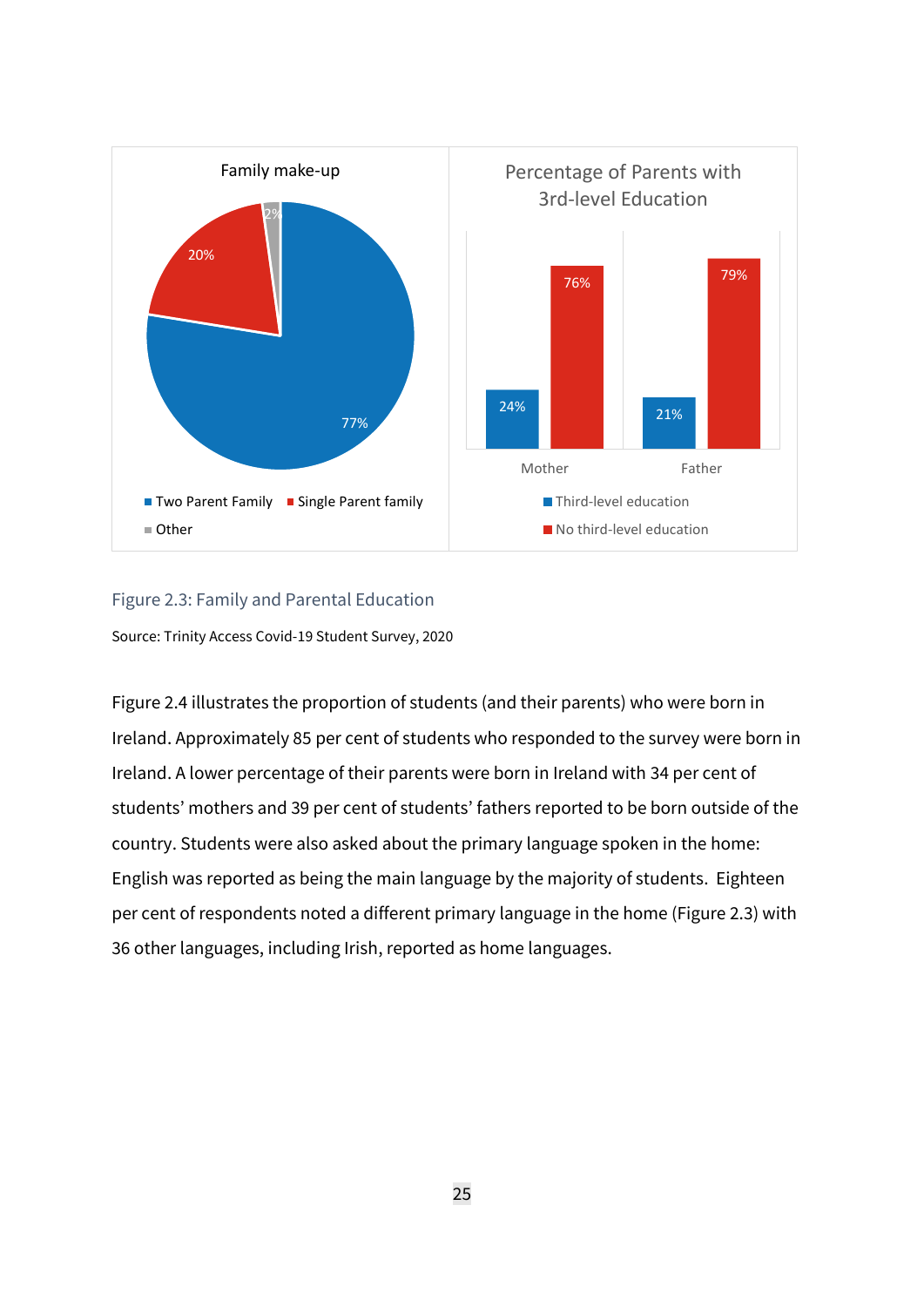Family make-up

| Category | Percentage |
|---|---|
| Two Parent Family | 77% |
| Single Parent family | 20% |
| Other | 2% |

Percentage of Parents with 3rd-level Education

| | Third-level education | No third-level education |
|---|---|---|
| Mother | 24% | 76% |
| Father | 21% | 79% |

Figure 2.3: Family and Parental Education

Source: Trinity Access Covid-19 Student Survey, 2020

Figure 2.4 illustrates the proportion of students (and their parents) who were born in Ireland. Approximately 85 per cent of students who responded to the survey were born in Ireland. A lower percentage of their parents were born in Ireland with 34 per cent of students' mothers and 39 per cent of students' fathers reported to be born outside of the country. Students were also asked about the primary language spoken in the home: English was reported as being the main language by the majority of students. Eighteen per cent of respondents noted a different primary language in the home (Figure 2.3) with 36 other languages, including Irish, reported as home languages.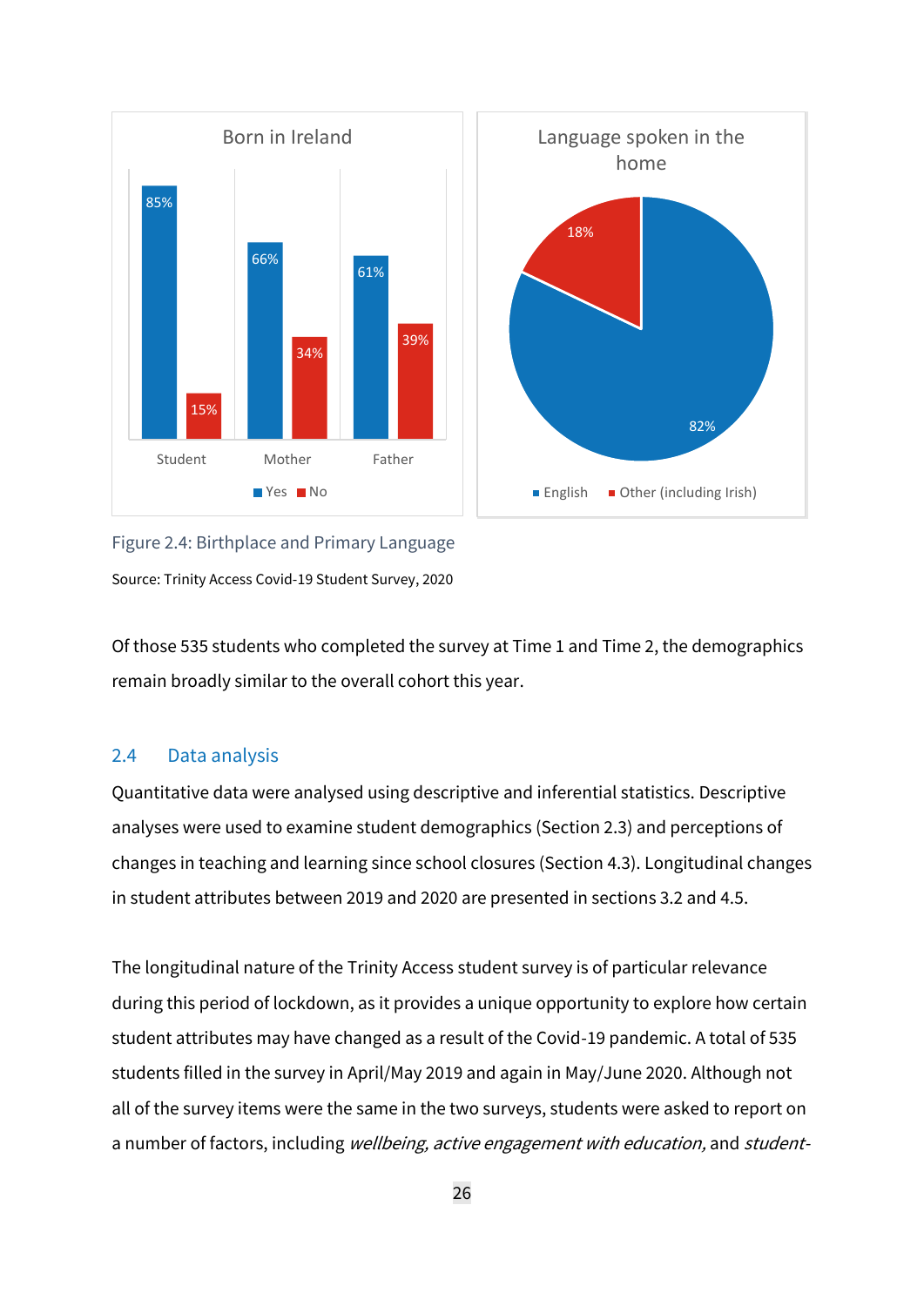Figure 2.4: Birthplace and Primary Language

Source: Trinity Access Covid-19 Student Survey, 2020

Of those 535 students who completed the survey at Time 1 and Time 2, the demographics remain broadly similar to the overall cohort this year.

## 2.4 Data analysis

Quantitative data were analysed using descriptive and inferential statistics. Descriptive analyses were used to examine student demographics (Section 2.3) and perceptions of changes in teaching and learning since school closures (Section 4.3). Longitudinal changes in student attributes between 2019 and 2020 are presented in sections 3.2 and 4.5.

The longitudinal nature of the Trinity Access student survey is of particular relevance during this period of lockdown, as it provides a unique opportunity to explore how certain student attributes may have changed as a result of the Covid-19 pandemic. A total of 535 students filled in the survey in April/May 2019 and again in May/June 2020. Although not all of the survey items were the same in the two surveys, students were asked to report on a number of factors, including *wellbeing, active engagement with education,* and *student-*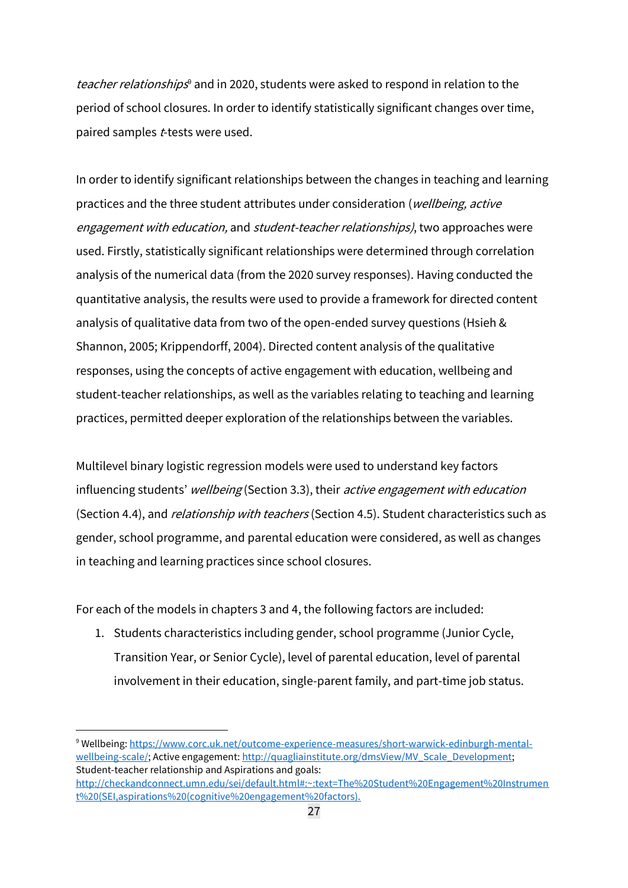*teacher relationships*[9] and in 2020, students were asked to respond in relation to the period of school closures. In order to identify statistically significant changes over time, paired samples *t*-tests were used.

In order to identify significant relationships between the changes in teaching and learning practices and the three student attributes under consideration (*wellbeing, active engagement with education,* and *student-teacher relationships)*, two approaches were used. Firstly, statistically significant relationships were determined through correlation analysis of the numerical data (from the 2020 survey responses). Having conducted the quantitative analysis, the results were used to provide a framework for directed content analysis of qualitative data from two of the open-ended survey questions (Hsieh & Shannon, 2005; Krippendorff, 2004). Directed content analysis of the qualitative responses, using the concepts of active engagement with education, wellbeing and student-teacher relationships, as well as the variables relating to teaching and learning practices, permitted deeper exploration of the relationships between the variables.

Multilevel binary logistic regression models were used to understand key factors influencing students' *wellbeing* (Section 3.3), their *active engagement with education* (Section 4.4), and *relationship with teachers* (Section 4.5). Student characteristics such as gender, school programme, and parental education were considered, as well as changes in teaching and learning practices since school closures.

For each of the models in chapters 3 and 4, the following factors are included:

1. Students characteristics including gender, school programme (Junior Cycle, Transition Year, or Senior Cycle), level of parental education, level of parental involvement in their education, single-parent family, and part-time job status.

---

[9] Wellbeing: https://www.corc.uk.net/outcome-experience-measures/short-warwick-edinburgh-mental-wellbeing-scale/; Active engagement: http://quagliainstitute.org/dmsView/MV_Scale_Development; Student-teacher relationship and Aspirations and goals: http://checkandconnect.umn.edu/sei/default.html#:~:text=The%20Student%20Engagement%20Instrument%20(SEI,aspirations%20(cognitive%20engagement%20factors).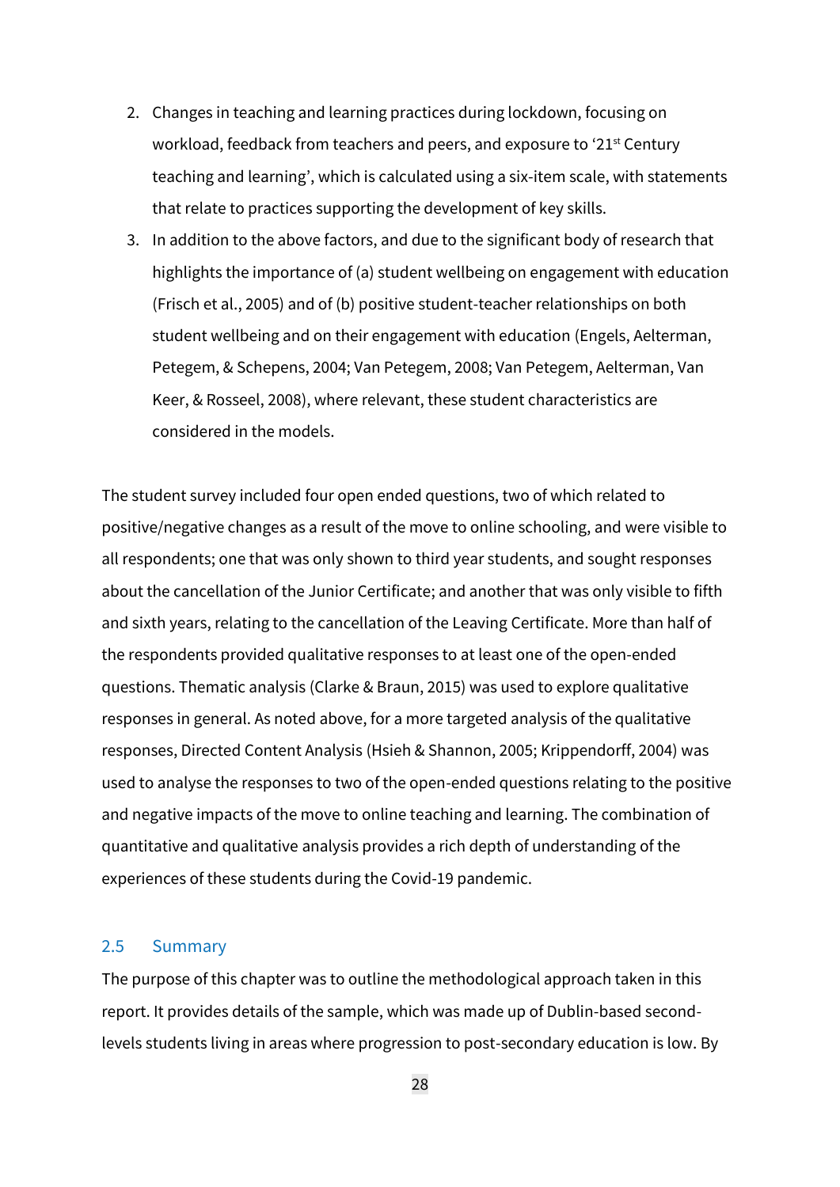2. Changes in teaching and learning practices during lockdown, focusing on workload, feedback from teachers and peers, and exposure to '21st Century teaching and learning', which is calculated using a six-item scale, with statements that relate to practices supporting the development of key skills.
3. In addition to the above factors, and due to the significant body of research that highlights the importance of (a) student wellbeing on engagement with education (Frisch et al., 2005) and of (b) positive student-teacher relationships on both student wellbeing and on their engagement with education (Engels, Aelterman, Petegem, & Schepens, 2004; Van Petegem, 2008; Van Petegem, Aelterman, Van Keer, & Rosseel, 2008), where relevant, these student characteristics are considered in the models.

The student survey included four open ended questions, two of which related to positive/negative changes as a result of the move to online schooling, and were visible to all respondents; one that was only shown to third year students, and sought responses about the cancellation of the Junior Certificate; and another that was only visible to fifth and sixth years, relating to the cancellation of the Leaving Certificate. More than half of the respondents provided qualitative responses to at least one of the open-ended questions. Thematic analysis (Clarke & Braun, 2015) was used to explore qualitative responses in general. As noted above, for a more targeted analysis of the qualitative responses, Directed Content Analysis (Hsieh & Shannon, 2005; Krippendorff, 2004) was used to analyse the responses to two of the open-ended questions relating to the positive and negative impacts of the move to online teaching and learning. The combination of quantitative and qualitative analysis provides a rich depth of understanding of the experiences of these students during the Covid-19 pandemic.

## 2.5 Summary

The purpose of this chapter was to outline the methodological approach taken in this report. It provides details of the sample, which was made up of Dublin-based second-levels students living in areas where progression to post-secondary education is low. By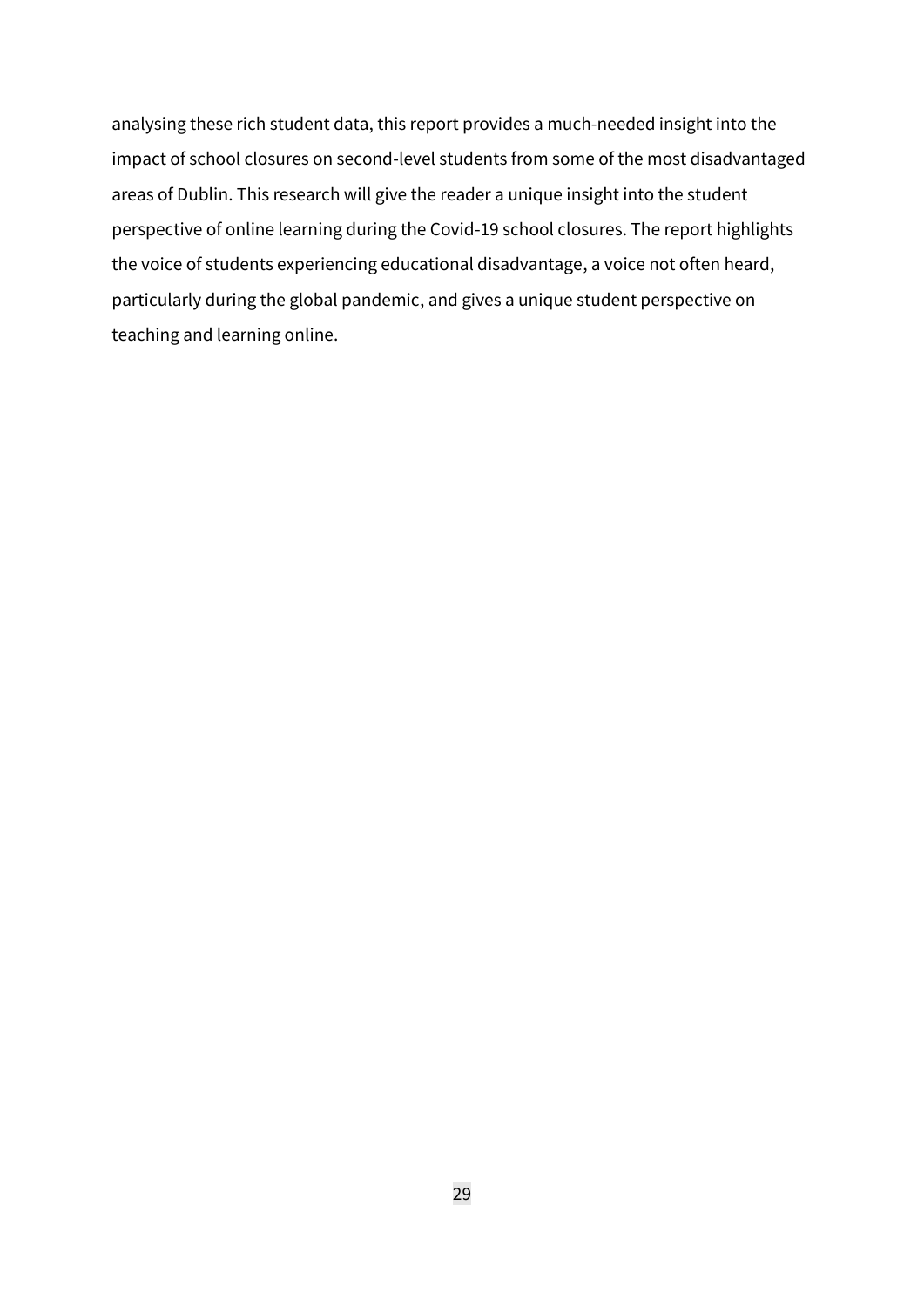analysing these rich student data, this report provides a much-needed insight into the impact of school closures on second-level students from some of the most disadvantaged areas of Dublin. This research will give the reader a unique insight into the student perspective of online learning during the Covid-19 school closures. The report highlights the voice of students experiencing educational disadvantage, a voice not often heard, particularly during the global pandemic, and gives a unique student perspective on teaching and learning online.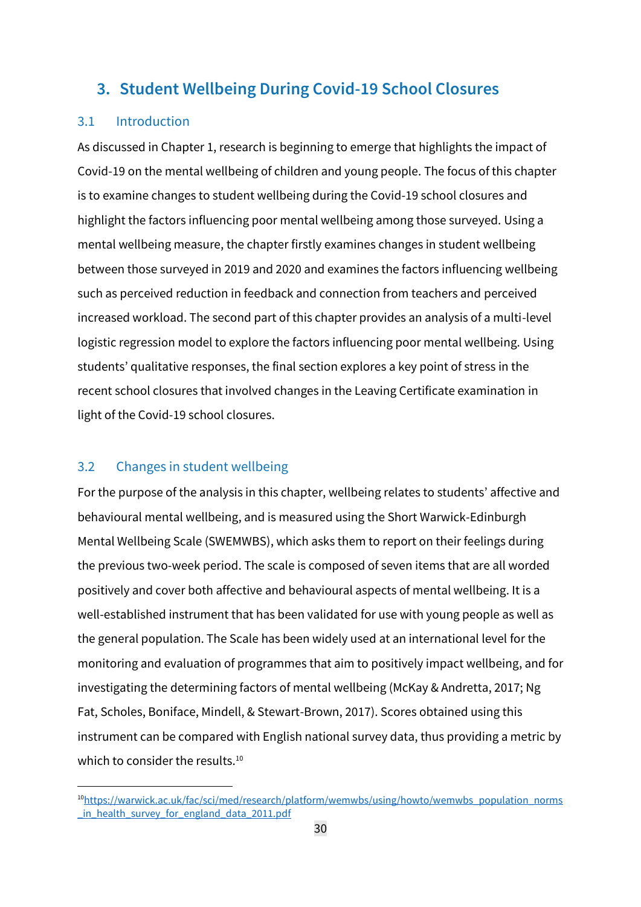# 3. Student Wellbeing During Covid-19 School Closures

## 3.1 Introduction

As discussed in Chapter 1, research is beginning to emerge that highlights the impact of Covid-19 on the mental wellbeing of children and young people. The focus of this chapter is to examine changes to student wellbeing during the Covid-19 school closures and highlight the factors influencing poor mental wellbeing among those surveyed. Using a mental wellbeing measure, the chapter firstly examines changes in student wellbeing between those surveyed in 2019 and 2020 and examines the factors influencing wellbeing such as perceived reduction in feedback and connection from teachers and perceived increased workload. The second part of this chapter provides an analysis of a multi-level logistic regression model to explore the factors influencing poor mental wellbeing. Using students' qualitative responses, the final section explores a key point of stress in the recent school closures that involved changes in the Leaving Certificate examination in light of the Covid-19 school closures.

## 3.2 Changes in student wellbeing

For the purpose of the analysis in this chapter, wellbeing relates to students' affective and behavioural mental wellbeing, and is measured using the Short Warwick-Edinburgh Mental Wellbeing Scale (SWEMWBS), which asks them to report on their feelings during the previous two-week period. The scale is composed of seven items that are all worded positively and cover both affective and behavioural aspects of mental wellbeing. It is a well-established instrument that has been validated for use with young people as well as the general population. The Scale has been widely used at an international level for the monitoring and evaluation of programmes that aim to positively impact wellbeing, and for investigating the determining factors of mental wellbeing (McKay & Andretta, 2017; Ng Fat, Scholes, Boniface, Mindell, & Stewart-Brown, 2017). Scores obtained using this instrument can be compared with English national survey data, thus providing a metric by which to consider the results.[10]

[10] https://warwick.ac.uk/fac/sci/med/research/platform/wemwbs/using/howto/wemwbs_population_norms_in_health_survey_for_england_data_2011.pdf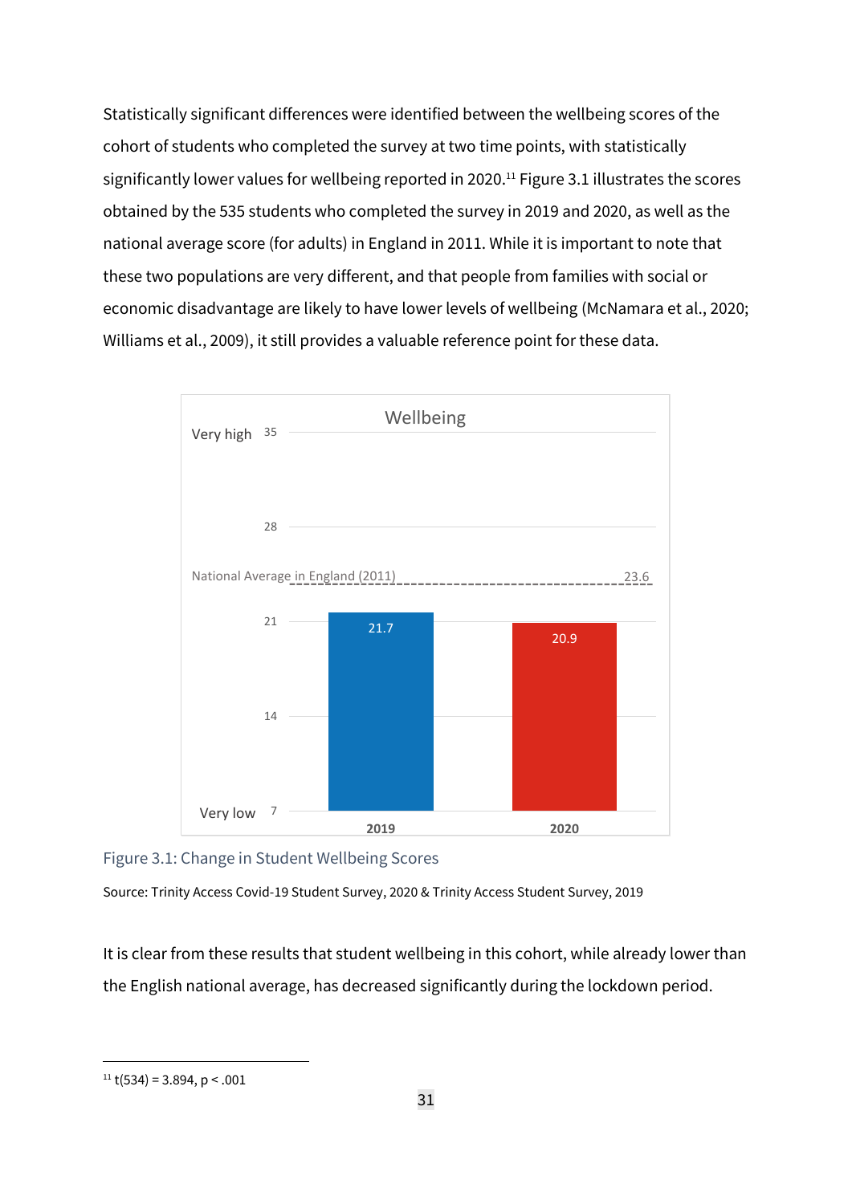Statistically significant differences were identified between the wellbeing scores of the cohort of students who completed the survey at two time points, with statistically significantly lower values for wellbeing reported in 2020.[11] Figure 3.1 illustrates the scores obtained by the 535 students who completed the survey in 2019 and 2020, as well as the national average score (for adults) in England in 2011. While it is important to note that these two populations are very different, and that people from families with social or economic disadvantage are likely to have lower levels of wellbeing (McNamara et al., 2020; Williams et al., 2009), it still provides a valuable reference point for these data.

Figure 3.1: Change in Student Wellbeing Scores

Source: Trinity Access Covid-19 Student Survey, 2020 & Trinity Access Student Survey, 2019

It is clear from these results that student wellbeing in this cohort, while already lower than the English national average, has decreased significantly during the lockdown period.

[11] $t(534) = 3.894$, $p < .001$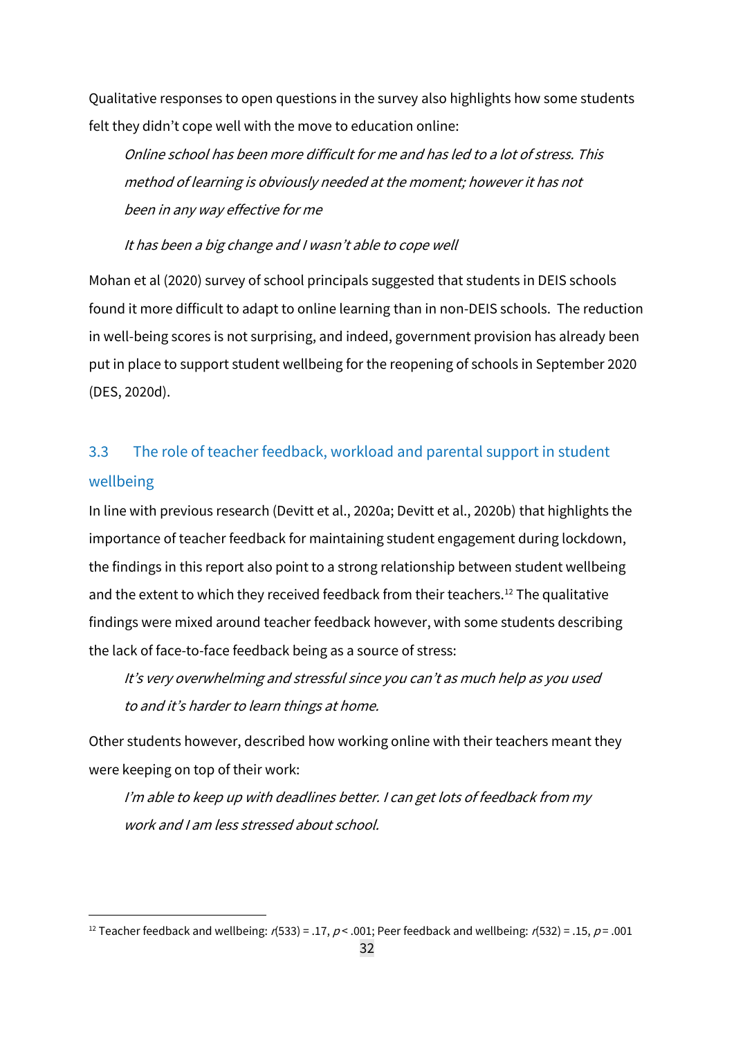Qualitative responses to open questions in the survey also highlights how some students felt they didn't cope well with the move to education online:

> *Online school has been more difficult for me and has led to a lot of stress. This method of learning is obviously needed at the moment; however it has not been in any way effective for me*

> *It has been a big change and I wasn't able to cope well*

Mohan et al (2020) survey of school principals suggested that students in DEIS schools found it more difficult to adapt to online learning than in non-DEIS schools. The reduction in well-being scores is not surprising, and indeed, government provision has already been put in place to support student wellbeing for the reopening of schools in September 2020 (DES, 2020d).

### 3.3 The role of teacher feedback, workload and parental support in student wellbeing

In line with previous research (Devitt et al., 2020a; Devitt et al., 2020b) that highlights the importance of teacher feedback for maintaining student engagement during lockdown, the findings in this report also point to a strong relationship between student wellbeing and the extent to which they received feedback from their teachers.[12] The qualitative findings were mixed around teacher feedback however, with some students describing the lack of face-to-face feedback being as a source of stress:

> *It's very overwhelming and stressful since you can't as much help as you used to and it's harder to learn things at home.*

Other students however, described how working online with their teachers meant they were keeping on top of their work:

> *I'm able to keep up with deadlines better. I can get lots of feedback from my work and I am less stressed about school.*

---

[12] Teacher feedback and wellbeing: $r(533) = .17$, $p < .001$; Peer feedback and wellbeing: $r(532) = .15$, $p = .001$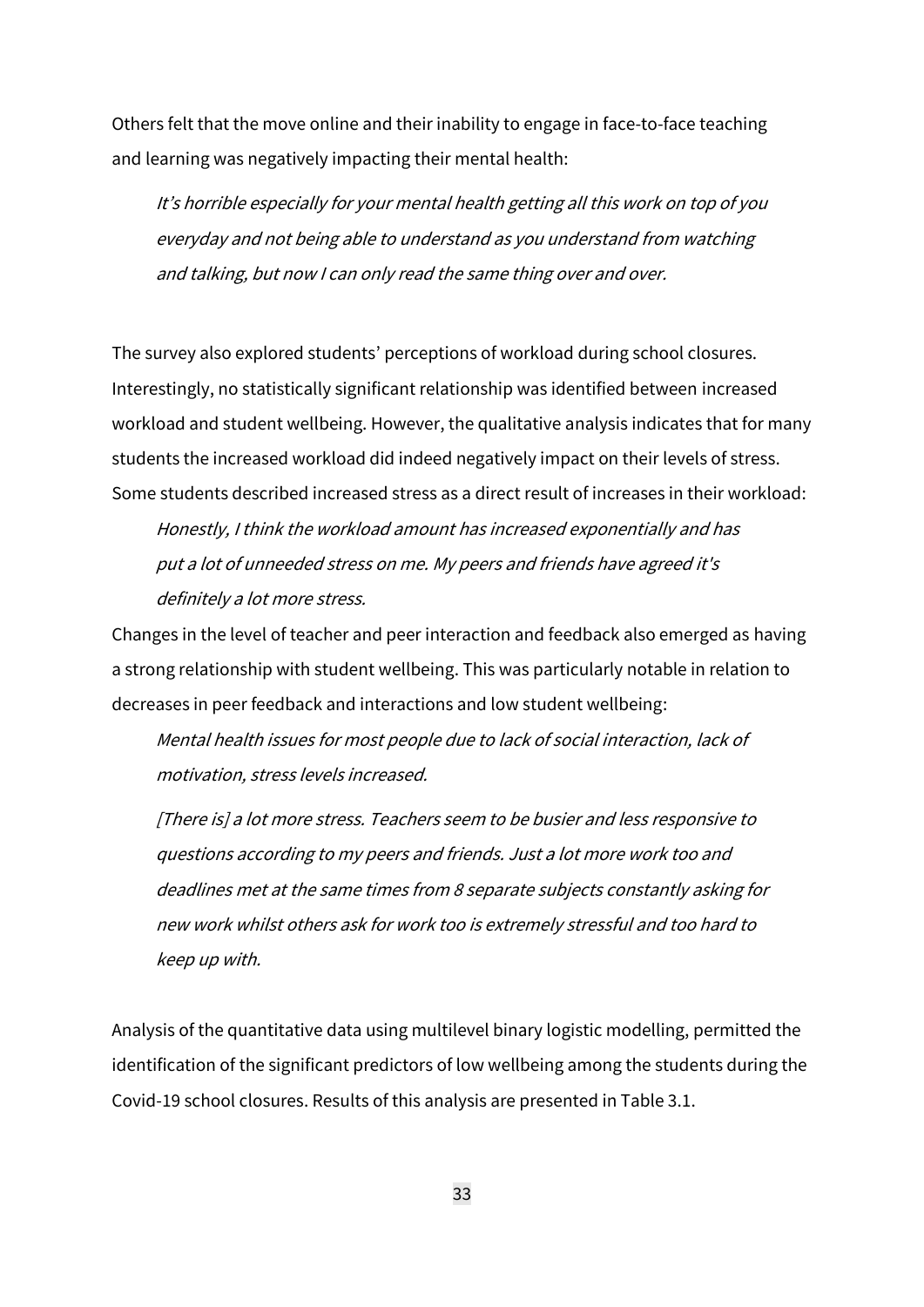Others felt that the move online and their inability to engage in face-to-face teaching and learning was negatively impacting their mental health:

> *It's horrible especially for your mental health getting all this work on top of you everyday and not being able to understand as you understand from watching and talking, but now I can only read the same thing over and over.*

The survey also explored students' perceptions of workload during school closures. Interestingly, no statistically significant relationship was identified between increased workload and student wellbeing. However, the qualitative analysis indicates that for many students the increased workload did indeed negatively impact on their levels of stress. Some students described increased stress as a direct result of increases in their workload:

> *Honestly, I think the workload amount has increased exponentially and has put a lot of unneeded stress on me. My peers and friends have agreed it's definitely a lot more stress.*

Changes in the level of teacher and peer interaction and feedback also emerged as having a strong relationship with student wellbeing. This was particularly notable in relation to decreases in peer feedback and interactions and low student wellbeing:

> *Mental health issues for most people due to lack of social interaction, lack of motivation, stress levels increased.*

> *[There is] a lot more stress. Teachers seem to be busier and less responsive to questions according to my peers and friends. Just a lot more work too and deadlines met at the same times from 8 separate subjects constantly asking for new work whilst others ask for work too is extremely stressful and too hard to keep up with.*

Analysis of the quantitative data using multilevel binary logistic modelling, permitted the identification of the significant predictors of low wellbeing among the students during the Covid-19 school closures. Results of this analysis are presented in Table 3.1.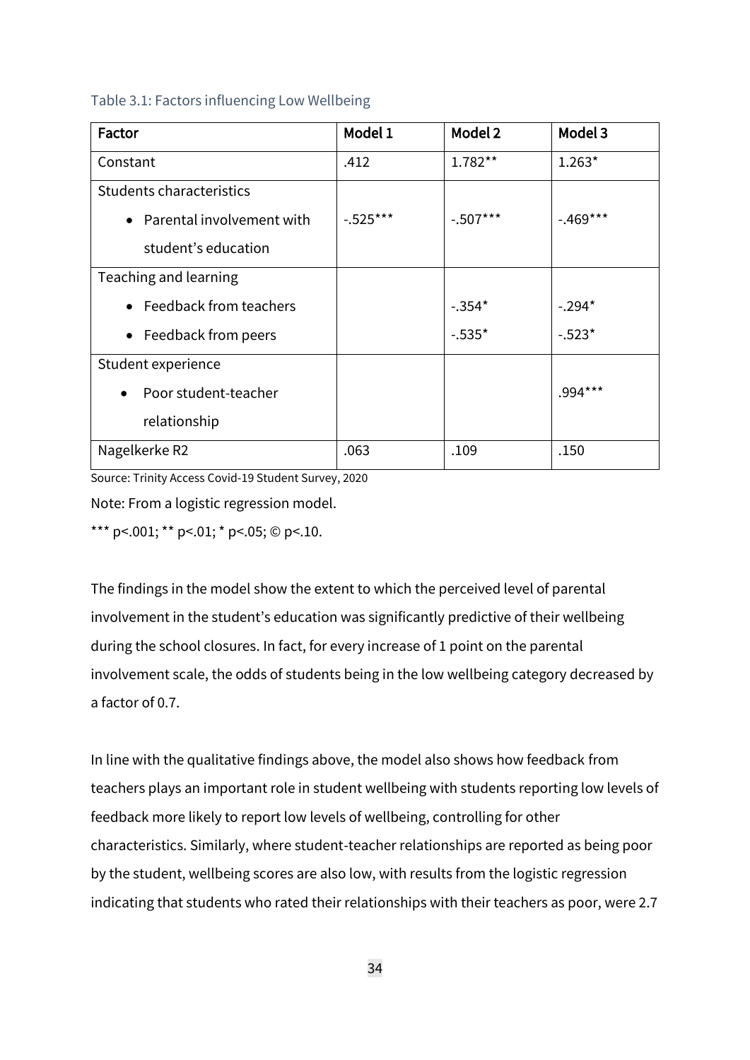Table 3.1: Factors influencing Low Wellbeing

| Factor | Model 1 | Model 2 | Model 3 |
|---|---|---|---|
| Constant | .412 | 1.782** | 1.263* |
| Students characteristics<br>• Parental involvement with student's education | -.525*** | -.507*** | -.469*** |
| Teaching and learning<br>• Feedback from teachers<br>• Feedback from peers | | -.354*<br>-.535* | -.294*<br>-.523* |
| Student experience<br>• Poor student-teacher relationship | | | .994*** |
| Nagelkerke R2 | .063 | .109 | .150 |

Source: Trinity Access Covid-19 Student Survey, 2020

Note: From a logistic regression model.

*** p<.001; ** p<.01; * p<.05; © p<.10.

The findings in the model show the extent to which the perceived level of parental involvement in the student's education was significantly predictive of their wellbeing during the school closures. In fact, for every increase of 1 point on the parental involvement scale, the odds of students being in the low wellbeing category decreased by a factor of 0.7.

In line with the qualitative findings above, the model also shows how feedback from teachers plays an important role in student wellbeing with students reporting low levels of feedback more likely to report low levels of wellbeing, controlling for other characteristics. Similarly, where student-teacher relationships are reported as being poor by the student, wellbeing scores are also low, with results from the logistic regression indicating that students who rated their relationships with their teachers as poor, were 2.7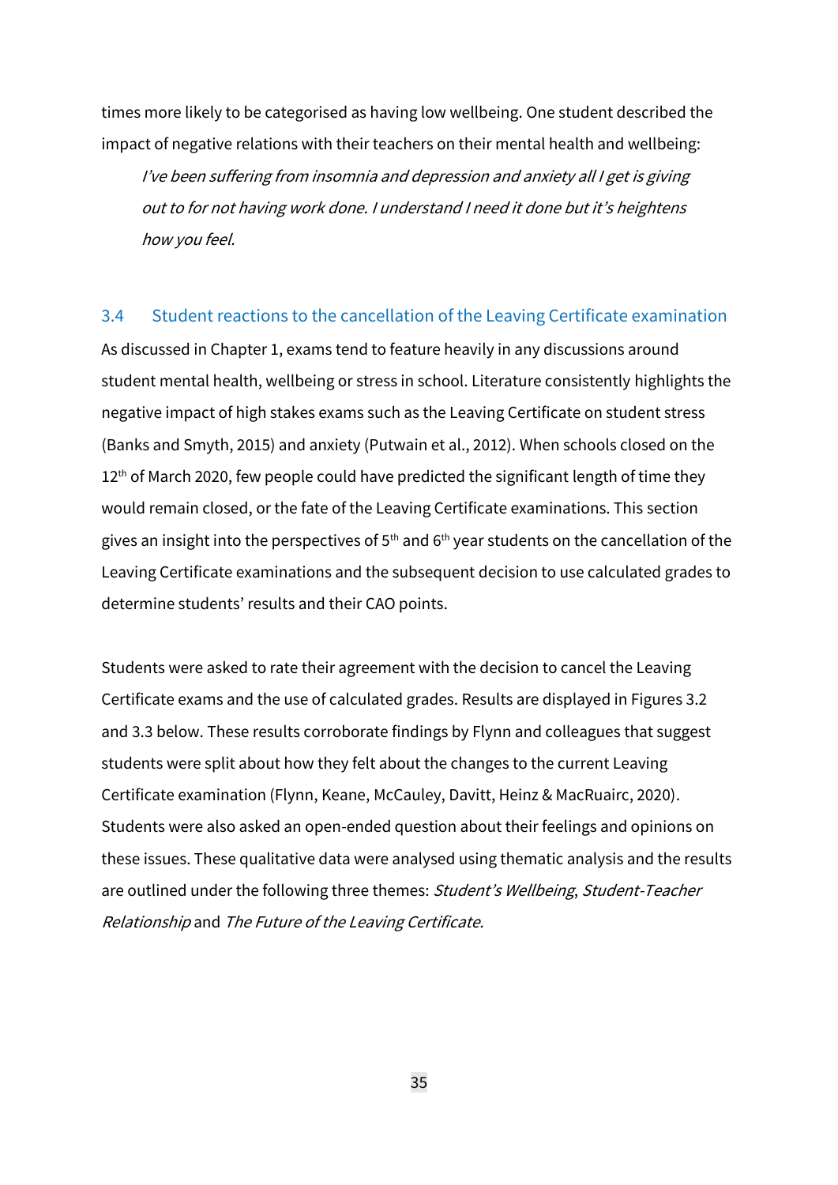times more likely to be categorised as having low wellbeing. One student described the impact of negative relations with their teachers on their mental health and wellbeing:

> *I've been suffering from insomnia and depression and anxiety all I get is giving out to for not having work done. I understand I need it done but it's heightens how you feel.*

## 3.4 Student reactions to the cancellation of the Leaving Certificate examination

As discussed in Chapter 1, exams tend to feature heavily in any discussions around student mental health, wellbeing or stress in school. Literature consistently highlights the negative impact of high stakes exams such as the Leaving Certificate on student stress (Banks and Smyth, 2015) and anxiety (Putwain et al., 2012). When schools closed on the 12th of March 2020, few people could have predicted the significant length of time they would remain closed, or the fate of the Leaving Certificate examinations. This section gives an insight into the perspectives of 5th and 6th year students on the cancellation of the Leaving Certificate examinations and the subsequent decision to use calculated grades to determine students' results and their CAO points.

Students were asked to rate their agreement with the decision to cancel the Leaving Certificate exams and the use of calculated grades. Results are displayed in Figures 3.2 and 3.3 below. These results corroborate findings by Flynn and colleagues that suggest students were split about how they felt about the changes to the current Leaving Certificate examination (Flynn, Keane, McCauley, Davitt, Heinz & MacRuairc, 2020). Students were also asked an open-ended question about their feelings and opinions on these issues. These qualitative data were analysed using thematic analysis and the results are outlined under the following three themes: *Student's Wellbeing*, *Student-Teacher Relationship* and *The Future of the Leaving Certificate.*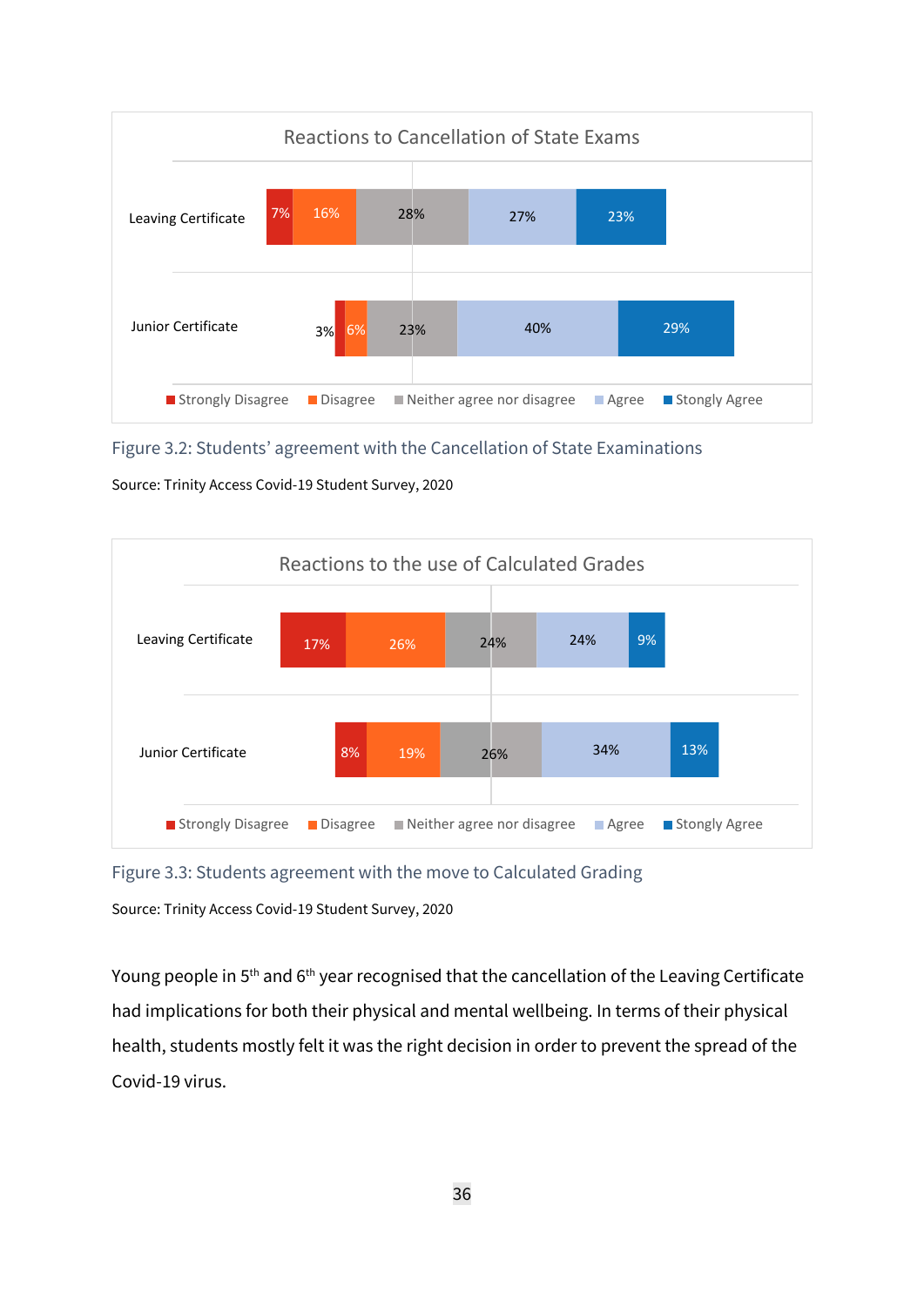**Reactions to Cancellation of State Exams**

| | Strongly Disagree | Disagree | Neither agree nor disagree | Agree | Stongly Agree |
|---|---|---|---|---|---|
| Leaving Certificate | 7% | 16% | 28% | 27% | 23% |
| Junior Certificate | 3% | 6% | 23% | 40% | 29% |

Figure 3.2: Students' agreement with the Cancellation of State Examinations

Source: Trinity Access Covid-19 Student Survey, 2020

**Reactions to the use of Calculated Grades**

| | Strongly Disagree | Disagree | Neither agree nor disagree | Agree | Stongly Agree |
|---|---|---|---|---|---|
| Leaving Certificate | 17% | 26% | 24% | 24% | 9% |
| Junior Certificate | 8% | 19% | 26% | 34% | 13% |

Figure 3.3: Students agreement with the move to Calculated Grading

Source: Trinity Access Covid-19 Student Survey, 2020

Young people in 5th and 6th year recognised that the cancellation of the Leaving Certificate had implications for both their physical and mental wellbeing. In terms of their physical health, students mostly felt it was the right decision in order to prevent the spread of the Covid-19 virus.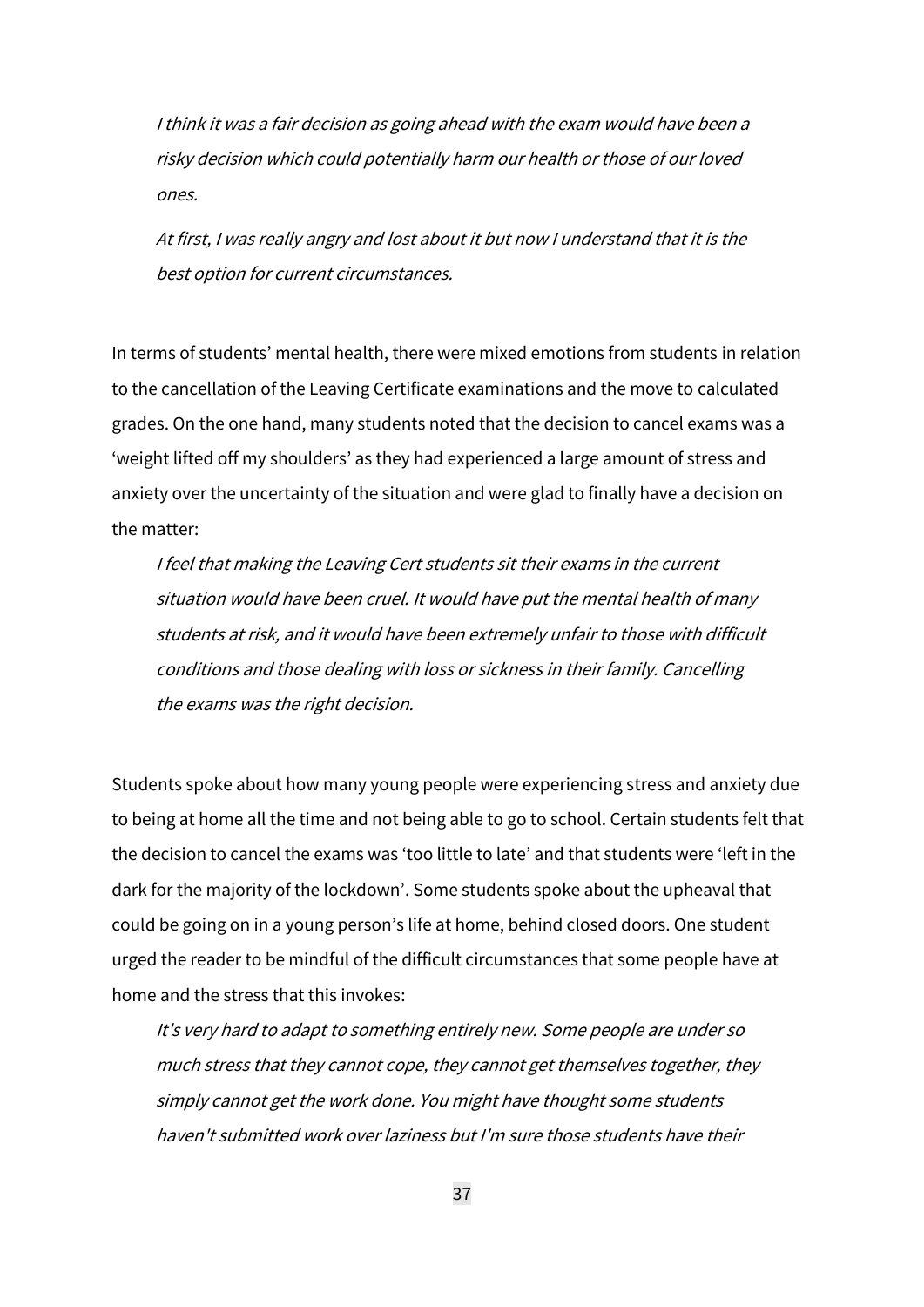> *I think it was a fair decision as going ahead with the exam would have been a risky decision which could potentially harm our health or those of our loved ones.*

> *At first, I was really angry and lost about it but now I understand that it is the best option for current circumstances.*

In terms of students' mental health, there were mixed emotions from students in relation to the cancellation of the Leaving Certificate examinations and the move to calculated grades. On the one hand, many students noted that the decision to cancel exams was a 'weight lifted off my shoulders' as they had experienced a large amount of stress and anxiety over the uncertainty of the situation and were glad to finally have a decision on the matter:

> *I feel that making the Leaving Cert students sit their exams in the current situation would have been cruel. It would have put the mental health of many students at risk, and it would have been extremely unfair to those with difficult conditions and those dealing with loss or sickness in their family. Cancelling the exams was the right decision.*

Students spoke about how many young people were experiencing stress and anxiety due to being at home all the time and not being able to go to school. Certain students felt that the decision to cancel the exams was 'too little to late' and that students were 'left in the dark for the majority of the lockdown'. Some students spoke about the upheaval that could be going on in a young person's life at home, behind closed doors. One student urged the reader to be mindful of the difficult circumstances that some people have at home and the stress that this invokes:

> *It's very hard to adapt to something entirely new. Some people are under so much stress that they cannot cope, they cannot get themselves together, they simply cannot get the work done. You might have thought some students haven't submitted work over laziness but I'm sure those students have their*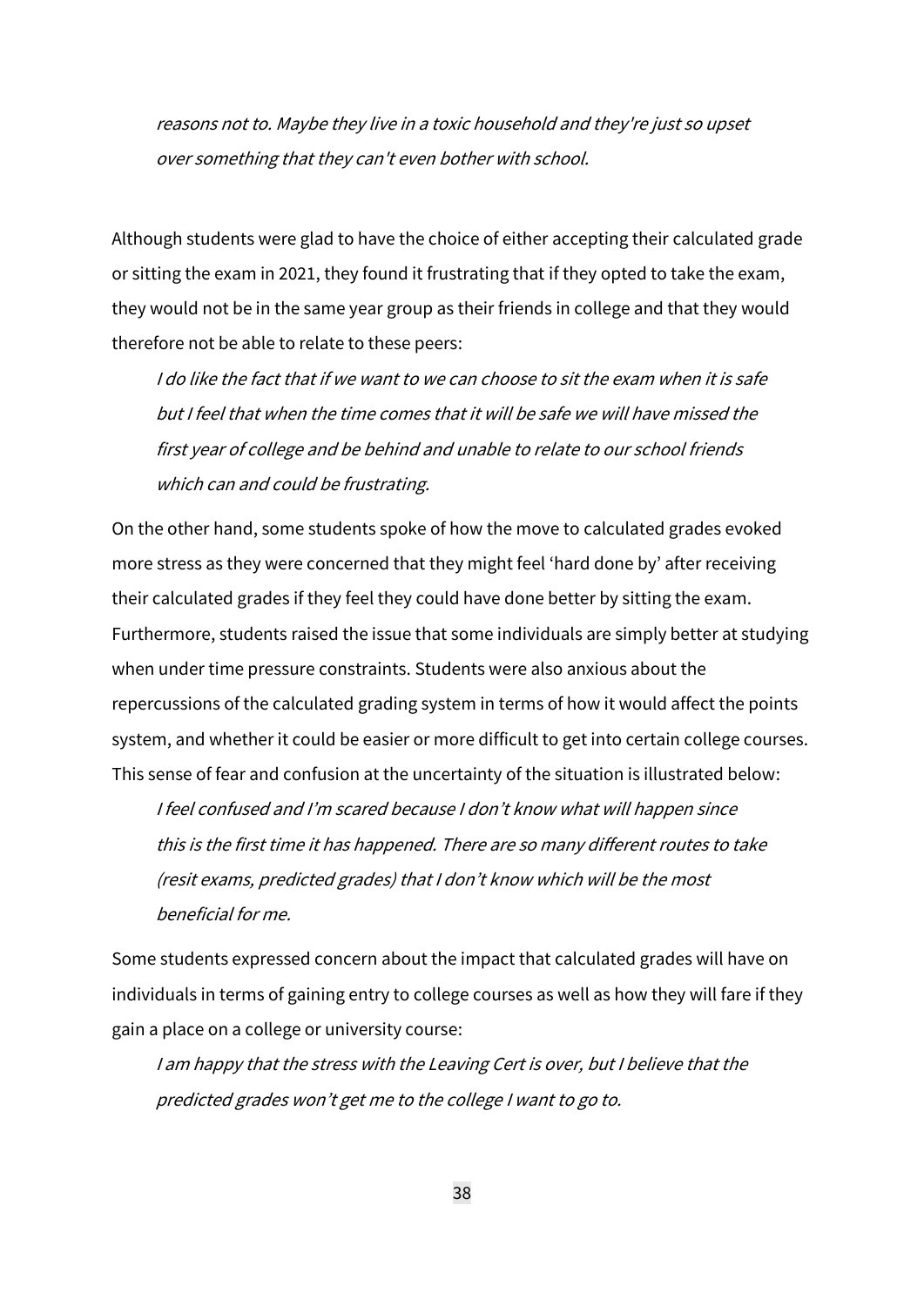*reasons not to. Maybe they live in a toxic household and they're just so upset over something that they can't even bother with school.*

Although students were glad to have the choice of either accepting their calculated grade or sitting the exam in 2021, they found it frustrating that if they opted to take the exam, they would not be in the same year group as their friends in college and that they would therefore not be able to relate to these peers:

> *I do like the fact that if we want to we can choose to sit the exam when it is safe but I feel that when the time comes that it will be safe we will have missed the first year of college and be behind and unable to relate to our school friends which can and could be frustrating.*

On the other hand, some students spoke of how the move to calculated grades evoked more stress as they were concerned that they might feel 'hard done by' after receiving their calculated grades if they feel they could have done better by sitting the exam. Furthermore, students raised the issue that some individuals are simply better at studying when under time pressure constraints. Students were also anxious about the repercussions of the calculated grading system in terms of how it would affect the points system, and whether it could be easier or more difficult to get into certain college courses. This sense of fear and confusion at the uncertainty of the situation is illustrated below:

> *I feel confused and I'm scared because I don't know what will happen since this is the first time it has happened. There are so many different routes to take (resit exams, predicted grades) that I don't know which will be the most beneficial for me.*

Some students expressed concern about the impact that calculated grades will have on individuals in terms of gaining entry to college courses as well as how they will fare if they gain a place on a college or university course:

> *I am happy that the stress with the Leaving Cert is over, but I believe that the predicted grades won't get me to the college I want to go to.*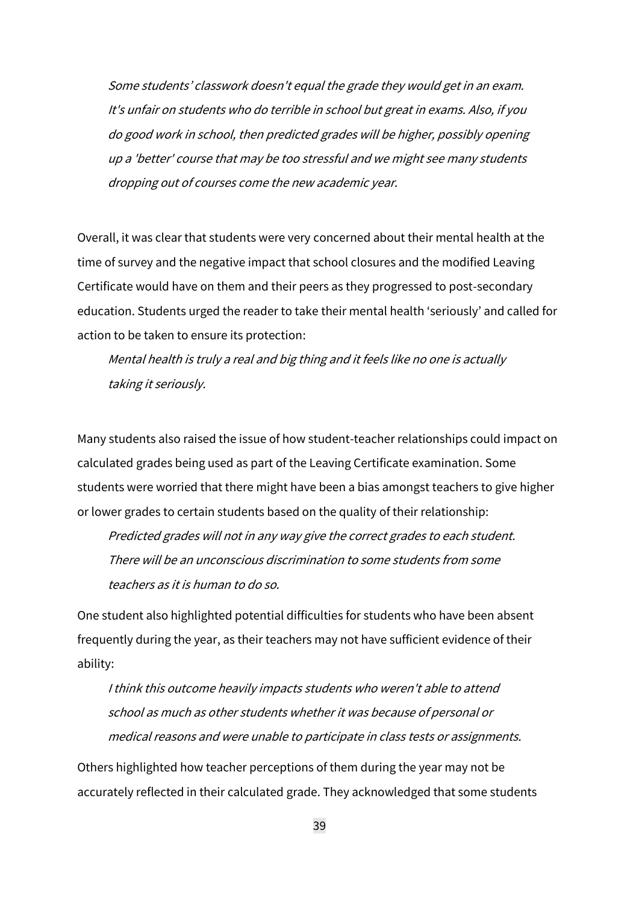> *Some students' classwork doesn't equal the grade they would get in an exam. It's unfair on students who do terrible in school but great in exams. Also, if you do good work in school, then predicted grades will be higher, possibly opening up a 'better' course that may be too stressful and we might see many students dropping out of courses come the new academic year.*

Overall, it was clear that students were very concerned about their mental health at the time of survey and the negative impact that school closures and the modified Leaving Certificate would have on them and their peers as they progressed to post-secondary education. Students urged the reader to take their mental health 'seriously' and called for action to be taken to ensure its protection:

> *Mental health is truly a real and big thing and it feels like no one is actually taking it seriously.*

Many students also raised the issue of how student-teacher relationships could impact on calculated grades being used as part of the Leaving Certificate examination. Some students were worried that there might have been a bias amongst teachers to give higher or lower grades to certain students based on the quality of their relationship:

> *Predicted grades will not in any way give the correct grades to each student. There will be an unconscious discrimination to some students from some teachers as it is human to do so.*

One student also highlighted potential difficulties for students who have been absent frequently during the year, as their teachers may not have sufficient evidence of their ability:

> *I think this outcome heavily impacts students who weren't able to attend school as much as other students whether it was because of personal or medical reasons and were unable to participate in class tests or assignments.*

Others highlighted how teacher perceptions of them during the year may not be accurately reflected in their calculated grade. They acknowledged that some students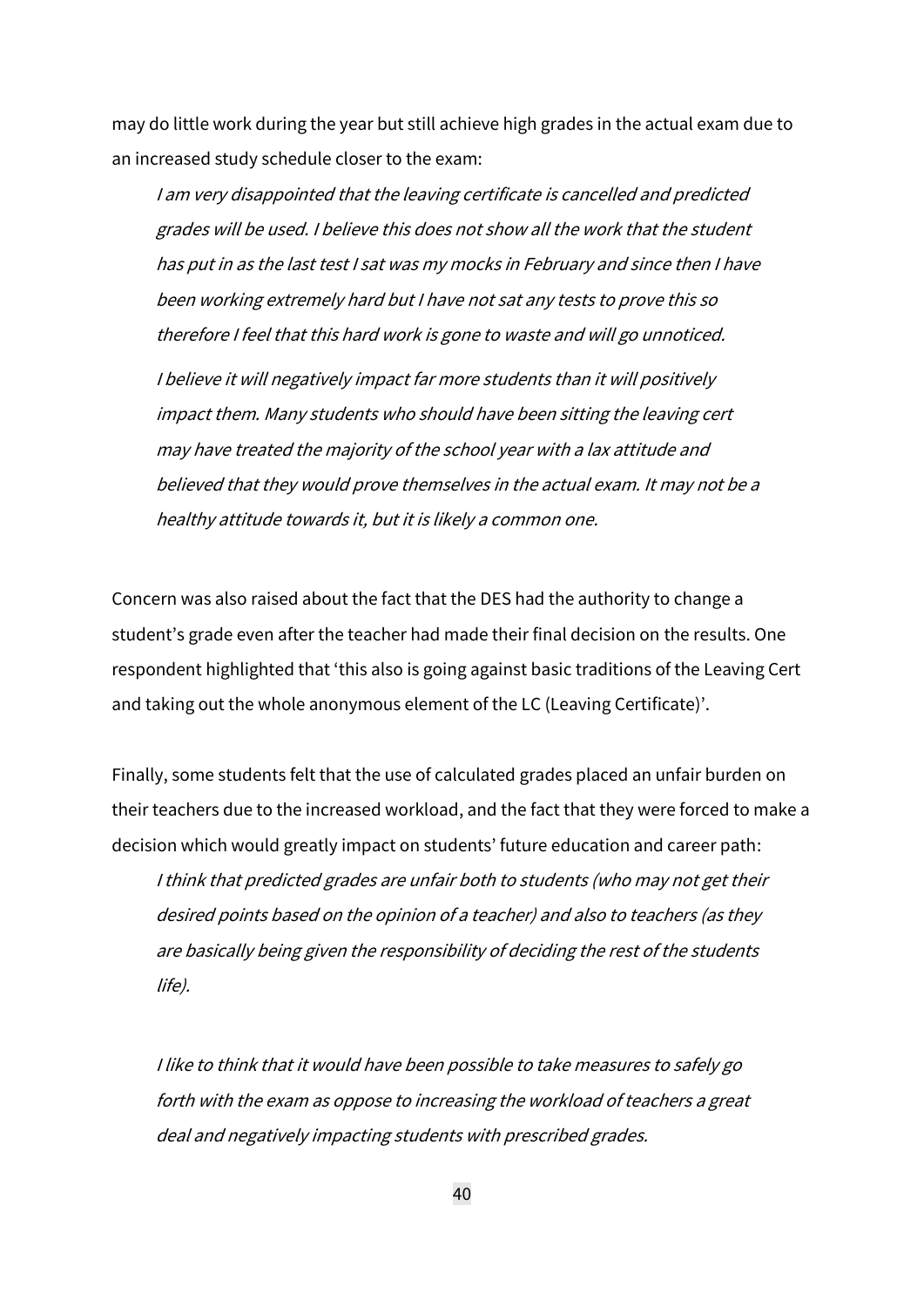may do little work during the year but still achieve high grades in the actual exam due to an increased study schedule closer to the exam:

> *I am very disappointed that the leaving certificate is cancelled and predicted grades will be used. I believe this does not show all the work that the student has put in as the last test I sat was my mocks in February and since then I have been working extremely hard but I have not sat any tests to prove this so therefore I feel that this hard work is gone to waste and will go unnoticed.*
>
> *I believe it will negatively impact far more students than it will positively impact them. Many students who should have been sitting the leaving cert may have treated the majority of the school year with a lax attitude and believed that they would prove themselves in the actual exam. It may not be a healthy attitude towards it, but it is likely a common one.*

Concern was also raised about the fact that the DES had the authority to change a student's grade even after the teacher had made their final decision on the results. One respondent highlighted that 'this also is going against basic traditions of the Leaving Cert and taking out the whole anonymous element of the LC (Leaving Certificate)'.

Finally, some students felt that the use of calculated grades placed an unfair burden on their teachers due to the increased workload, and the fact that they were forced to make a decision which would greatly impact on students' future education and career path:

> *I think that predicted grades are unfair both to students (who may not get their desired points based on the opinion of a teacher) and also to teachers (as they are basically being given the responsibility of deciding the rest of the students life).*

> *I like to think that it would have been possible to take measures to safely go forth with the exam as oppose to increasing the workload of teachers a great deal and negatively impacting students with prescribed grades.*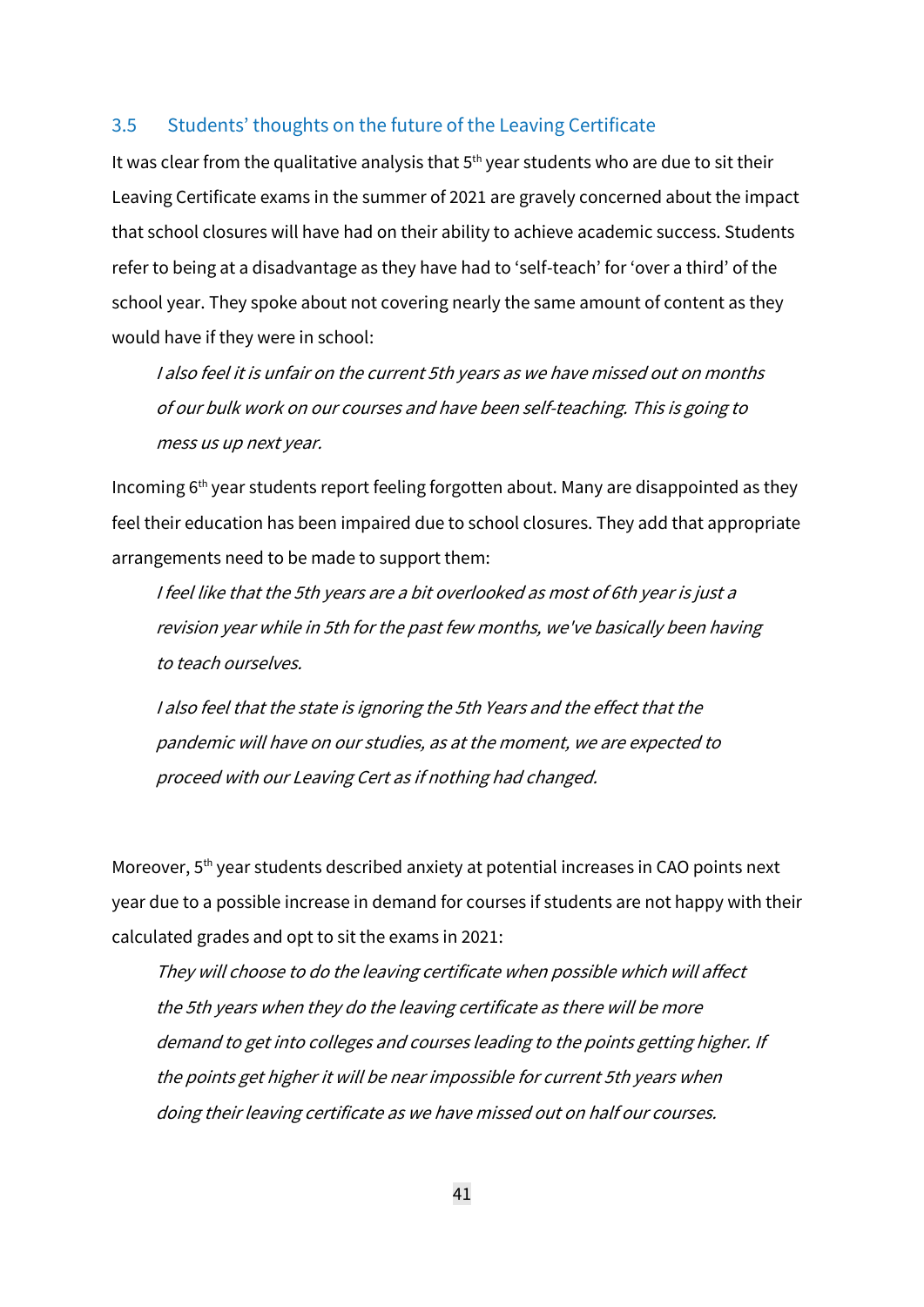### 3.5 Students' thoughts on the future of the Leaving Certificate

It was clear from the qualitative analysis that 5th year students who are due to sit their Leaving Certificate exams in the summer of 2021 are gravely concerned about the impact that school closures will have had on their ability to achieve academic success. Students refer to being at a disadvantage as they have had to 'self-teach' for 'over a third' of the school year. They spoke about not covering nearly the same amount of content as they would have if they were in school:

> *I also feel it is unfair on the current 5th years as we have missed out on months of our bulk work on our courses and have been self-teaching. This is going to mess us up next year.*

Incoming 6th year students report feeling forgotten about. Many are disappointed as they feel their education has been impaired due to school closures. They add that appropriate arrangements need to be made to support them:

> *I feel like that the 5th years are a bit overlooked as most of 6th year is just a revision year while in 5th for the past few months, we've basically been having to teach ourselves.*

> *I also feel that the state is ignoring the 5th Years and the effect that the pandemic will have on our studies, as at the moment, we are expected to proceed with our Leaving Cert as if nothing had changed.*

Moreover, 5th year students described anxiety at potential increases in CAO points next year due to a possible increase in demand for courses if students are not happy with their calculated grades and opt to sit the exams in 2021:

> *They will choose to do the leaving certificate when possible which will affect the 5th years when they do the leaving certificate as there will be more demand to get into colleges and courses leading to the points getting higher. If the points get higher it will be near impossible for current 5th years when doing their leaving certificate as we have missed out on half our courses.*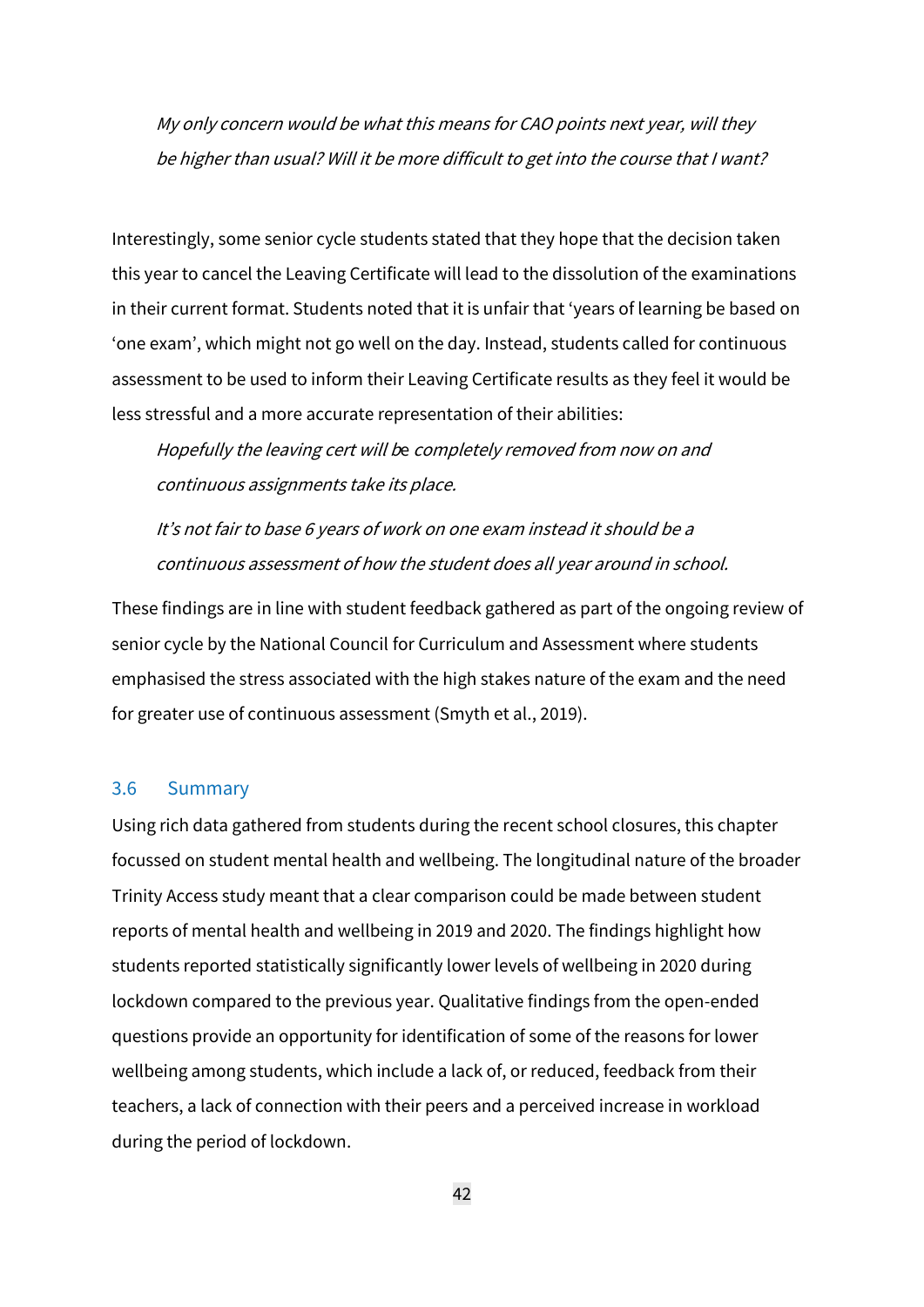*My only concern would be what this means for CAO points next year, will they be higher than usual? Will it be more difficult to get into the course that I want?*

Interestingly, some senior cycle students stated that they hope that the decision taken this year to cancel the Leaving Certificate will lead to the dissolution of the examinations in their current format. Students noted that it is unfair that 'years of learning be based on 'one exam', which might not go well on the day. Instead, students called for continuous assessment to be used to inform their Leaving Certificate results as they feel it would be less stressful and a more accurate representation of their abilities:

*Hopefully the leaving cert will be completely removed from now on and continuous assignments take its place.*

*It's not fair to base 6 years of work on one exam instead it should be a continuous assessment of how the student does all year around in school.*

These findings are in line with student feedback gathered as part of the ongoing review of senior cycle by the National Council for Curriculum and Assessment where students emphasised the stress associated with the high stakes nature of the exam and the need for greater use of continuous assessment (Smyth et al., 2019).

## 3.6 Summary

Using rich data gathered from students during the recent school closures, this chapter focussed on student mental health and wellbeing. The longitudinal nature of the broader Trinity Access study meant that a clear comparison could be made between student reports of mental health and wellbeing in 2019 and 2020. The findings highlight how students reported statistically significantly lower levels of wellbeing in 2020 during lockdown compared to the previous year. Qualitative findings from the open-ended questions provide an opportunity for identification of some of the reasons for lower wellbeing among students, which include a lack of, or reduced, feedback from their teachers, a lack of connection with their peers and a perceived increase in workload during the period of lockdown.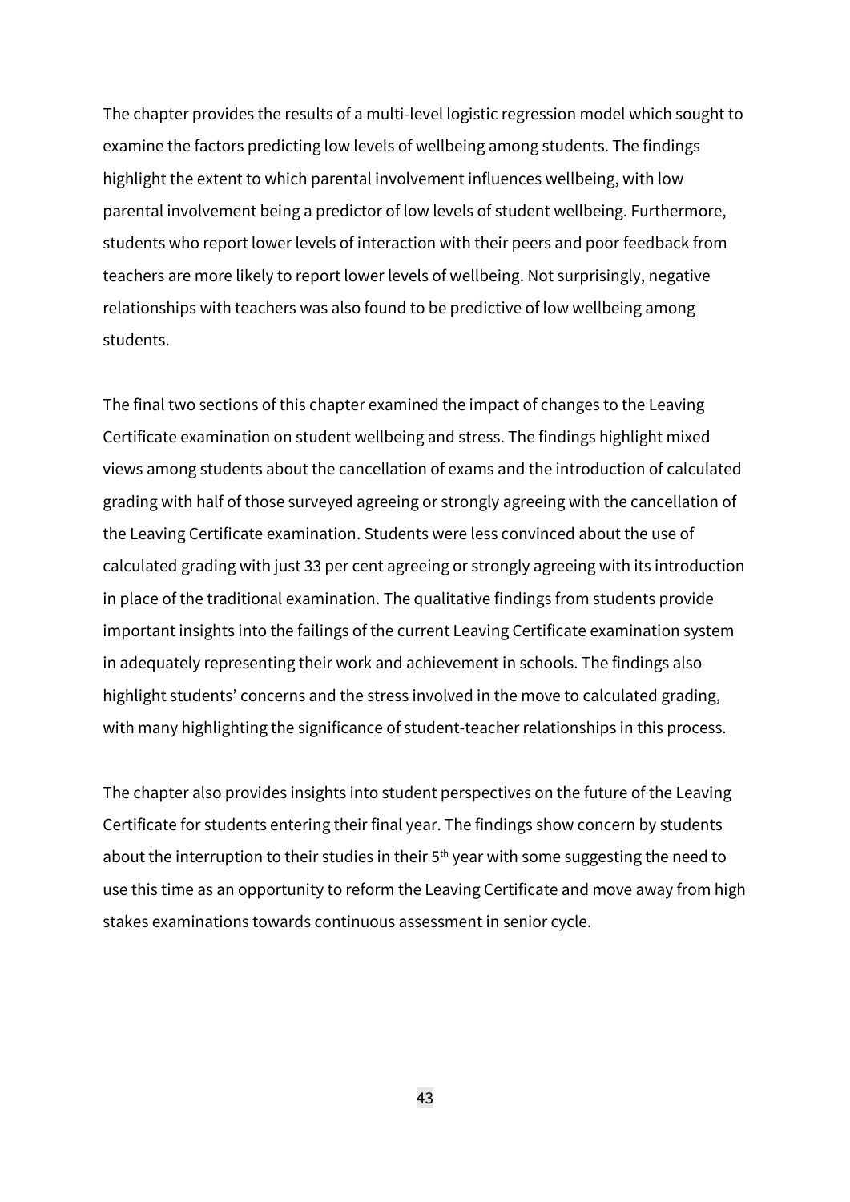The chapter provides the results of a multi-level logistic regression model which sought to examine the factors predicting low levels of wellbeing among students. The findings highlight the extent to which parental involvement influences wellbeing, with low parental involvement being a predictor of low levels of student wellbeing. Furthermore, students who report lower levels of interaction with their peers and poor feedback from teachers are more likely to report lower levels of wellbeing. Not surprisingly, negative relationships with teachers was also found to be predictive of low wellbeing among students.

The final two sections of this chapter examined the impact of changes to the Leaving Certificate examination on student wellbeing and stress. The findings highlight mixed views among students about the cancellation of exams and the introduction of calculated grading with half of those surveyed agreeing or strongly agreeing with the cancellation of the Leaving Certificate examination. Students were less convinced about the use of calculated grading with just 33 per cent agreeing or strongly agreeing with its introduction in place of the traditional examination. The qualitative findings from students provide important insights into the failings of the current Leaving Certificate examination system in adequately representing their work and achievement in schools. The findings also highlight students' concerns and the stress involved in the move to calculated grading, with many highlighting the significance of student-teacher relationships in this process.

The chapter also provides insights into student perspectives on the future of the Leaving Certificate for students entering their final year. The findings show concern by students about the interruption to their studies in their 5th year with some suggesting the need to use this time as an opportunity to reform the Leaving Certificate and move away from high stakes examinations towards continuous assessment in senior cycle.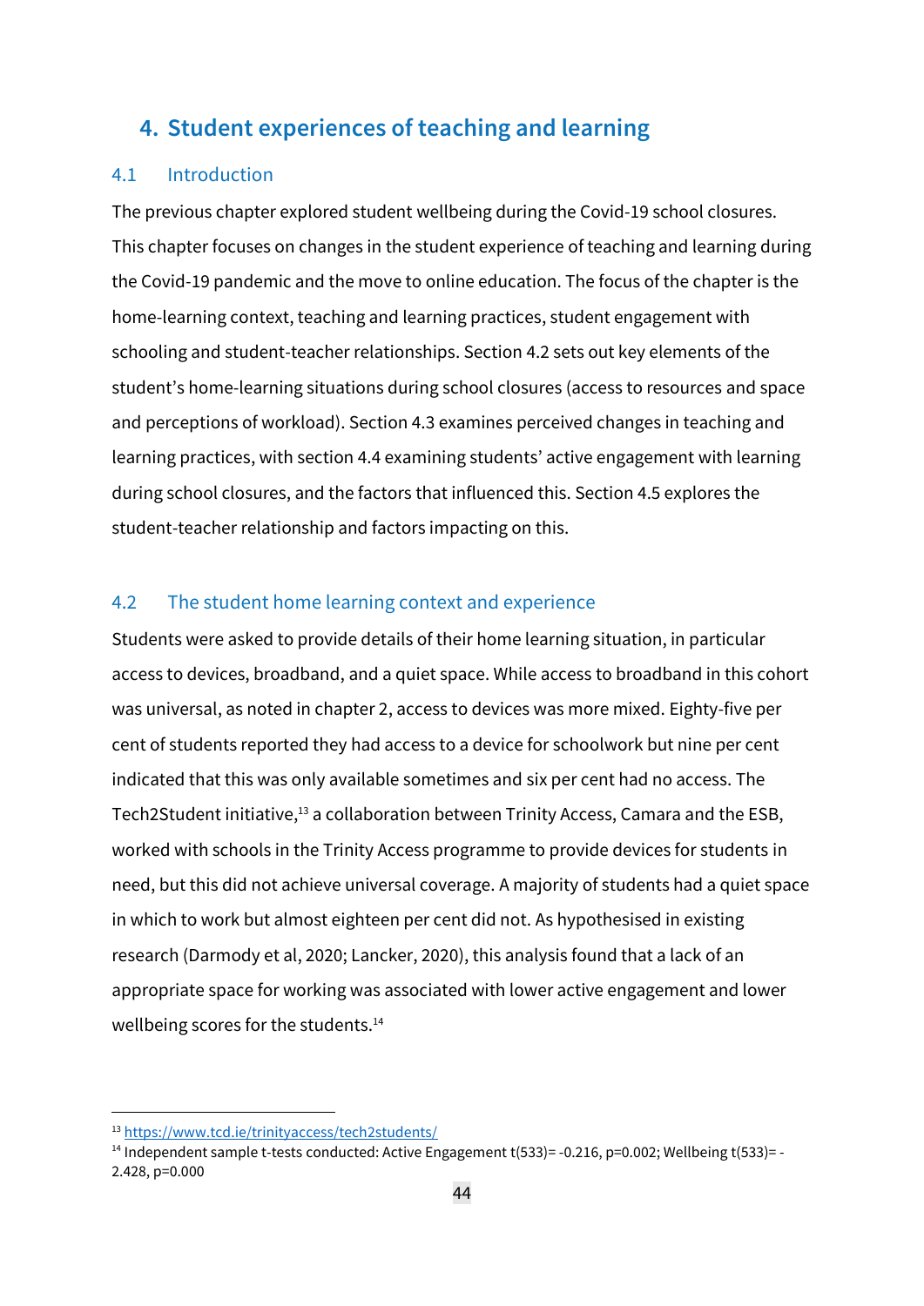# 4. Student experiences of teaching and learning

## 4.1 Introduction

The previous chapter explored student wellbeing during the Covid-19 school closures. This chapter focuses on changes in the student experience of teaching and learning during the Covid-19 pandemic and the move to online education. The focus of the chapter is the home-learning context, teaching and learning practices, student engagement with schooling and student-teacher relationships. Section 4.2 sets out key elements of the student's home-learning situations during school closures (access to resources and space and perceptions of workload). Section 4.3 examines perceived changes in teaching and learning practices, with section 4.4 examining students' active engagement with learning during school closures, and the factors that influenced this. Section 4.5 explores the student-teacher relationship and factors impacting on this.

## 4.2 The student home learning context and experience

Students were asked to provide details of their home learning situation, in particular access to devices, broadband, and a quiet space. While access to broadband in this cohort was universal, as noted in chapter 2, access to devices was more mixed. Eighty-five per cent of students reported they had access to a device for schoolwork but nine per cent indicated that this was only available sometimes and six per cent had no access. The Tech2Student initiative,[13] a collaboration between Trinity Access, Camara and the ESB, worked with schools in the Trinity Access programme to provide devices for students in need, but this did not achieve universal coverage. A majority of students had a quiet space in which to work but almost eighteen per cent did not. As hypothesised in existing research (Darmody et al, 2020; Lancker, 2020), this analysis found that a lack of an appropriate space for working was associated with lower active engagement and lower wellbeing scores for the students.[14]

---

[13] https://www.tcd.ie/trinityaccess/tech2students/

[14] Independent sample t-tests conducted: Active Engagement $t(533)= -0.216$, $p=0.002$; Wellbeing $t(533)= -2.428$, $p=0.000$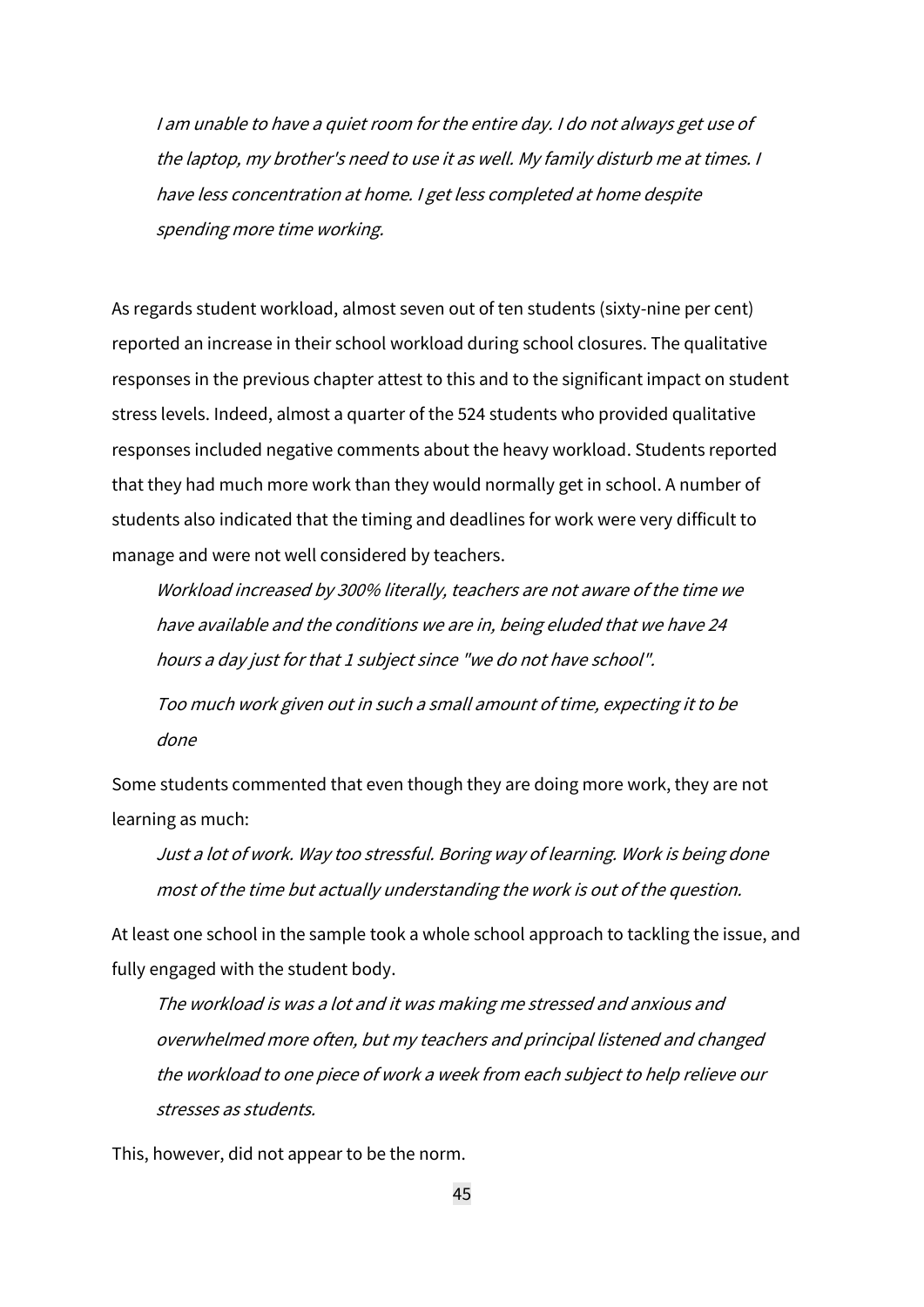> *I am unable to have a quiet room for the entire day. I do not always get use of the laptop, my brother's need to use it as well. My family disturb me at times. I have less concentration at home. I get less completed at home despite spending more time working.*

As regards student workload, almost seven out of ten students (sixty-nine per cent) reported an increase in their school workload during school closures. The qualitative responses in the previous chapter attest to this and to the significant impact on student stress levels. Indeed, almost a quarter of the 524 students who provided qualitative responses included negative comments about the heavy workload. Students reported that they had much more work than they would normally get in school. A number of students also indicated that the timing and deadlines for work were very difficult to manage and were not well considered by teachers.

> *Workload increased by 300% literally, teachers are not aware of the time we have available and the conditions we are in, being eluded that we have 24 hours a day just for that 1 subject since "we do not have school".*

> *Too much work given out in such a small amount of time, expecting it to be done*

Some students commented that even though they are doing more work, they are not learning as much:

> *Just a lot of work. Way too stressful. Boring way of learning. Work is being done most of the time but actually understanding the work is out of the question.*

At least one school in the sample took a whole school approach to tackling the issue, and fully engaged with the student body.

> *The workload is was a lot and it was making me stressed and anxious and overwhelmed more often, but my teachers and principal listened and changed the workload to one piece of work a week from each subject to help relieve our stresses as students.*

This, however, did not appear to be the norm.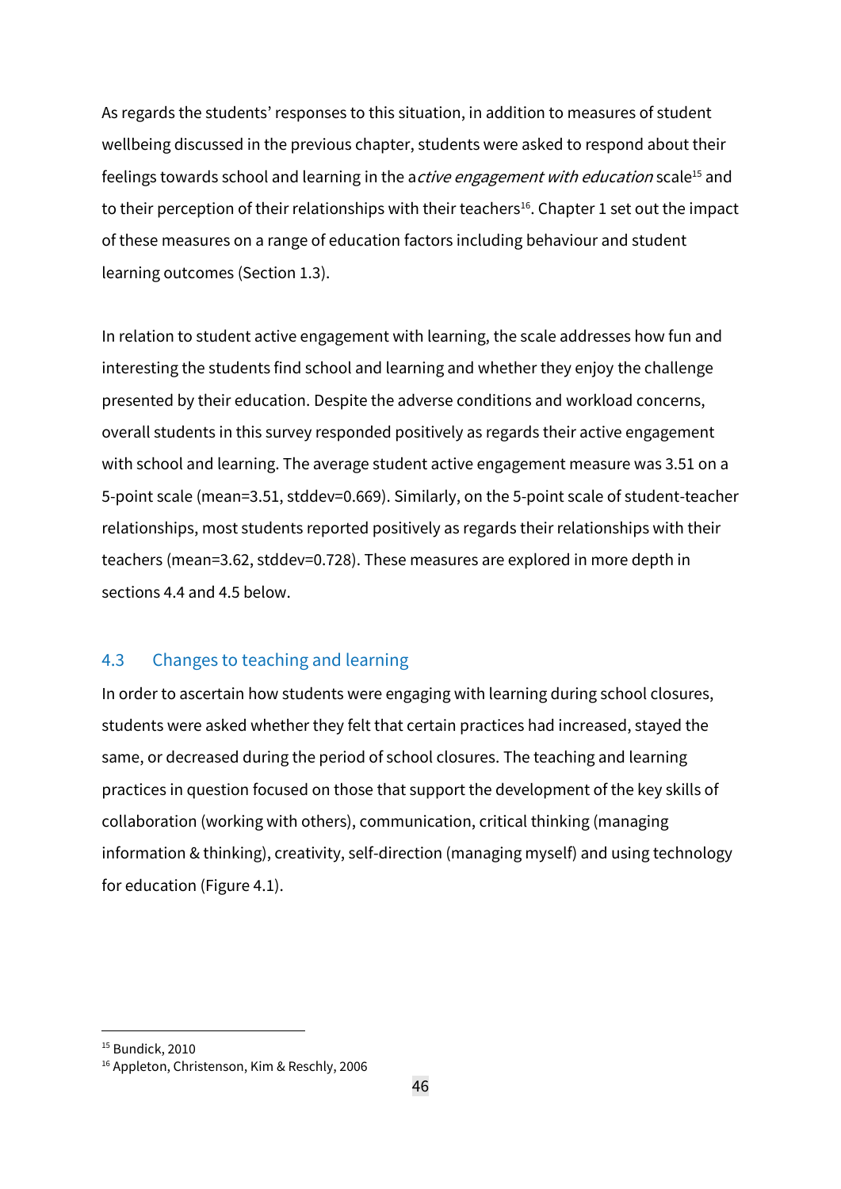As regards the students' responses to this situation, in addition to measures of student wellbeing discussed in the previous chapter, students were asked to respond about their feelings towards school and learning in the a*ctive engagement with education* scale[15] and to their perception of their relationships with their teachers[16]. Chapter 1 set out the impact of these measures on a range of education factors including behaviour and student learning outcomes (Section 1.3).

In relation to student active engagement with learning, the scale addresses how fun and interesting the students find school and learning and whether they enjoy the challenge presented by their education. Despite the adverse conditions and workload concerns, overall students in this survey responded positively as regards their active engagement with school and learning. The average student active engagement measure was 3.51 on a 5-point scale (mean=3.51, stddev=0.669). Similarly, on the 5-point scale of student-teacher relationships, most students reported positively as regards their relationships with their teachers (mean=3.62, stddev=0.728). These measures are explored in more depth in sections 4.4 and 4.5 below.

## 4.3 Changes to teaching and learning

In order to ascertain how students were engaging with learning during school closures, students were asked whether they felt that certain practices had increased, stayed the same, or decreased during the period of school closures. The teaching and learning practices in question focused on those that support the development of the key skills of collaboration (working with others), communication, critical thinking (managing information & thinking), creativity, self-direction (managing myself) and using technology for education (Figure 4.1).

[15] Bundick, 2010
[16] Appleton, Christenson, Kim & Reschly, 2006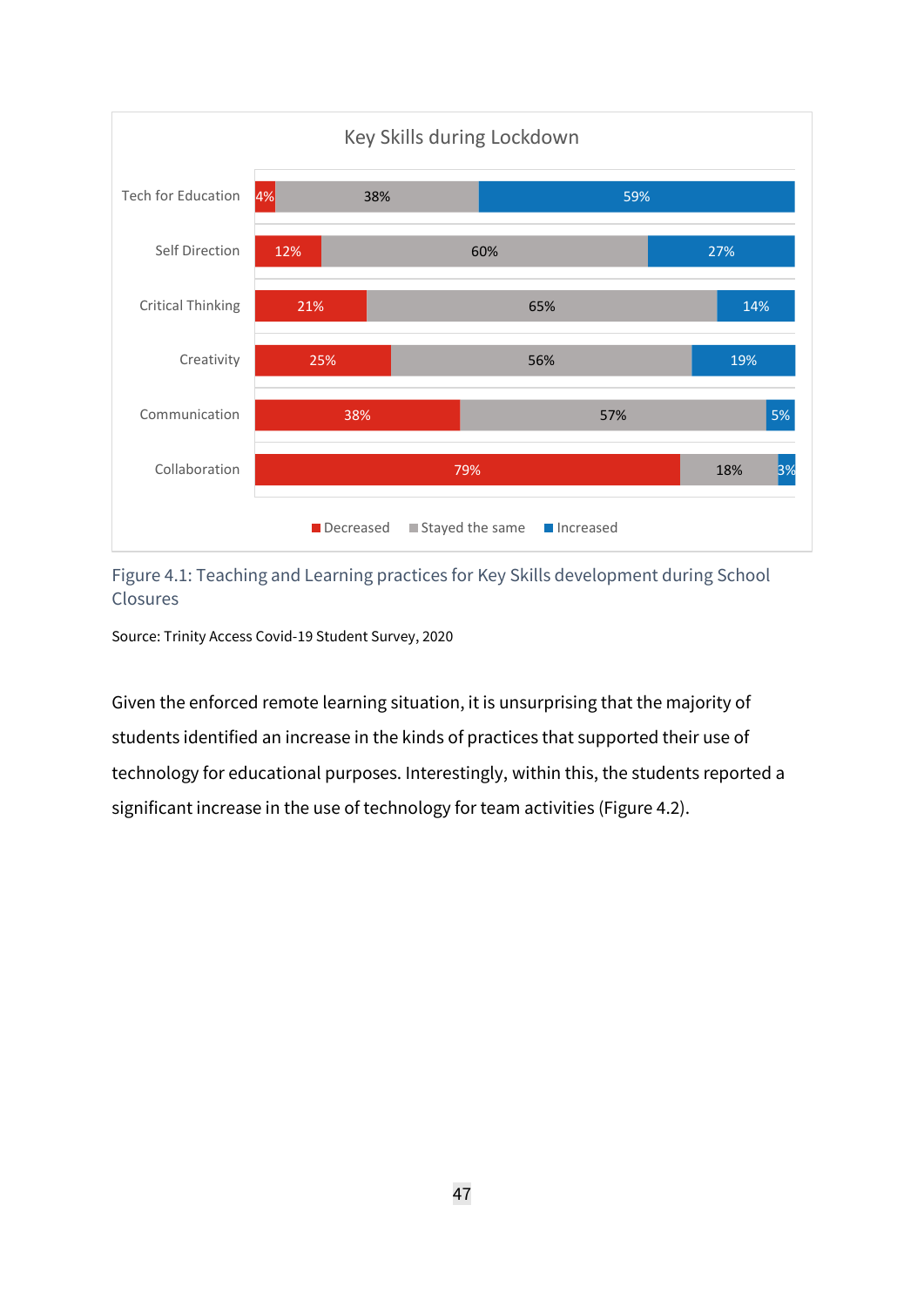**Key Skills during Lockdown**

| | Decreased | Stayed the same | Increased |
|---|---|---|---|
| Tech for Education | 4% | 38% | 59% |
| Self Direction | 12% | 60% | 27% |
| Critical Thinking | 21% | 65% | 14% |
| Creativity | 25% | 56% | 19% |
| Communication | 38% | 57% | 5% |
| Collaboration | 79% | 18% | 3% |

Figure 4.1: Teaching and Learning practices for Key Skills development during School Closures

Source: Trinity Access Covid-19 Student Survey, 2020

Given the enforced remote learning situation, it is unsurprising that the majority of students identified an increase in the kinds of practices that supported their use of technology for educational purposes. Interestingly, within this, the students reported a significant increase in the use of technology for team activities (Figure 4.2).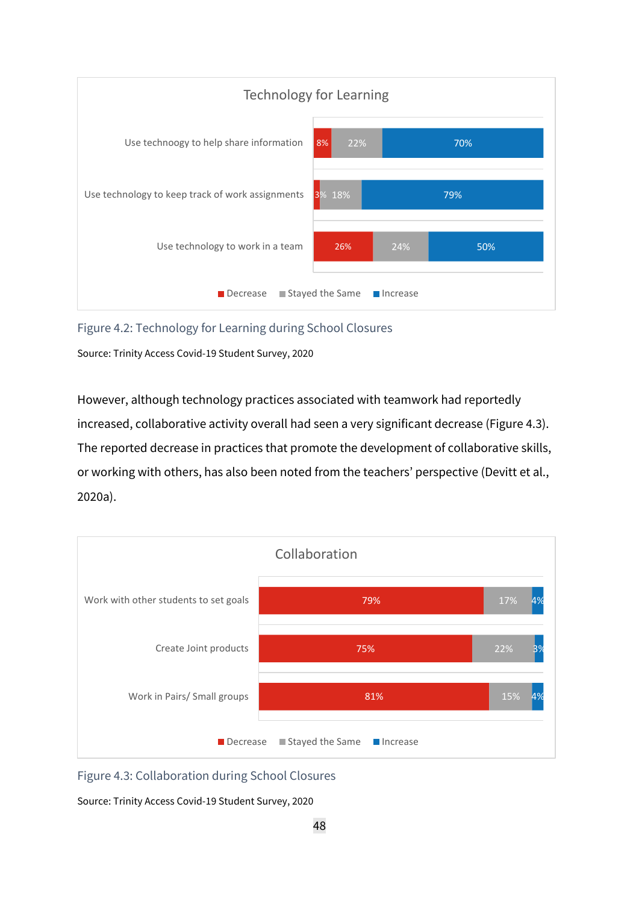**Technology for Learning**

| | Decrease | Stayed the Same | Increase |
|---|---|---|---|
| Use technoogy to help share information | 8% | 22% | 70% |
| Use technology to keep track of work assignments | 3% | 18% | 79% |
| Use technology to work in a team | 26% | 24% | 50% |

Figure 4.2: Technology for Learning during School Closures

Source: Trinity Access Covid-19 Student Survey, 2020

However, although technology practices associated with teamwork had reportedly increased, collaborative activity overall had seen a very significant decrease (Figure 4.3). The reported decrease in practices that promote the development of collaborative skills, or working with others, has also been noted from the teachers' perspective (Devitt et al., 2020a).

**Collaboration**

| | Decrease | Stayed the Same | Increase |
|---|---|---|---|
| Work with other students to set goals | 79% | 17% | 4% |
| Create Joint products | 75% | 22% | 3% |
| Work in Pairs/ Small groups | 81% | 15% | 4% |

Figure 4.3: Collaboration during School Closures

Source: Trinity Access Covid-19 Student Survey, 2020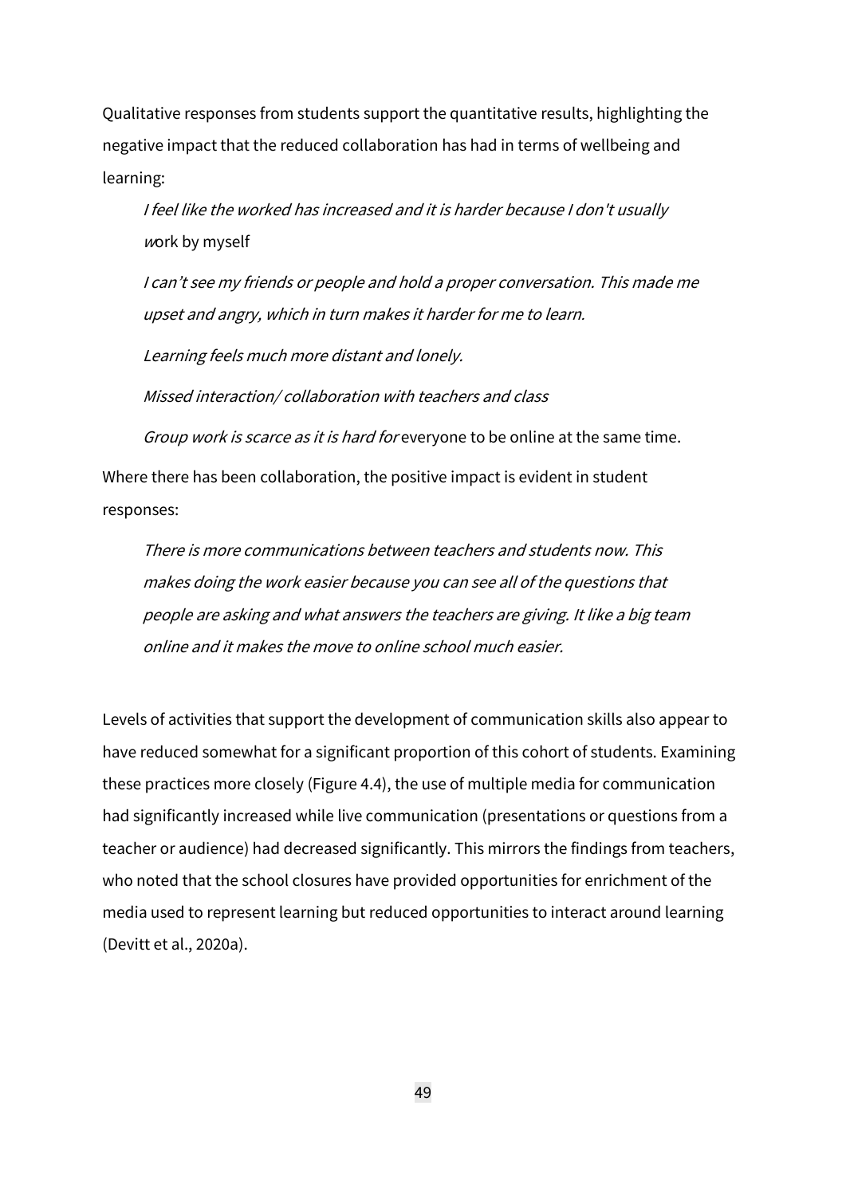Qualitative responses from students support the quantitative results, highlighting the negative impact that the reduced collaboration has had in terms of wellbeing and learning:

> *I feel like the worked has increased and it is harder because I don't usually w*ork by myself
>
> *I can't see my friends or people and hold a proper conversation. This made me upset and angry, which in turn makes it harder for me to learn.*
>
> *Learning feels much more distant and lonely.*
>
> *Missed interaction/ collaboration with teachers and class*
>
> *Group work is scarce as it is hard for* everyone to be online at the same time.

Where there has been collaboration, the positive impact is evident in student responses:

> *There is more communications between teachers and students now. This makes doing the work easier because you can see all of the questions that people are asking and what answers the teachers are giving. It like a big team online and it makes the move to online school much easier.*

Levels of activities that support the development of communication skills also appear to have reduced somewhat for a significant proportion of this cohort of students. Examining these practices more closely (Figure 4.4), the use of multiple media for communication had significantly increased while live communication (presentations or questions from a teacher or audience) had decreased significantly. This mirrors the findings from teachers, who noted that the school closures have provided opportunities for enrichment of the media used to represent learning but reduced opportunities to interact around learning (Devitt et al., 2020a).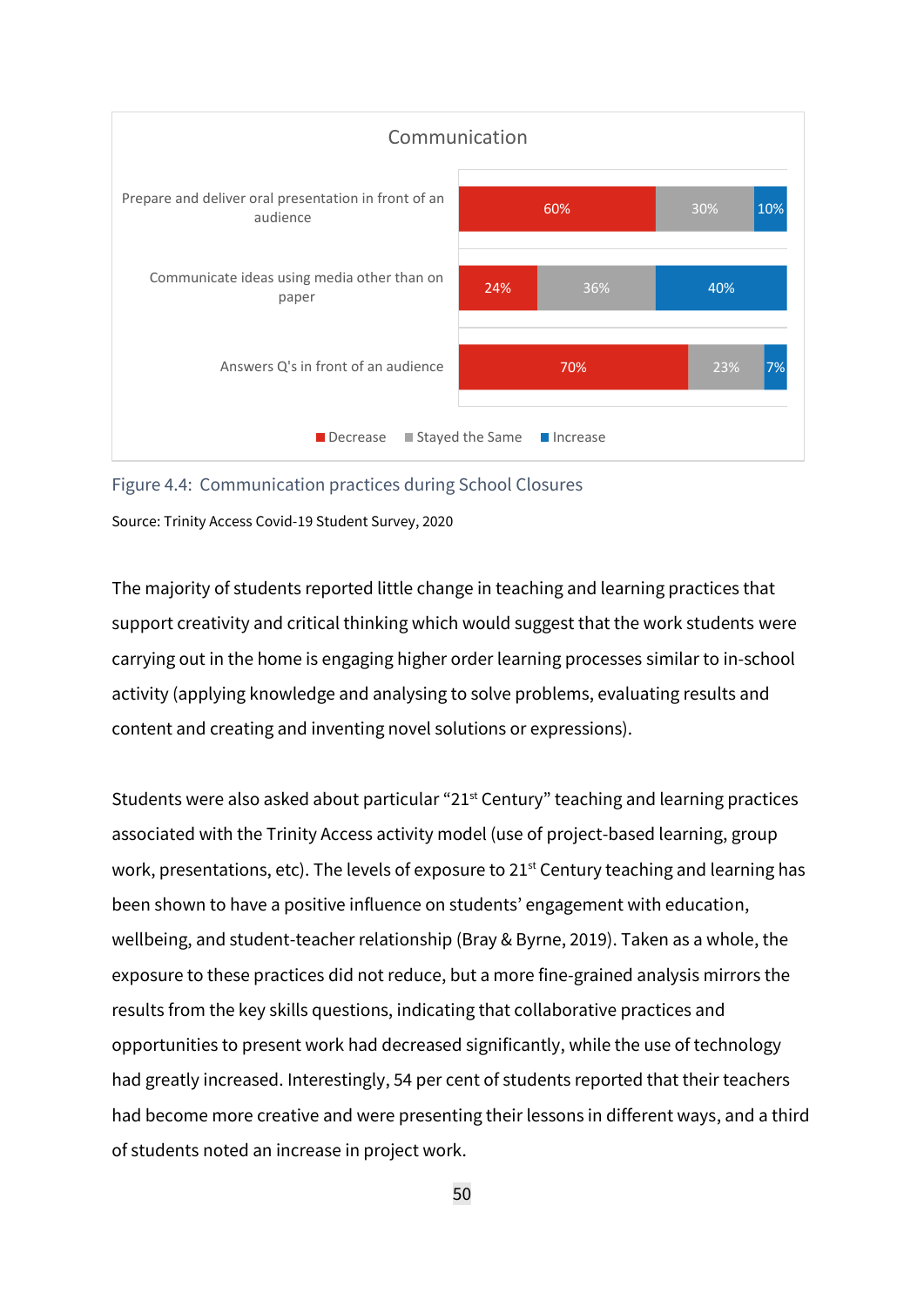Communication

| | Decrease | Stayed the Same | Increase |
|---|---|---|---|
| Prepare and deliver oral presentation in front of an audience | 60% | 30% | 10% |
| Communicate ideas using media other than on paper | 24% | 36% | 40% |
| Answers Q's in front of an audience | 70% | 23% | 7% |

Figure 4.4: Communication practices during School Closures

Source: Trinity Access Covid-19 Student Survey, 2020

The majority of students reported little change in teaching and learning practices that support creativity and critical thinking which would suggest that the work students were carrying out in the home is engaging higher order learning processes similar to in-school activity (applying knowledge and analysing to solve problems, evaluating results and content and creating and inventing novel solutions or expressions).

Students were also asked about particular "21st Century" teaching and learning practices associated with the Trinity Access activity model (use of project-based learning, group work, presentations, etc). The levels of exposure to 21st Century teaching and learning has been shown to have a positive influence on students' engagement with education, wellbeing, and student-teacher relationship (Bray & Byrne, 2019). Taken as a whole, the exposure to these practices did not reduce, but a more fine-grained analysis mirrors the results from the key skills questions, indicating that collaborative practices and opportunities to present work had decreased significantly, while the use of technology had greatly increased. Interestingly, 54 per cent of students reported that their teachers had become more creative and were presenting their lessons in different ways, and a third of students noted an increase in project work.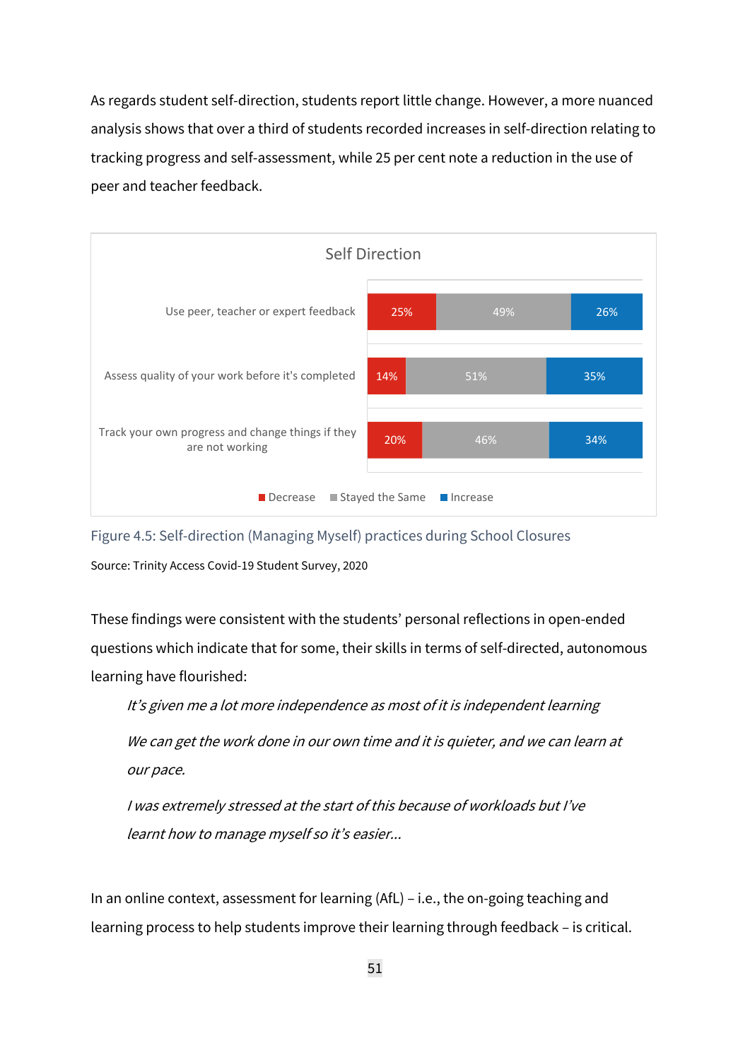As regards student self-direction, students report little change. However, a more nuanced analysis shows that over a third of students recorded increases in self-direction relating to tracking progress and self-assessment, while 25 per cent note a reduction in the use of peer and teacher feedback.

**Self Direction**

| | Decrease | Stayed the Same | Increase |
|---|---|---|---|
| Use peer, teacher or expert feedback | 25% | 49% | 26% |
| Assess quality of your work before it's completed | 14% | 51% | 35% |
| Track your own progress and change things if they are not working | 20% | 46% | 34% |

Figure 4.5: Self-direction (Managing Myself) practices during School Closures

Source: Trinity Access Covid-19 Student Survey, 2020

These findings were consistent with the students' personal reflections in open-ended questions which indicate that for some, their skills in terms of self-directed, autonomous learning have flourished:

> *It's given me a lot more independence as most of it is independent learning*
>
> *We can get the work done in our own time and it is quieter, and we can learn at our pace.*
>
> *I was extremely stressed at the start of this because of workloads but I've learnt how to manage myself so it's easier...*

In an online context, assessment for learning (AfL) – i.e., the on-going teaching and learning process to help students improve their learning through feedback – is critical.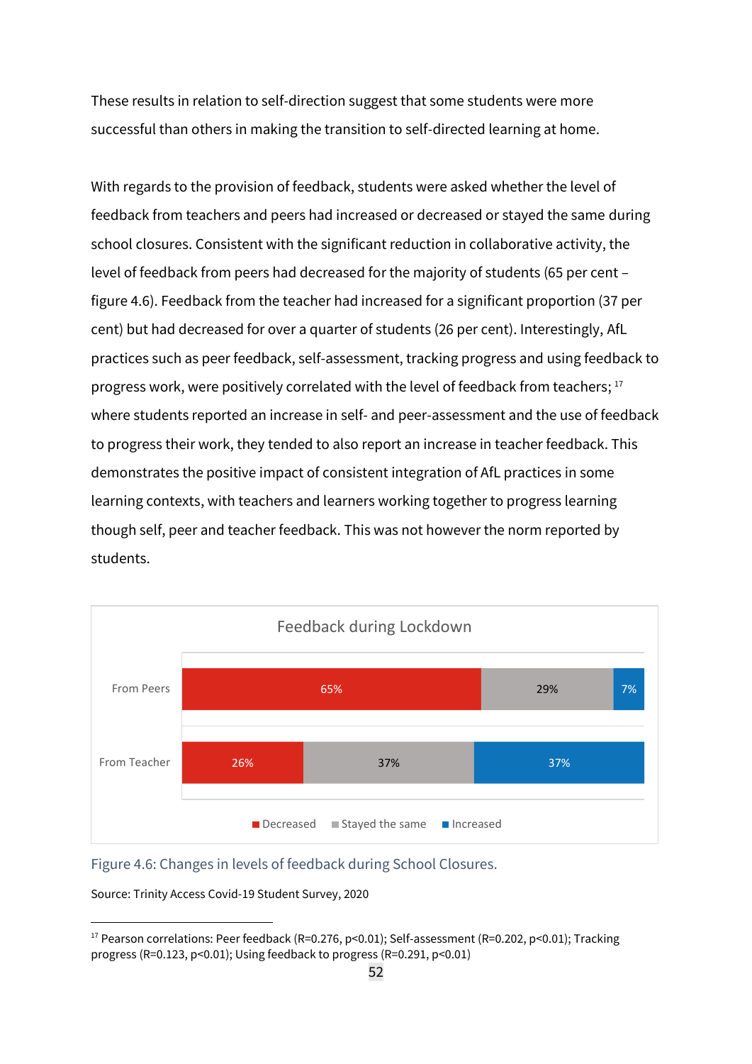These results in relation to self-direction suggest that some students were more successful than others in making the transition to self-directed learning at home.

With regards to the provision of feedback, students were asked whether the level of feedback from teachers and peers had increased or decreased or stayed the same during school closures. Consistent with the significant reduction in collaborative activity, the level of feedback from peers had decreased for the majority of students (65 per cent – figure 4.6). Feedback from the teacher had increased for a significant proportion (37 per cent) but had decreased for over a quarter of students (26 per cent). Interestingly, AfL practices such as peer feedback, self-assessment, tracking progress and using feedback to progress work, were positively correlated with the level of feedback from teachers; [17] where students reported an increase in self- and peer-assessment and the use of feedback to progress their work, they tended to also report an increase in teacher feedback. This demonstrates the positive impact of consistent integration of AfL practices in some learning contexts, with teachers and learners working together to progress learning though self, peer and teacher feedback. This was not however the norm reported by students.

**Feedback during Lockdown**

| | Decreased | Stayed the same | Increased |
|---|---|---|---|
| From Peers | 65% | 29% | 7% |
| From Teacher | 26% | 37% | 37% |

Figure 4.6: Changes in levels of feedback during School Closures.

Source: Trinity Access Covid-19 Student Survey, 2020

[17] Pearson correlations: Peer feedback ($R=0.276$, $p<0.01$); Self-assessment ($R=0.202$, $p<0.01$); Tracking progress ($R=0.123$, $p<0.01$); Using feedback to progress ($R=0.291$, $p<0.01$)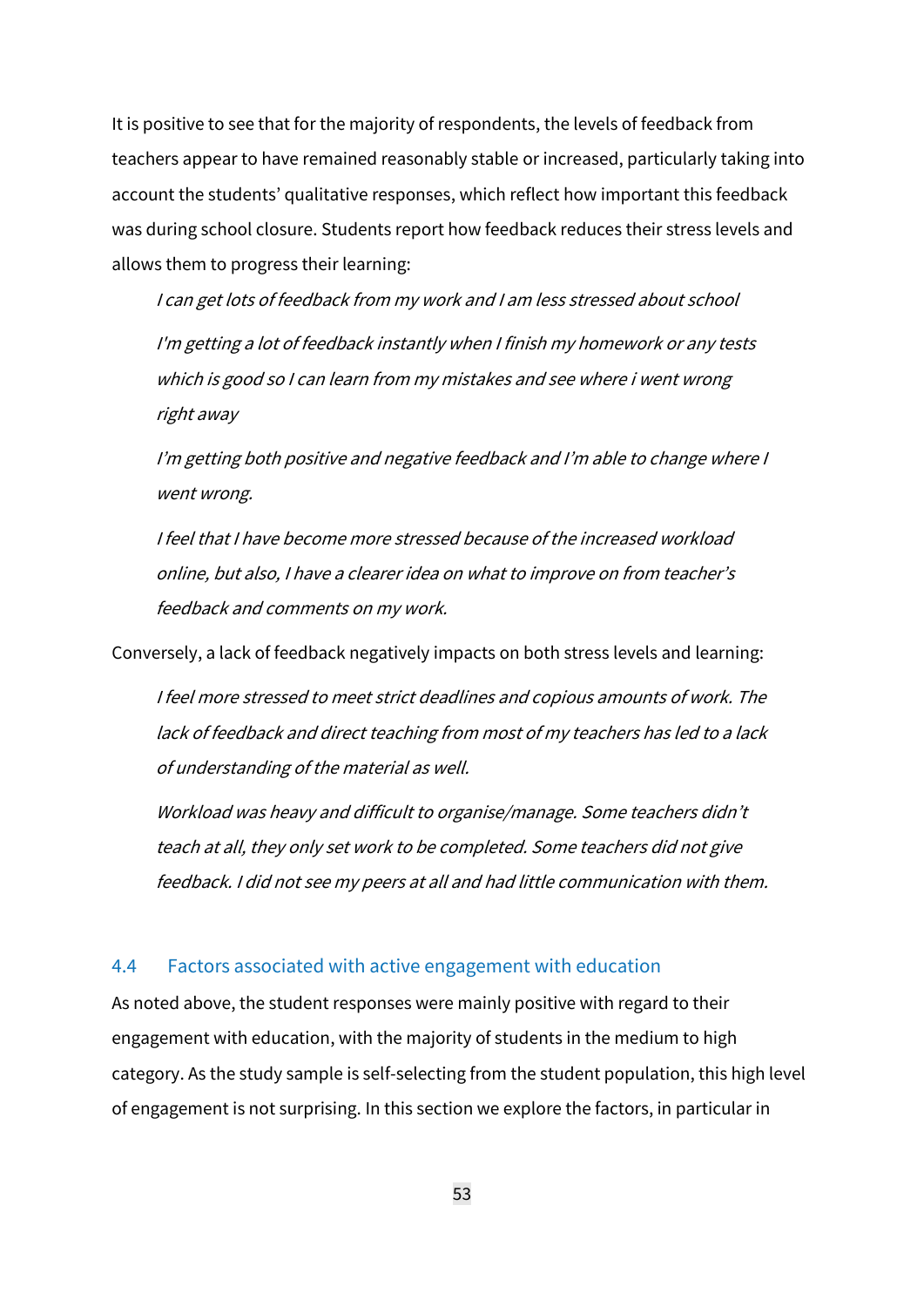It is positive to see that for the majority of respondents, the levels of feedback from teachers appear to have remained reasonably stable or increased, particularly taking into account the students' qualitative responses, which reflect how important this feedback was during school closure. Students report how feedback reduces their stress levels and allows them to progress their learning:

> *I can get lots of feedback from my work and I am less stressed about school*
>
> *I'm getting a lot of feedback instantly when I finish my homework or any tests which is good so I can learn from my mistakes and see where i went wrong right away*
>
> *I'm getting both positive and negative feedback and I'm able to change where I went wrong.*
>
> *I feel that I have become more stressed because of the increased workload online, but also, I have a clearer idea on what to improve on from teacher's feedback and comments on my work.*

Conversely, a lack of feedback negatively impacts on both stress levels and learning:

> *I feel more stressed to meet strict deadlines and copious amounts of work. The lack of feedback and direct teaching from most of my teachers has led to a lack of understanding of the material as well.*
>
> *Workload was heavy and difficult to organise/manage. Some teachers didn't teach at all, they only set work to be completed. Some teachers did not give feedback. I did not see my peers at all and had little communication with them.*

## 4.4 Factors associated with active engagement with education

As noted above, the student responses were mainly positive with regard to their engagement with education, with the majority of students in the medium to high category. As the study sample is self-selecting from the student population, this high level of engagement is not surprising. In this section we explore the factors, in particular in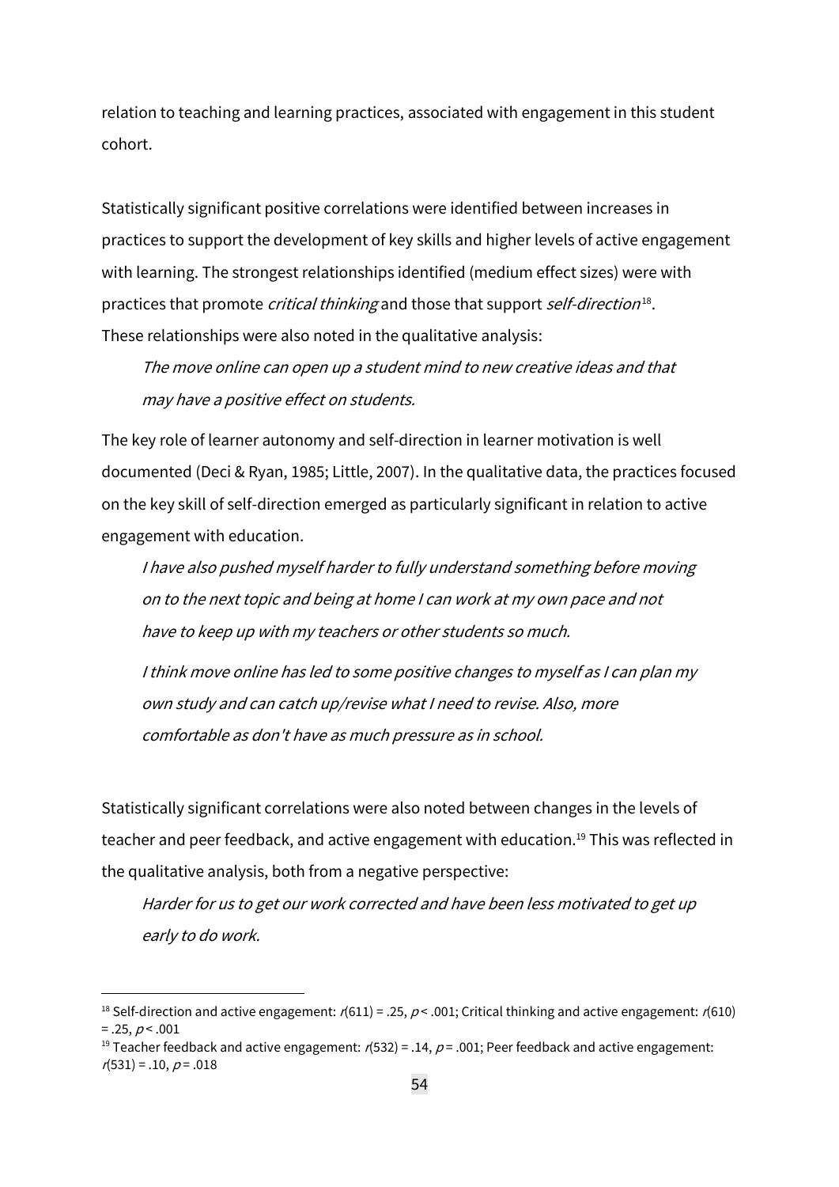relation to teaching and learning practices, associated with engagement in this student cohort.

Statistically significant positive correlations were identified between increases in practices to support the development of key skills and higher levels of active engagement with learning. The strongest relationships identified (medium effect sizes) were with practices that promote *critical thinking* and those that support *self-direction*[18]. These relationships were also noted in the qualitative analysis:

> *The move online can open up a student mind to new creative ideas and that may have a positive effect on students.*

The key role of learner autonomy and self-direction in learner motivation is well documented (Deci & Ryan, 1985; Little, 2007). In the qualitative data, the practices focused on the key skill of self-direction emerged as particularly significant in relation to active engagement with education.

> *I have also pushed myself harder to fully understand something before moving on to the next topic and being at home I can work at my own pace and not have to keep up with my teachers or other students so much.*
>
> *I think move online has led to some positive changes to myself as I can plan my own study and can catch up/revise what I need to revise. Also, more comfortable as don't have as much pressure as in school.*

Statistically significant correlations were also noted between changes in the levels of teacher and peer feedback, and active engagement with education.[19] This was reflected in the qualitative analysis, both from a negative perspective:

> *Harder for us to get our work corrected and have been less motivated to get up early to do work.*

---

[18] Self-direction and active engagement: $r(611) = .25$, $p < .001$; Critical thinking and active engagement: $r(610) = .25$, $p < .001$

[19] Teacher feedback and active engagement: $r(532) = .14$, $p = .001$; Peer feedback and active engagement: $r(531) = .10$, $p = .018$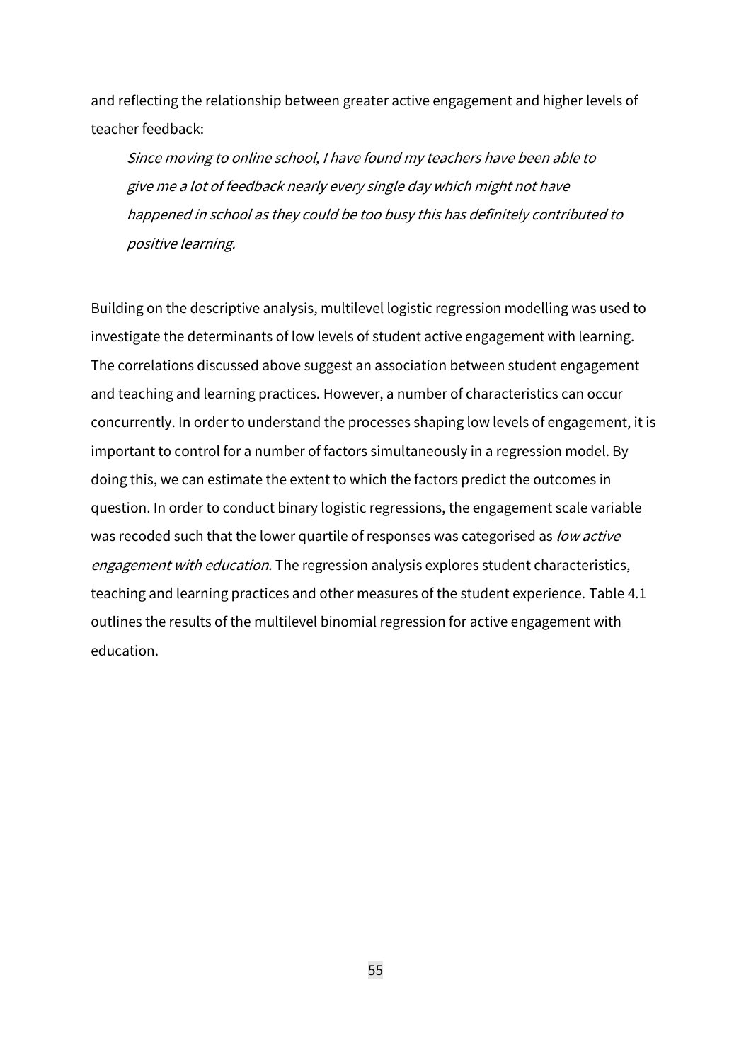and reflecting the relationship between greater active engagement and higher levels of teacher feedback:

> *Since moving to online school, I have found my teachers have been able to give me a lot of feedback nearly every single day which might not have happened in school as they could be too busy this has definitely contributed to positive learning.*

Building on the descriptive analysis, multilevel logistic regression modelling was used to investigate the determinants of low levels of student active engagement with learning. The correlations discussed above suggest an association between student engagement and teaching and learning practices. However, a number of characteristics can occur concurrently. In order to understand the processes shaping low levels of engagement, it is important to control for a number of factors simultaneously in a regression model. By doing this, we can estimate the extent to which the factors predict the outcomes in question. In order to conduct binary logistic regressions, the engagement scale variable was recoded such that the lower quartile of responses was categorised as *low active engagement with education.* The regression analysis explores student characteristics, teaching and learning practices and other measures of the student experience. Table 4.1 outlines the results of the multilevel binomial regression for active engagement with education.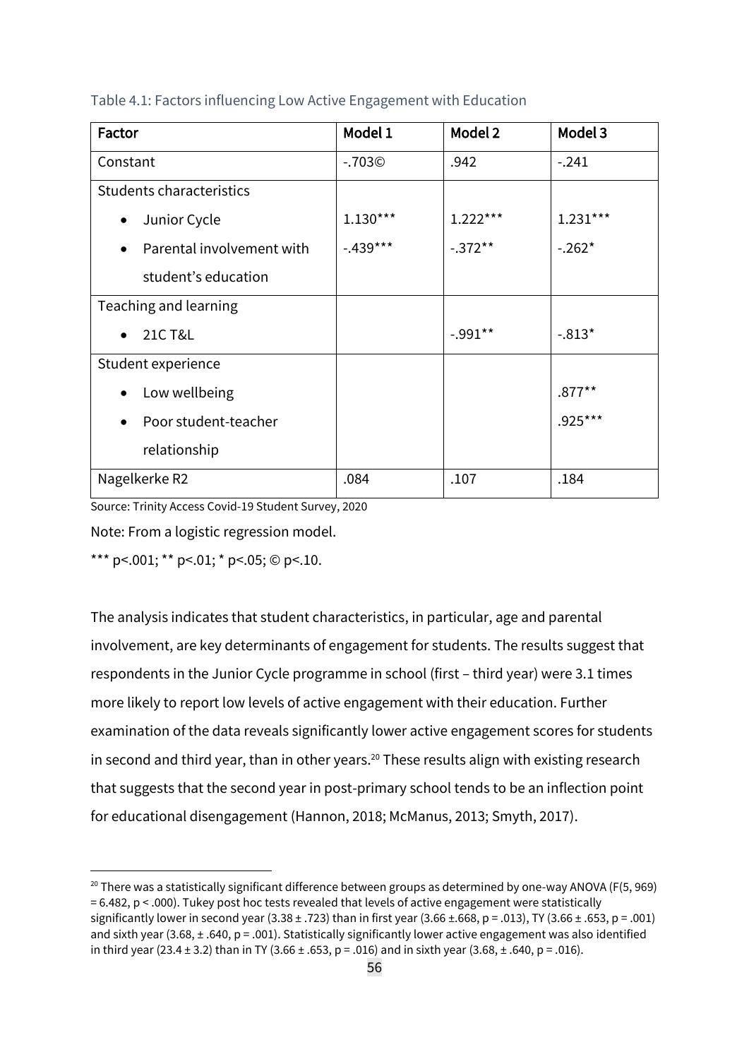Table 4.1: Factors influencing Low Active Engagement with Education

| Factor | Model 1 | Model 2 | Model 3 |
|---|---|---|---|
| Constant | -.703© | .942 | -.241 |
| Students characteristics | | | |
| • Junior Cycle | 1.130*** | 1.222*** | 1.231*** |
| • Parental involvement with student's education | -.439*** | -.372** | -.262* |
| Teaching and learning | | | |
| • 21C T&L | | -.991** | -.813* |
| Student experience | | | |
| • Low wellbeing | | | .877** |
| • Poor student-teacher relationship | | | .925*** |
| Nagelkerke R2 | .084 | .107 | .184 |

Source: Trinity Access Covid-19 Student Survey, 2020

Note: From a logistic regression model.

*** p<.001; ** p<.01; * p<.05; © p<.10.

The analysis indicates that student characteristics, in particular, age and parental involvement, are key determinants of engagement for students. The results suggest that respondents in the Junior Cycle programme in school (first – third year) were 3.1 times more likely to report low levels of active engagement with their education. Further examination of the data reveals significantly lower active engagement scores for students in second and third year, than in other years.[20] These results align with existing research that suggests that the second year in post-primary school tends to be an inflection point for educational disengagement (Hannon, 2018; McManus, 2013; Smyth, 2017).

[20] There was a statistically significant difference between groups as determined by one-way ANOVA ($F(5, 969) = 6.482$, $p < .000$). Tukey post hoc tests revealed that levels of active engagement were statistically significantly lower in second year (3.38 ± .723) than in first year (3.66 ±.668, p = .013), TY (3.66 ± .653, p = .001) and sixth year (3.68, ± .640, p = .001). Statistically significantly lower active engagement was also identified in third year (23.4 ± 3.2) than in TY (3.66 ± .653, p = .016) and in sixth year (3.68, ± .640, p = .016).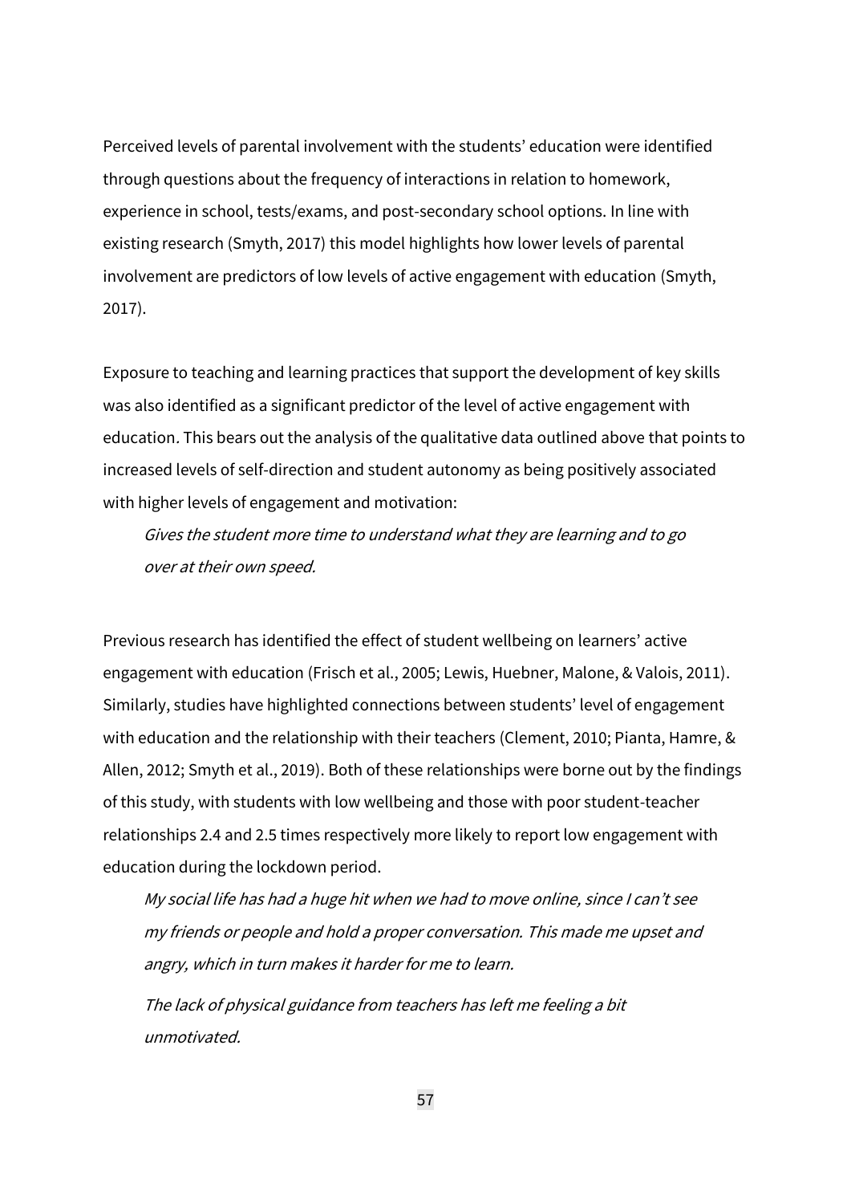Perceived levels of parental involvement with the students' education were identified through questions about the frequency of interactions in relation to homework, experience in school, tests/exams, and post-secondary school options. In line with existing research (Smyth, 2017) this model highlights how lower levels of parental involvement are predictors of low levels of active engagement with education (Smyth, 2017).

Exposure to teaching and learning practices that support the development of key skills was also identified as a significant predictor of the level of active engagement with education. This bears out the analysis of the qualitative data outlined above that points to increased levels of self-direction and student autonomy as being positively associated with higher levels of engagement and motivation:

> *Gives the student more time to understand what they are learning and to go over at their own speed.*

Previous research has identified the effect of student wellbeing on learners' active engagement with education (Frisch et al., 2005; Lewis, Huebner, Malone, & Valois, 2011). Similarly, studies have highlighted connections between students' level of engagement with education and the relationship with their teachers (Clement, 2010; Pianta, Hamre, & Allen, 2012; Smyth et al., 2019). Both of these relationships were borne out by the findings of this study, with students with low wellbeing and those with poor student-teacher relationships 2.4 and 2.5 times respectively more likely to report low engagement with education during the lockdown period.

> *My social life has had a huge hit when we had to move online, since I can't see my friends or people and hold a proper conversation. This made me upset and angry, which in turn makes it harder for me to learn.*
>
> *The lack of physical guidance from teachers has left me feeling a bit unmotivated.*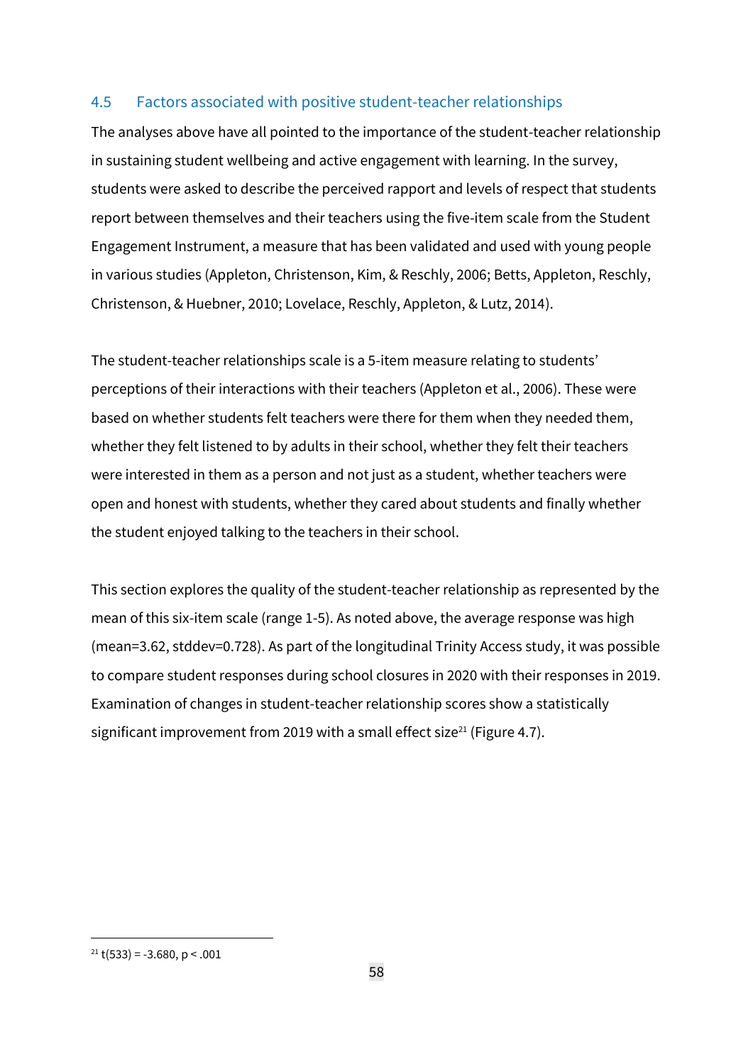## 4.5 Factors associated with positive student-teacher relationships

The analyses above have all pointed to the importance of the student-teacher relationship in sustaining student wellbeing and active engagement with learning. In the survey, students were asked to describe the perceived rapport and levels of respect that students report between themselves and their teachers using the five-item scale from the Student Engagement Instrument, a measure that has been validated and used with young people in various studies (Appleton, Christenson, Kim, & Reschly, 2006; Betts, Appleton, Reschly, Christenson, & Huebner, 2010; Lovelace, Reschly, Appleton, & Lutz, 2014).

The student-teacher relationships scale is a 5-item measure relating to students' perceptions of their interactions with their teachers (Appleton et al., 2006). These were based on whether students felt teachers were there for them when they needed them, whether they felt listened to by adults in their school, whether they felt their teachers were interested in them as a person and not just as a student, whether teachers were open and honest with students, whether they cared about students and finally whether the student enjoyed talking to the teachers in their school.

This section explores the quality of the student-teacher relationship as represented by the mean of this six-item scale (range 1-5). As noted above, the average response was high (mean=3.62, stddev=0.728). As part of the longitudinal Trinity Access study, it was possible to compare student responses during school closures in 2020 with their responses in 2019. Examination of changes in student-teacher relationship scores show a statistically significant improvement from 2019 with a small effect size[21] (Figure 4.7).

---

[21] $t(533) = -3.680$, $p < .001$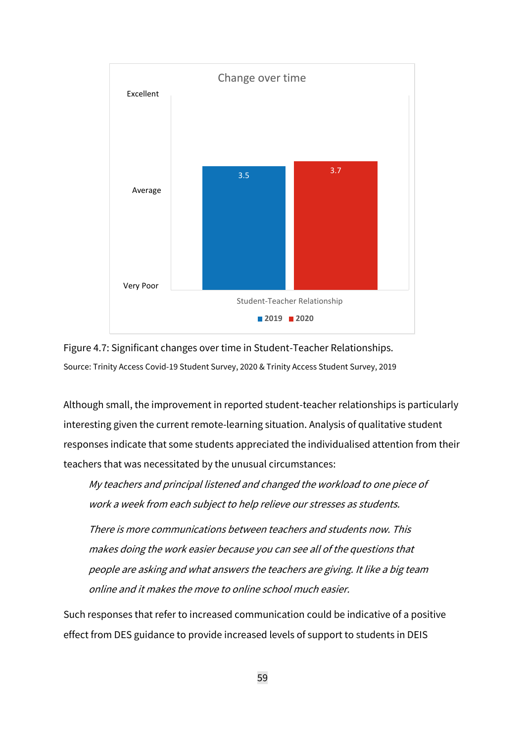Figure 4.7: Significant changes over time in Student-Teacher Relationships.

Source: Trinity Access Covid-19 Student Survey, 2020 & Trinity Access Student Survey, 2019

Although small, the improvement in reported student-teacher relationships is particularly interesting given the current remote-learning situation. Analysis of qualitative student responses indicate that some students appreciated the individualised attention from their teachers that was necessitated by the unusual circumstances:

> *My teachers and principal listened and changed the workload to one piece of work a week from each subject to help relieve our stresses as students.*

> *There is more communications between teachers and students now. This makes doing the work easier because you can see all of the questions that people are asking and what answers the teachers are giving. It like a big team online and it makes the move to online school much easier.*

Such responses that refer to increased communication could be indicative of a positive effect from DES guidance to provide increased levels of support to students in DEIS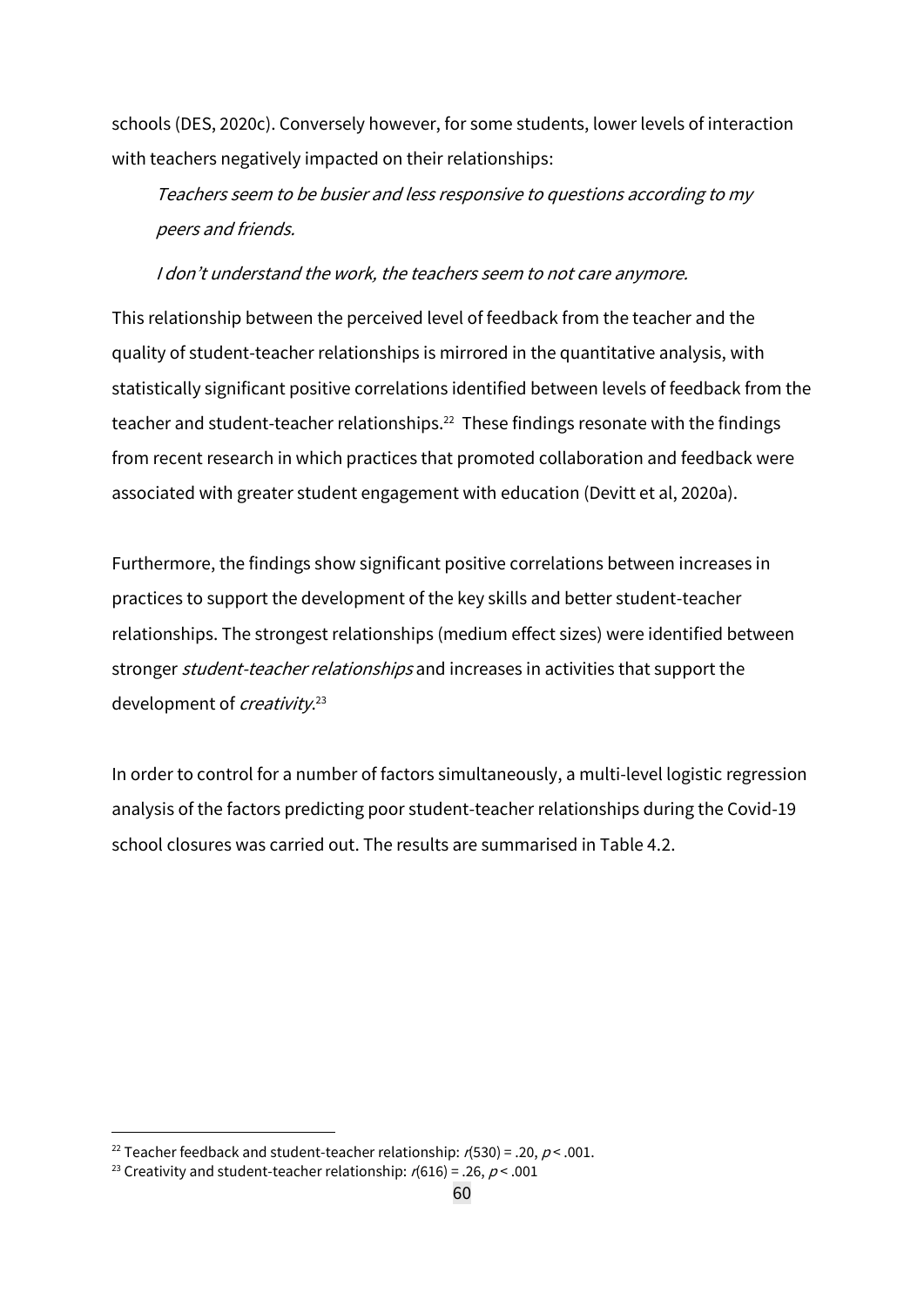schools (DES, 2020c). Conversely however, for some students, lower levels of interaction with teachers negatively impacted on their relationships:

> *Teachers seem to be busier and less responsive to questions according to my peers and friends.*
>
> *I don't understand the work, the teachers seem to not care anymore.*

This relationship between the perceived level of feedback from the teacher and the quality of student-teacher relationships is mirrored in the quantitative analysis, with statistically significant positive correlations identified between levels of feedback from the teacher and student-teacher relationships.[22] These findings resonate with the findings from recent research in which practices that promoted collaboration and feedback were associated with greater student engagement with education (Devitt et al, 2020a).

Furthermore, the findings show significant positive correlations between increases in practices to support the development of the key skills and better student-teacher relationships. The strongest relationships (medium effect sizes) were identified between stronger *student-teacher relationships* and increases in activities that support the development of *creativity*.[23]

In order to control for a number of factors simultaneously, a multi-level logistic regression analysis of the factors predicting poor student-teacher relationships during the Covid-19 school closures was carried out. The results are summarised in Table 4.2.

---

[22] Teacher feedback and student-teacher relationship: $r(530) = .20$, $p < .001$.

[23] Creativity and student-teacher relationship: $r(616) = .26$, $p < .001$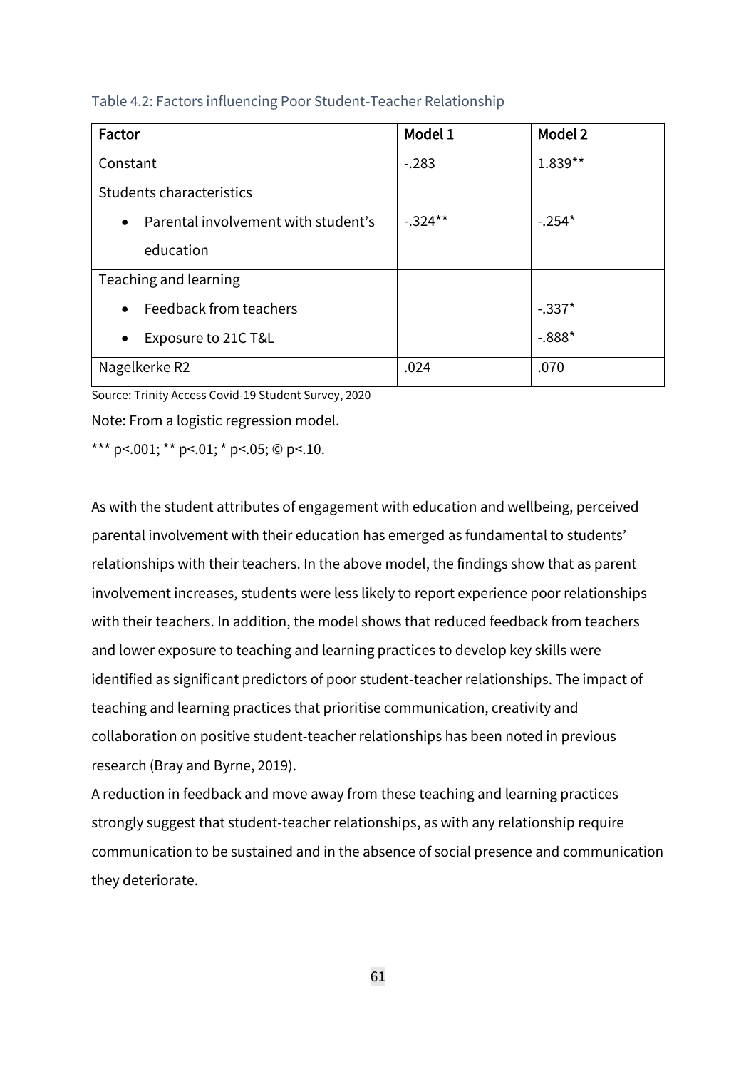Table 4.2: Factors influencing Poor Student-Teacher Relationship

| Factor | Model 1 | Model 2 |
|---|---|---|
| Constant | -.283 | 1.839** |
| Students characteristics | | |
| • Parental involvement with student's education | -.324** | -.254* |
| Teaching and learning | | |
| • Feedback from teachers | | -.337* |
| • Exposure to 21C T&L | | -.888* |
| Nagelkerke R2 | .024 | .070 |

Source: Trinity Access Covid-19 Student Survey, 2020

Note: From a logistic regression model.

*** p<.001; ** p<.01; * p<.05; © p<.10.

As with the student attributes of engagement with education and wellbeing, perceived parental involvement with their education has emerged as fundamental to students' relationships with their teachers. In the above model, the findings show that as parent involvement increases, students were less likely to report experience poor relationships with their teachers. In addition, the model shows that reduced feedback from teachers and lower exposure to teaching and learning practices to develop key skills were identified as significant predictors of poor student-teacher relationships. The impact of teaching and learning practices that prioritise communication, creativity and collaboration on positive student-teacher relationships has been noted in previous research (Bray and Byrne, 2019).

A reduction in feedback and move away from these teaching and learning practices strongly suggest that student-teacher relationships, as with any relationship require communication to be sustained and in the absence of social presence and communication they deteriorate.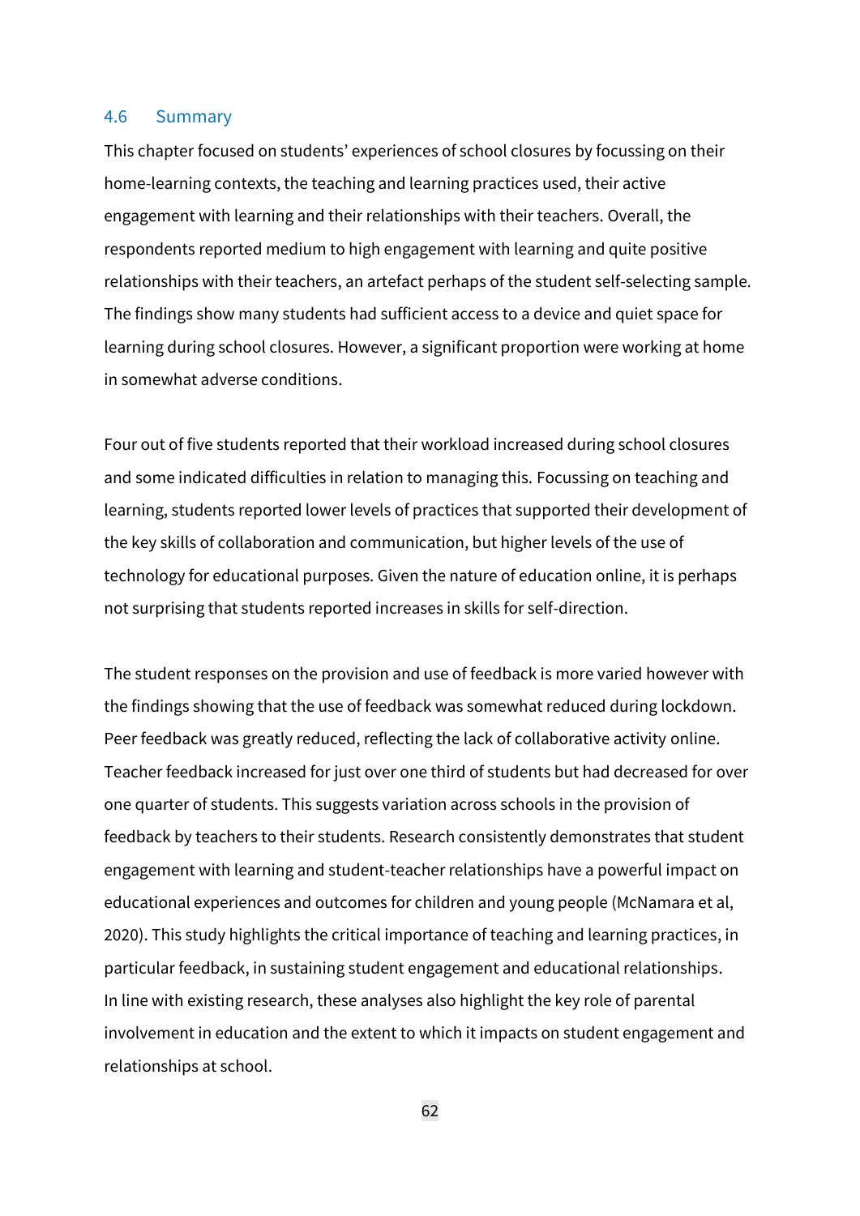## 4.6 Summary

This chapter focused on students' experiences of school closures by focussing on their home-learning contexts, the teaching and learning practices used, their active engagement with learning and their relationships with their teachers. Overall, the respondents reported medium to high engagement with learning and quite positive relationships with their teachers, an artefact perhaps of the student self-selecting sample. The findings show many students had sufficient access to a device and quiet space for learning during school closures. However, a significant proportion were working at home in somewhat adverse conditions.

Four out of five students reported that their workload increased during school closures and some indicated difficulties in relation to managing this. Focussing on teaching and learning, students reported lower levels of practices that supported their development of the key skills of collaboration and communication, but higher levels of the use of technology for educational purposes. Given the nature of education online, it is perhaps not surprising that students reported increases in skills for self-direction.

The student responses on the provision and use of feedback is more varied however with the findings showing that the use of feedback was somewhat reduced during lockdown. Peer feedback was greatly reduced, reflecting the lack of collaborative activity online. Teacher feedback increased for just over one third of students but had decreased for over one quarter of students. This suggests variation across schools in the provision of feedback by teachers to their students. Research consistently demonstrates that student engagement with learning and student-teacher relationships have a powerful impact on educational experiences and outcomes for children and young people (McNamara et al, 2020). This study highlights the critical importance of teaching and learning practices, in particular feedback, in sustaining student engagement and educational relationships. In line with existing research, these analyses also highlight the key role of parental involvement in education and the extent to which it impacts on student engagement and relationships at school.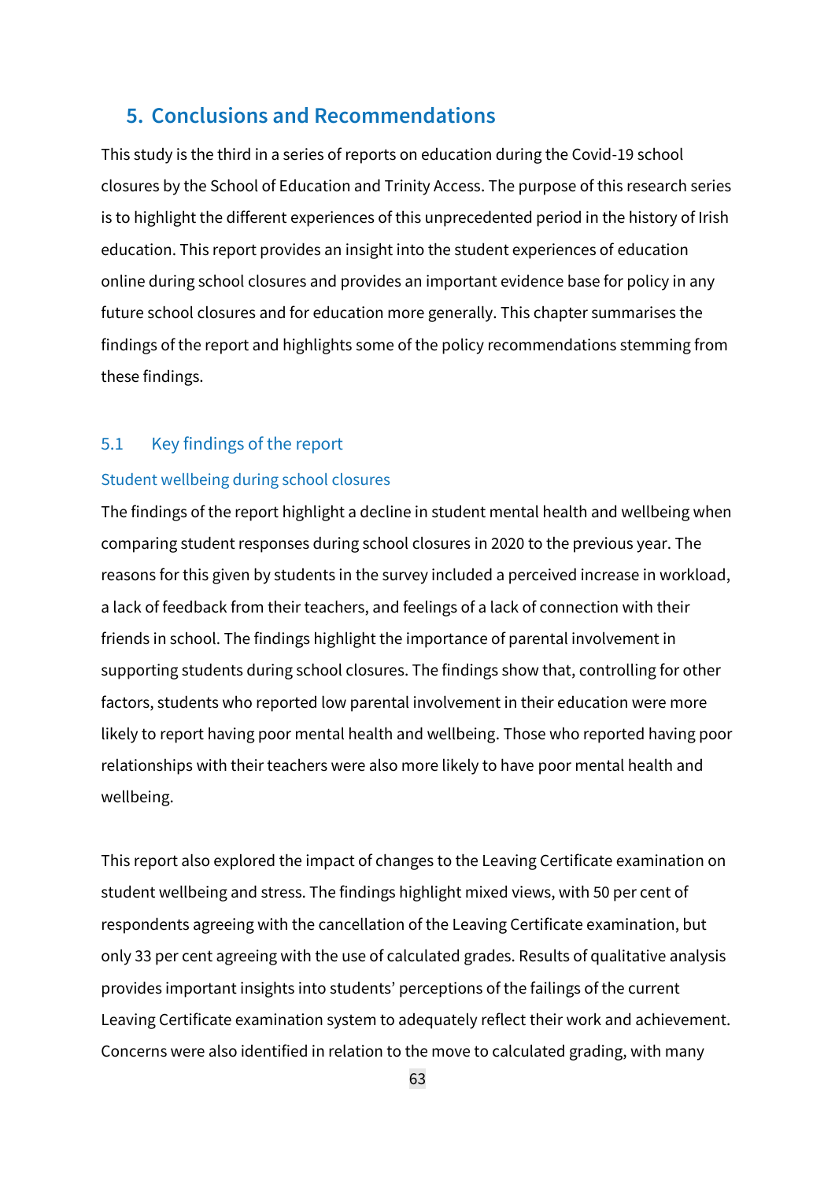# 5. Conclusions and Recommendations

This study is the third in a series of reports on education during the Covid-19 school closures by the School of Education and Trinity Access. The purpose of this research series is to highlight the different experiences of this unprecedented period in the history of Irish education. This report provides an insight into the student experiences of education online during school closures and provides an important evidence base for policy in any future school closures and for education more generally. This chapter summarises the findings of the report and highlights some of the policy recommendations stemming from these findings.

## 5.1 Key findings of the report

### Student wellbeing during school closures

The findings of the report highlight a decline in student mental health and wellbeing when comparing student responses during school closures in 2020 to the previous year. The reasons for this given by students in the survey included a perceived increase in workload, a lack of feedback from their teachers, and feelings of a lack of connection with their friends in school. The findings highlight the importance of parental involvement in supporting students during school closures. The findings show that, controlling for other factors, students who reported low parental involvement in their education were more likely to report having poor mental health and wellbeing. Those who reported having poor relationships with their teachers were also more likely to have poor mental health and wellbeing.

This report also explored the impact of changes to the Leaving Certificate examination on student wellbeing and stress. The findings highlight mixed views, with 50 per cent of respondents agreeing with the cancellation of the Leaving Certificate examination, but only 33 per cent agreeing with the use of calculated grades. Results of qualitative analysis provides important insights into students' perceptions of the failings of the current Leaving Certificate examination system to adequately reflect their work and achievement. Concerns were also identified in relation to the move to calculated grading, with many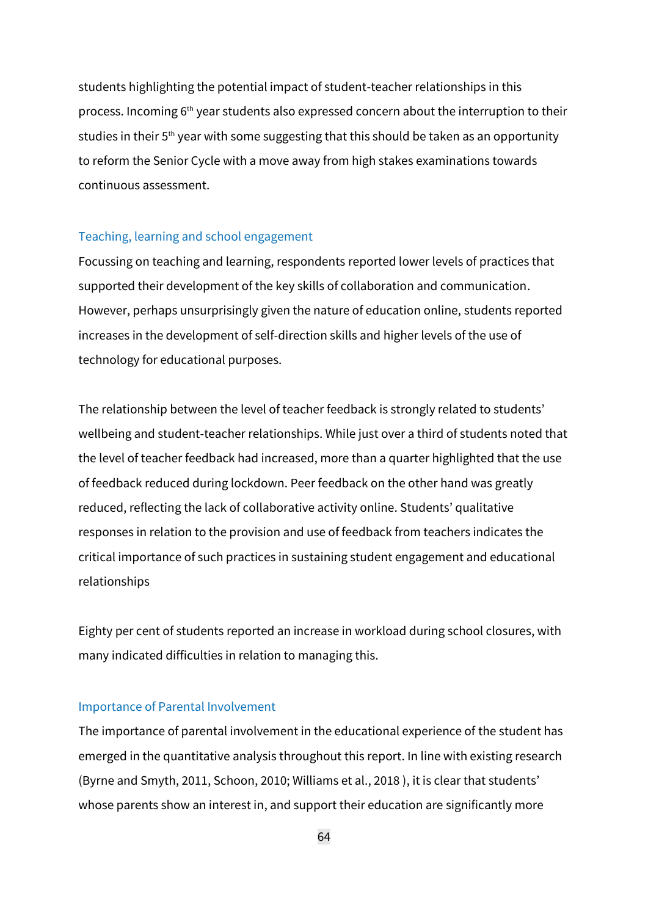students highlighting the potential impact of student-teacher relationships in this process. Incoming 6th year students also expressed concern about the interruption to their studies in their 5th year with some suggesting that this should be taken as an opportunity to reform the Senior Cycle with a move away from high stakes examinations towards continuous assessment.

### Teaching, learning and school engagement

Focussing on teaching and learning, respondents reported lower levels of practices that supported their development of the key skills of collaboration and communication. However, perhaps unsurprisingly given the nature of education online, students reported increases in the development of self-direction skills and higher levels of the use of technology for educational purposes.

The relationship between the level of teacher feedback is strongly related to students' wellbeing and student-teacher relationships. While just over a third of students noted that the level of teacher feedback had increased, more than a quarter highlighted that the use of feedback reduced during lockdown. Peer feedback on the other hand was greatly reduced, reflecting the lack of collaborative activity online. Students' qualitative responses in relation to the provision and use of feedback from teachers indicates the critical importance of such practices in sustaining student engagement and educational relationships

Eighty per cent of students reported an increase in workload during school closures, with many indicated difficulties in relation to managing this.

### Importance of Parental Involvement

The importance of parental involvement in the educational experience of the student has emerged in the quantitative analysis throughout this report. In line with existing research (Byrne and Smyth, 2011, Schoon, 2010; Williams et al., 2018 ), it is clear that students' whose parents show an interest in, and support their education are significantly more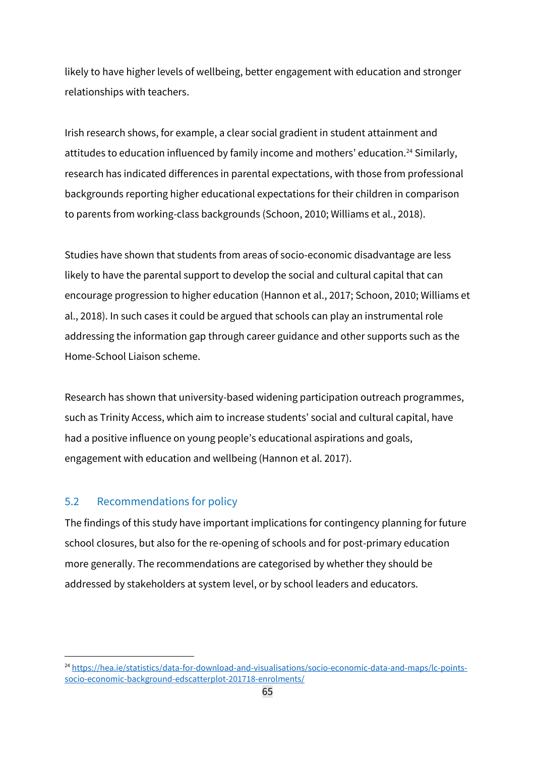likely to have higher levels of wellbeing, better engagement with education and stronger relationships with teachers.

Irish research shows, for example, a clear social gradient in student attainment and attitudes to education influenced by family income and mothers' education.[24] Similarly, research has indicated differences in parental expectations, with those from professional backgrounds reporting higher educational expectations for their children in comparison to parents from working-class backgrounds (Schoon, 2010; Williams et al., 2018).

Studies have shown that students from areas of socio-economic disadvantage are less likely to have the parental support to develop the social and cultural capital that can encourage progression to higher education (Hannon et al., 2017; Schoon, 2010; Williams et al., 2018). In such cases it could be argued that schools can play an instrumental role addressing the information gap through career guidance and other supports such as the Home-School Liaison scheme.

Research has shown that university-based widening participation outreach programmes, such as Trinity Access, which aim to increase students' social and cultural capital, have had a positive influence on young people's educational aspirations and goals, engagement with education and wellbeing (Hannon et al. 2017).

## 5.2 Recommendations for policy

The findings of this study have important implications for contingency planning for future school closures, but also for the re-opening of schools and for post-primary education more generally. The recommendations are categorised by whether they should be addressed by stakeholders at system level, or by school leaders and educators.

[24] https://hea.ie/statistics/data-for-download-and-visualisations/socio-economic-data-and-maps/lc-points-socio-economic-background-edscatterplot-201718-enrolments/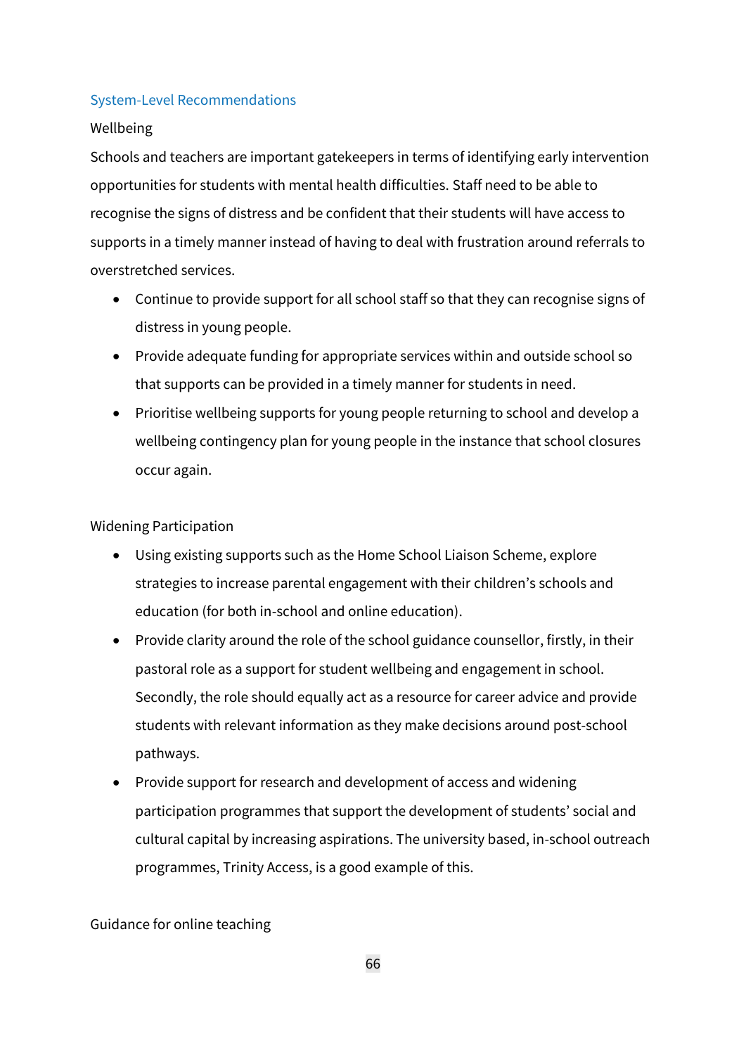## System-Level Recommendations

### Wellbeing

Schools and teachers are important gatekeepers in terms of identifying early intervention opportunities for students with mental health difficulties. Staff need to be able to recognise the signs of distress and be confident that their students will have access to supports in a timely manner instead of having to deal with frustration around referrals to overstretched services.

- Continue to provide support for all school staff so that they can recognise signs of distress in young people.
- Provide adequate funding for appropriate services within and outside school so that supports can be provided in a timely manner for students in need.
- Prioritise wellbeing supports for young people returning to school and develop a wellbeing contingency plan for young people in the instance that school closures occur again.

### Widening Participation

- Using existing supports such as the Home School Liaison Scheme, explore strategies to increase parental engagement with their children's schools and education (for both in-school and online education).
- Provide clarity around the role of the school guidance counsellor, firstly, in their pastoral role as a support for student wellbeing and engagement in school. Secondly, the role should equally act as a resource for career advice and provide students with relevant information as they make decisions around post-school pathways.
- Provide support for research and development of access and widening participation programmes that support the development of students' social and cultural capital by increasing aspirations. The university based, in-school outreach programmes, Trinity Access, is a good example of this.

### Guidance for online teaching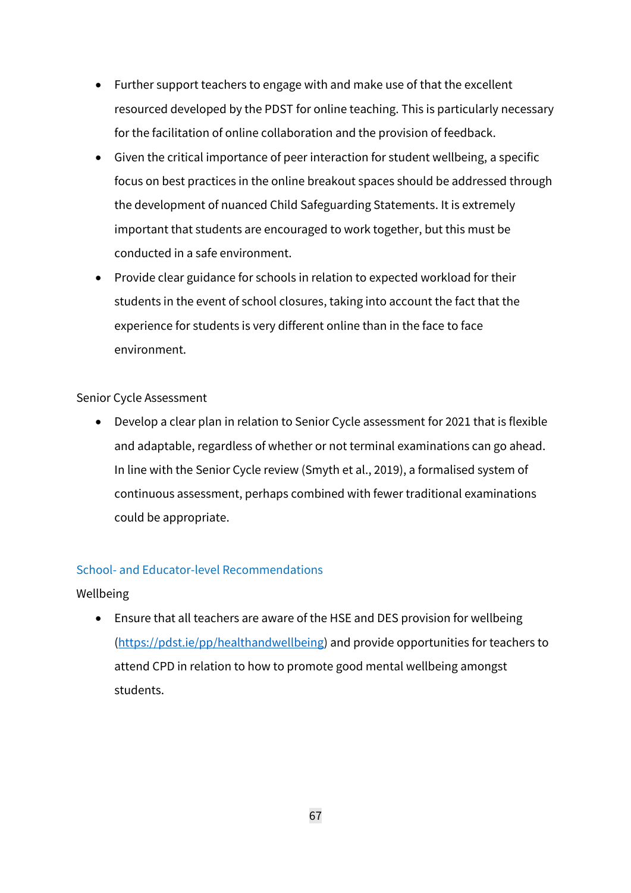- Further support teachers to engage with and make use of that the excellent resourced developed by the PDST for online teaching. This is particularly necessary for the facilitation of online collaboration and the provision of feedback.
- Given the critical importance of peer interaction for student wellbeing, a specific focus on best practices in the online breakout spaces should be addressed through the development of nuanced Child Safeguarding Statements. It is extremely important that students are encouraged to work together, but this must be conducted in a safe environment.
- Provide clear guidance for schools in relation to expected workload for their students in the event of school closures, taking into account the fact that the experience for students is very different online than in the face to face environment.

Senior Cycle Assessment

- Develop a clear plan in relation to Senior Cycle assessment for 2021 that is flexible and adaptable, regardless of whether or not terminal examinations can go ahead. In line with the Senior Cycle review (Smyth et al., 2019), a formalised system of continuous assessment, perhaps combined with fewer traditional examinations could be appropriate.

### School- and Educator-level Recommendations

Wellbeing

- Ensure that all teachers are aware of the HSE and DES provision for wellbeing (https://pdst.ie/pp/healthandwellbeing) and provide opportunities for teachers to attend CPD in relation to how to promote good mental wellbeing amongst students.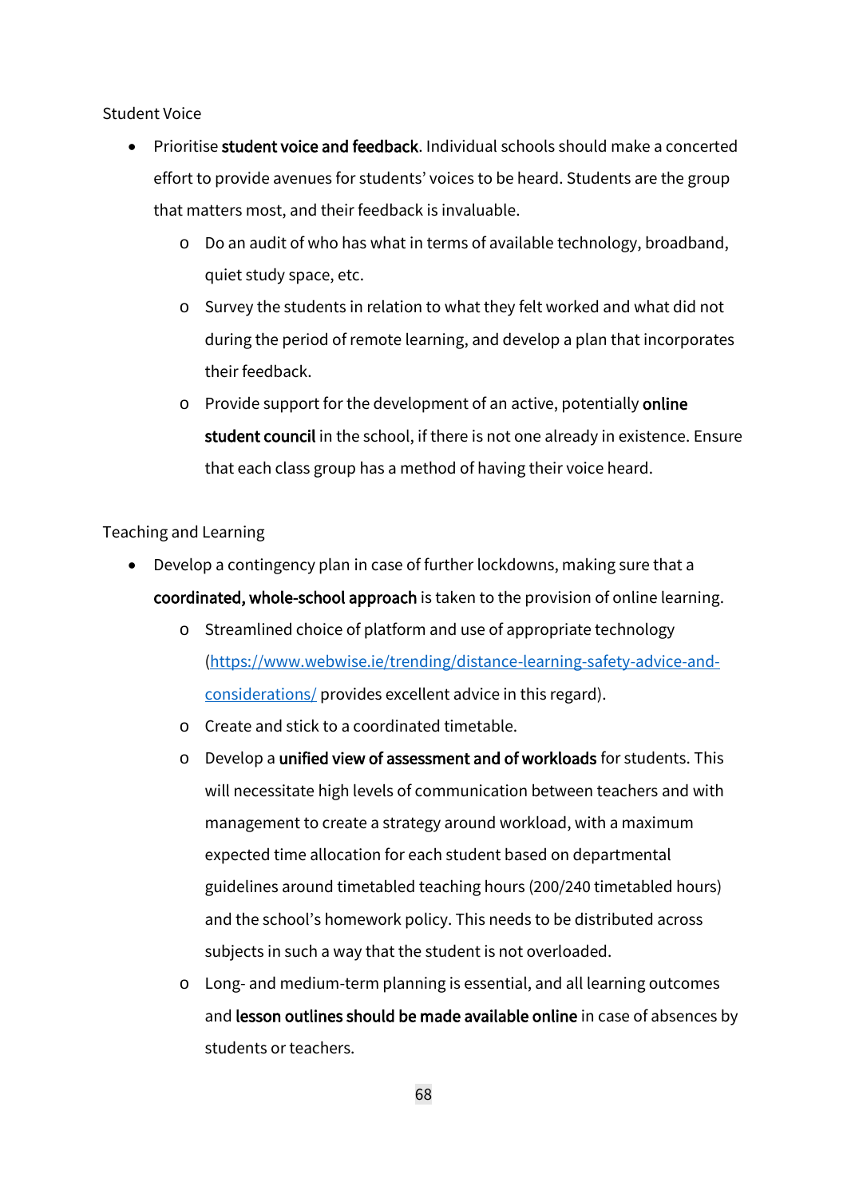Student Voice

- Prioritise **student voice and feedback**. Individual schools should make a concerted effort to provide avenues for students' voices to be heard. Students are the group that matters most, and their feedback is invaluable.
  - Do an audit of who has what in terms of available technology, broadband, quiet study space, etc.
  - Survey the students in relation to what they felt worked and what did not during the period of remote learning, and develop a plan that incorporates their feedback.
  - Provide support for the development of an active, potentially **online student council** in the school, if there is not one already in existence. Ensure that each class group has a method of having their voice heard.

Teaching and Learning

- Develop a contingency plan in case of further lockdowns, making sure that a **coordinated, whole-school approach** is taken to the provision of online learning.
  - Streamlined choice of platform and use of appropriate technology ([https://www.webwise.ie/trending/distance-learning-safety-advice-and-considerations/](https://www.webwise.ie/trending/distance-learning-safety-advice-and-considerations/) provides excellent advice in this regard).
  - Create and stick to a coordinated timetable.
  - Develop a **unified view of assessment and of workloads** for students. This will necessitate high levels of communication between teachers and with management to create a strategy around workload, with a maximum expected time allocation for each student based on departmental guidelines around timetabled teaching hours (200/240 timetabled hours) and the school's homework policy. This needs to be distributed across subjects in such a way that the student is not overloaded.
  - Long- and medium-term planning is essential, and all learning outcomes and **lesson outlines should be made available online** in case of absences by students or teachers.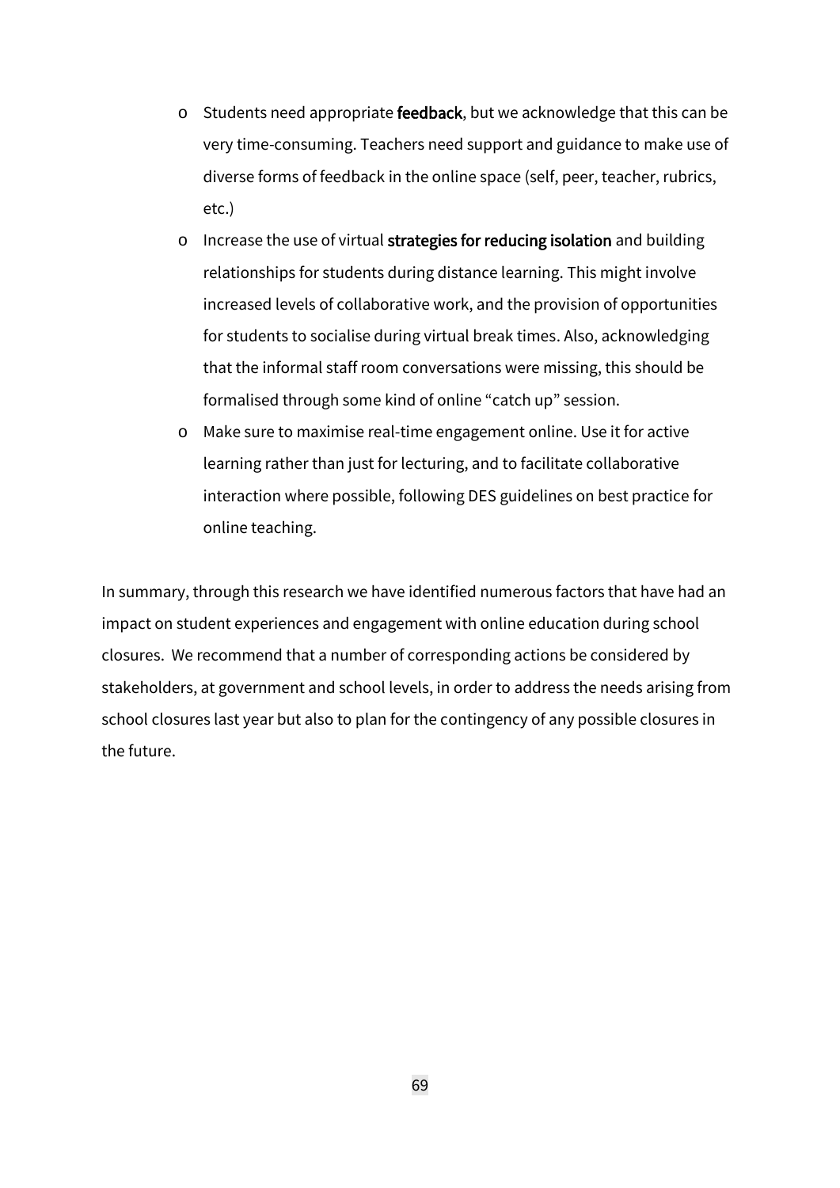- Students need appropriate **feedback**, but we acknowledge that this can be very time-consuming. Teachers need support and guidance to make use of diverse forms of feedback in the online space (self, peer, teacher, rubrics, etc.)
- Increase the use of virtual **strategies for reducing isolation** and building relationships for students during distance learning. This might involve increased levels of collaborative work, and the provision of opportunities for students to socialise during virtual break times. Also, acknowledging that the informal staff room conversations were missing, this should be formalised through some kind of online "catch up" session.
- Make sure to maximise real-time engagement online. Use it for active learning rather than just for lecturing, and to facilitate collaborative interaction where possible, following DES guidelines on best practice for online teaching.

In summary, through this research we have identified numerous factors that have had an impact on student experiences and engagement with online education during school closures. We recommend that a number of corresponding actions be considered by stakeholders, at government and school levels, in order to address the needs arising from school closures last year but also to plan for the contingency of any possible closures in the future.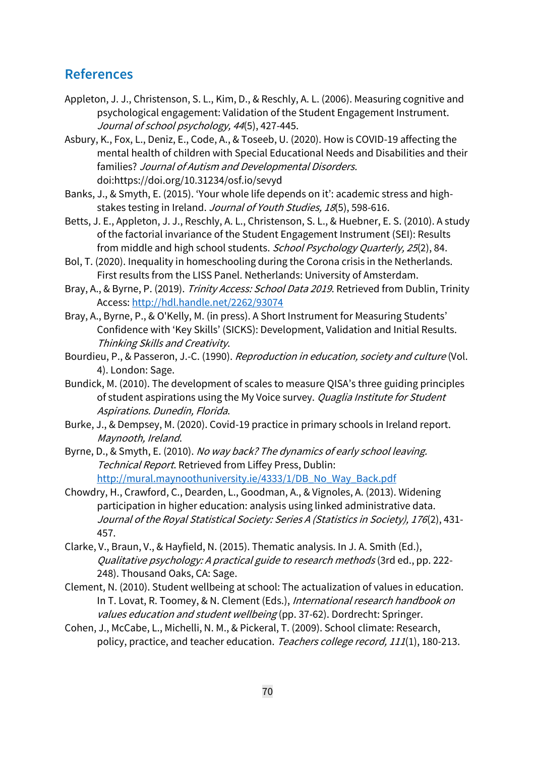## References

Appleton, J. J., Christenson, S. L., Kim, D., & Reschly, A. L. (2006). Measuring cognitive and psychological engagement: Validation of the Student Engagement Instrument. *Journal of school psychology, 44*(5), 427-445.

Asbury, K., Fox, L., Deniz, E., Code, A., & Toseeb, U. (2020). How is COVID-19 affecting the mental health of children with Special Educational Needs and Disabilities and their families? *Journal of Autism and Developmental Disorders*. doi:https://doi.org/10.31234/osf.io/sevyd

Banks, J., & Smyth, E. (2015). 'Your whole life depends on it': academic stress and high-stakes testing in Ireland. *Journal of Youth Studies, 18*(5), 598-616.

Betts, J. E., Appleton, J. J., Reschly, A. L., Christenson, S. L., & Huebner, E. S. (2010). A study of the factorial invariance of the Student Engagement Instrument (SEI): Results from middle and high school students. *School Psychology Quarterly, 25*(2), 84.

Bol, T. (2020). Inequality in homeschooling during the Corona crisis in the Netherlands. First results from the LISS Panel. Netherlands: University of Amsterdam.

Bray, A., & Byrne, P. (2019). *Trinity Access: School Data 2019*. Retrieved from Dublin, Trinity Access: http://hdl.handle.net/2262/93074

Bray, A., Byrne, P., & O'Kelly, M. (in press). A Short Instrument for Measuring Students' Confidence with 'Key Skills' (SICKS): Development, Validation and Initial Results. *Thinking Skills and Creativity*.

Bourdieu, P., & Passeron, J.-C. (1990). *Reproduction in education, society and culture* (Vol. 4). London: Sage.

Bundick, M. (2010). The development of scales to measure QISA's three guiding principles of student aspirations using the My Voice survey. *Quaglia Institute for Student Aspirations. Dunedin, Florida*.

Burke, J., & Dempsey, M. (2020). Covid-19 practice in primary schools in Ireland report. *Maynooth, Ireland*.

Byrne, D., & Smyth, E. (2010). *No way back? The dynamics of early school leaving. Technical Report*. Retrieved from Liffey Press, Dublin: http://mural.maynoothuniversity.ie/4333/1/DB_No_Way_Back.pdf

Chowdry, H., Crawford, C., Dearden, L., Goodman, A., & Vignoles, A. (2013). Widening participation in higher education: analysis using linked administrative data. *Journal of the Royal Statistical Society: Series A (Statistics in Society), 176*(2), 431-457.

Clarke, V., Braun, V., & Hayfield, N. (2015). Thematic analysis. In J. A. Smith (Ed.), *Qualitative psychology: A practical guide to research methods* (3rd ed., pp. 222-248). Thousand Oaks, CA: Sage.

Clement, N. (2010). Student wellbeing at school: The actualization of values in education. In T. Lovat, R. Toomey, & N. Clement (Eds.), *International research handbook on values education and student wellbeing* (pp. 37-62). Dordrecht: Springer.

Cohen, J., McCabe, L., Michelli, N. M., & Pickeral, T. (2009). School climate: Research, policy, practice, and teacher education. *Teachers college record, 111*(1), 180-213.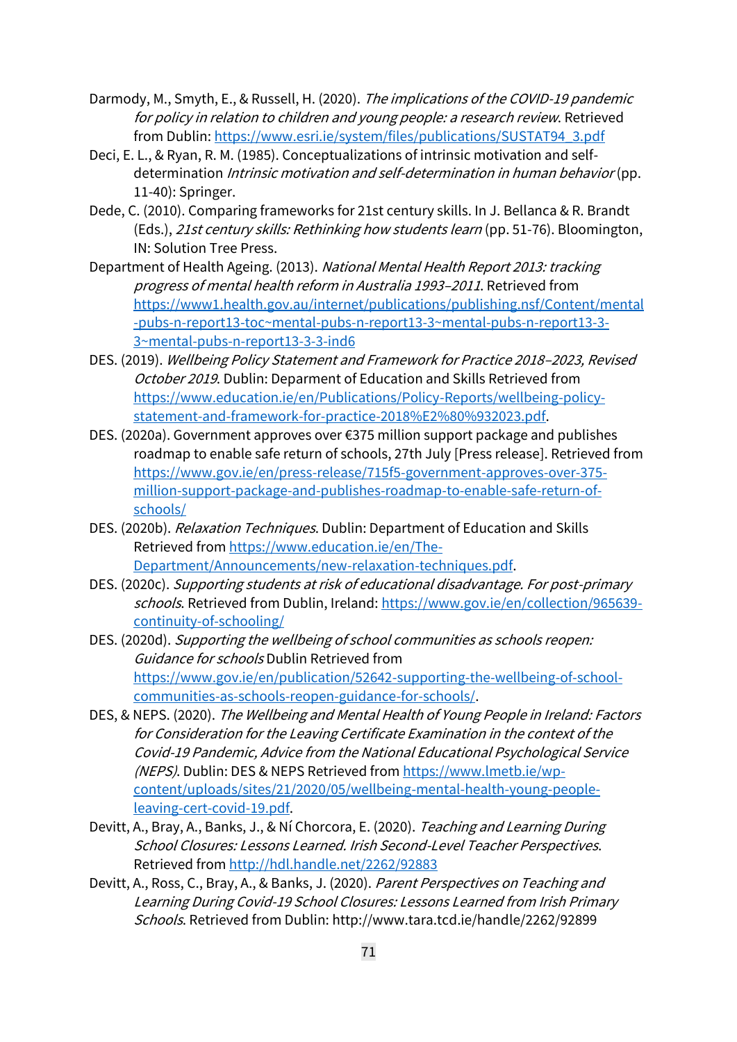Darmody, M., Smyth, E., & Russell, H. (2020). *The implications of the COVID-19 pandemic for policy in relation to children and young people: a research review*. Retrieved from Dublin: https://www.esri.ie/system/files/publications/SUSTAT94_3.pdf

Deci, E. L., & Ryan, R. M. (1985). Conceptualizations of intrinsic motivation and self-determination *Intrinsic motivation and self-determination in human behavior* (pp. 11-40): Springer.

Dede, C. (2010). Comparing frameworks for 21st century skills. In J. Bellanca & R. Brandt (Eds.), *21st century skills: Rethinking how students learn* (pp. 51-76). Bloomington, IN: Solution Tree Press.

Department of Health Ageing. (2013). *National Mental Health Report 2013: tracking progress of mental health reform in Australia 1993–2011*. Retrieved from https://www1.health.gov.au/internet/publications/publishing.nsf/Content/mental-pubs-n-report13-toc~mental-pubs-n-report13-3~mental-pubs-n-report13-3-3~mental-pubs-n-report13-3-3-ind6

DES. (2019). *Wellbeing Policy Statement and Framework for Practice 2018–2023, Revised October 2019*. Dublin: Deparment of Education and Skills Retrieved from https://www.education.ie/en/Publications/Policy-Reports/wellbeing-policy-statement-and-framework-for-practice-2018%E2%80%932023.pdf.

DES. (2020a). Government approves over €375 million support package and publishes roadmap to enable safe return of schools, 27th July [Press release]. Retrieved from https://www.gov.ie/en/press-release/715f5-government-approves-over-375-million-support-package-and-publishes-roadmap-to-enable-safe-return-of-schools/

DES. (2020b). *Relaxation Techniques*. Dublin: Department of Education and Skills Retrieved from https://www.education.ie/en/The-Department/Announcements/new-relaxation-techniques.pdf.

DES. (2020c). *Supporting students at risk of educational disadvantage. For post-primary schools*. Retrieved from Dublin, Ireland: https://www.gov.ie/en/collection/965639-continuity-of-schooling/

DES. (2020d). *Supporting the wellbeing of school communities as schools reopen: Guidance for schools* Dublin Retrieved from https://www.gov.ie/en/publication/52642-supporting-the-wellbeing-of-school-communities-as-schools-reopen-guidance-for-schools/.

DES, & NEPS. (2020). *The Wellbeing and Mental Health of Young People in Ireland: Factors for Consideration for the Leaving Certificate Examination in the context of the Covid-19 Pandemic, Advice from the National Educational Psychological Service (NEPS)*. Dublin: DES & NEPS Retrieved from https://www.lmetb.ie/wp-content/uploads/sites/21/2020/05/wellbeing-mental-health-young-people-leaving-cert-covid-19.pdf.

Devitt, A., Bray, A., Banks, J., & Ní Chorcora, E. (2020). *Teaching and Learning During School Closures: Lessons Learned. Irish Second-Level Teacher Perspectives*. Retrieved from http://hdl.handle.net/2262/92883

Devitt, A., Ross, C., Bray, A., & Banks, J. (2020). *Parent Perspectives on Teaching and Learning During Covid-19 School Closures: Lessons Learned from Irish Primary Schools*. Retrieved from Dublin: http://www.tara.tcd.ie/handle/2262/92899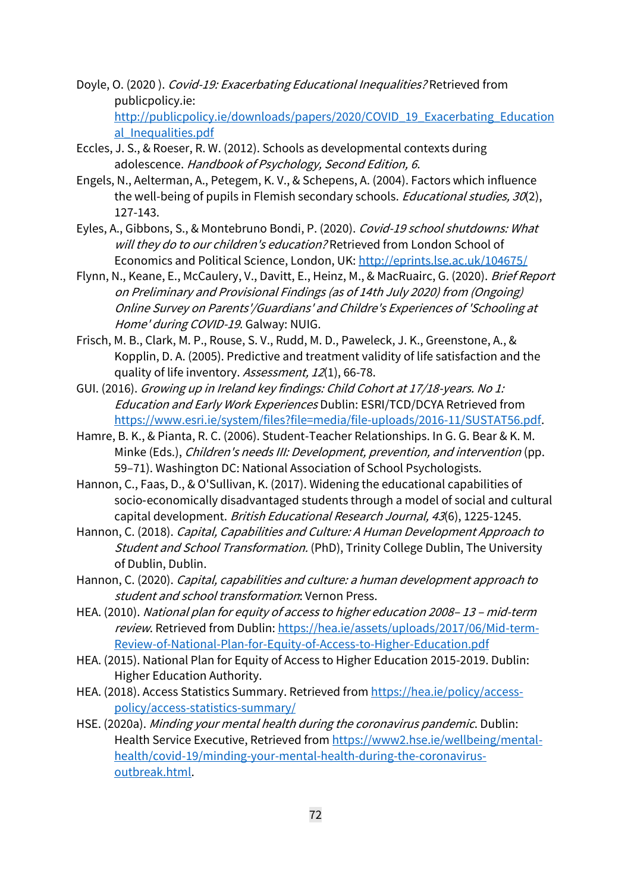Doyle, O. (2020 ). *Covid-19: Exacerbating Educational Inequalities?* Retrieved from publicpolicy.ie: http://publicpolicy.ie/downloads/papers/2020/COVID_19_Exacerbating_Educational_Inequalities.pdf

Eccles, J. S., & Roeser, R. W. (2012). Schools as developmental contexts during adolescence. *Handbook of Psychology, Second Edition, 6*.

Engels, N., Aelterman, A., Petegem, K. V., & Schepens, A. (2004). Factors which influence the well-being of pupils in Flemish secondary schools. *Educational studies, 30*(2), 127-143.

Eyles, A., Gibbons, S., & Montebruno Bondi, P. (2020). *Covid-19 school shutdowns: What will they do to our children's education?* Retrieved from London School of Economics and Political Science, London, UK: http://eprints.lse.ac.uk/104675/

Flynn, N., Keane, E., McCaulery, V., Davitt, E., Heinz, M., & MacRuairc, G. (2020). *Brief Report on Preliminary and Provisional Findings (as of 14th July 2020) from (Ongoing) Online Survey on Parents'/Guardians' and Childre's Experiences of 'Schooling at Home' during COVID-19*. Galway: NUIG.

Frisch, M. B., Clark, M. P., Rouse, S. V., Rudd, M. D., Paweleck, J. K., Greenstone, A., & Kopplin, D. A. (2005). Predictive and treatment validity of life satisfaction and the quality of life inventory. *Assessment, 12*(1), 66-78.

GUI. (2016). *Growing up in Ireland key findings: Child Cohort at 17/18-years. No 1: Education and Early Work Experiences* Dublin: ESRI/TCD/DCYA Retrieved from https://www.esri.ie/system/files?file=media/file-uploads/2016-11/SUSTAT56.pdf.

Hamre, B. K., & Pianta, R. C. (2006). Student-Teacher Relationships. In G. G. Bear & K. M. Minke (Eds.), *Children's needs III: Development, prevention, and intervention* (pp. 59–71). Washington DC: National Association of School Psychologists.

Hannon, C., Faas, D., & O'Sullivan, K. (2017). Widening the educational capabilities of socio-economically disadvantaged students through a model of social and cultural capital development. *British Educational Research Journal, 43*(6), 1225-1245.

Hannon, C. (2018). *Capital, Capabilities and Culture: A Human Development Approach to Student and School Transformation.* (PhD), Trinity College Dublin, The University of Dublin, Dublin.

Hannon, C. (2020). *Capital, capabilities and culture: a human development approach to student and school transformation*: Vernon Press.

HEA. (2010). *National plan for equity of access to higher education 2008– 13 – mid-term review*. Retrieved from Dublin: https://hea.ie/assets/uploads/2017/06/Mid-term-Review-of-National-Plan-for-Equity-of-Access-to-Higher-Education.pdf

HEA. (2015). National Plan for Equity of Access to Higher Education 2015-2019. Dublin: Higher Education Authority.

HEA. (2018). Access Statistics Summary. Retrieved from https://hea.ie/policy/access-policy/access-statistics-summary/

HSE. (2020a). *Minding your mental health during the coronavirus pandemic*. Dublin: Health Service Executive, Retrieved from https://www2.hse.ie/wellbeing/mental-health/covid-19/minding-your-mental-health-during-the-coronavirus-outbreak.html.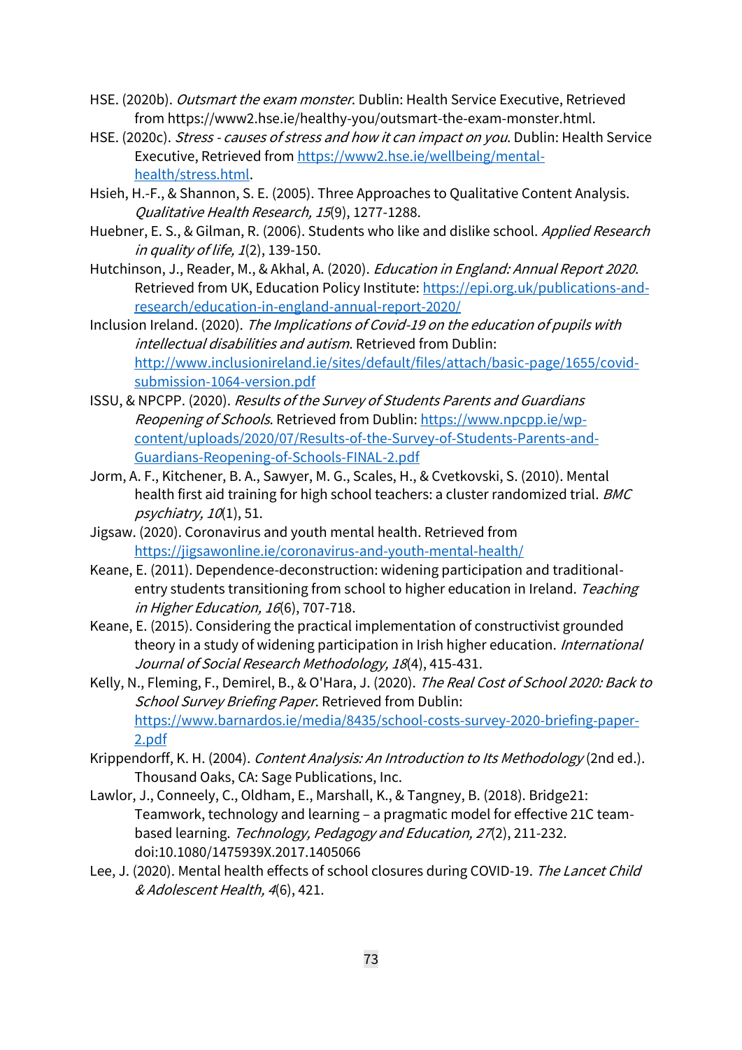HSE. (2020b). *Outsmart the exam monster*. Dublin: Health Service Executive, Retrieved from https://www2.hse.ie/healthy-you/outsmart-the-exam-monster.html.

HSE. (2020c). *Stress - causes of stress and how it can impact on you*. Dublin: Health Service Executive, Retrieved from https://www2.hse.ie/wellbeing/mental-health/stress.html.

Hsieh, H.-F., & Shannon, S. E. (2005). Three Approaches to Qualitative Content Analysis. *Qualitative Health Research, 15*(9), 1277-1288.

Huebner, E. S., & Gilman, R. (2006). Students who like and dislike school. *Applied Research in quality of life, 1*(2), 139-150.

Hutchinson, J., Reader, M., & Akhal, A. (2020). *Education in England: Annual Report 2020*. Retrieved from UK, Education Policy Institute: https://epi.org.uk/publications-and-research/education-in-england-annual-report-2020/

Inclusion Ireland. (2020). *The Implications of Covid-19 on the education of pupils with intellectual disabilities and autism*. Retrieved from Dublin: http://www.inclusionireland.ie/sites/default/files/attach/basic-page/1655/covid-submission-1064-version.pdf

ISSU, & NPCPP. (2020). *Results of the Survey of Students Parents and Guardians Reopening of Schools*. Retrieved from Dublin: https://www.npcpp.ie/wp-content/uploads/2020/07/Results-of-the-Survey-of-Students-Parents-and-Guardians-Reopening-of-Schools-FINAL-2.pdf

Jorm, A. F., Kitchener, B. A., Sawyer, M. G., Scales, H., & Cvetkovski, S. (2010). Mental health first aid training for high school teachers: a cluster randomized trial. *BMC psychiatry, 10*(1), 51.

Jigsaw. (2020). Coronavirus and youth mental health. Retrieved from https://jigsawonline.ie/coronavirus-and-youth-mental-health/

Keane, E. (2011). Dependence-deconstruction: widening participation and traditional-entry students transitioning from school to higher education in Ireland. *Teaching in Higher Education, 16*(6), 707-718.

Keane, E. (2015). Considering the practical implementation of constructivist grounded theory in a study of widening participation in Irish higher education. *International Journal of Social Research Methodology, 18*(4), 415-431.

Kelly, N., Fleming, F., Demirel, B., & O'Hara, J. (2020). *The Real Cost of School 2020: Back to School Survey Briefing Paper*. Retrieved from Dublin: https://www.barnardos.ie/media/8435/school-costs-survey-2020-briefing-paper-2.pdf

Krippendorff, K. H. (2004). *Content Analysis: An Introduction to Its Methodology* (2nd ed.). Thousand Oaks, CA: Sage Publications, Inc.

Lawlor, J., Conneely, C., Oldham, E., Marshall, K., & Tangney, B. (2018). Bridge21: Teamwork, technology and learning – a pragmatic model for effective 21C team-based learning. *Technology, Pedagogy and Education, 27*(2), 211-232. doi:10.1080/1475939X.2017.1405066

Lee, J. (2020). Mental health effects of school closures during COVID-19. *The Lancet Child & Adolescent Health, 4*(6), 421.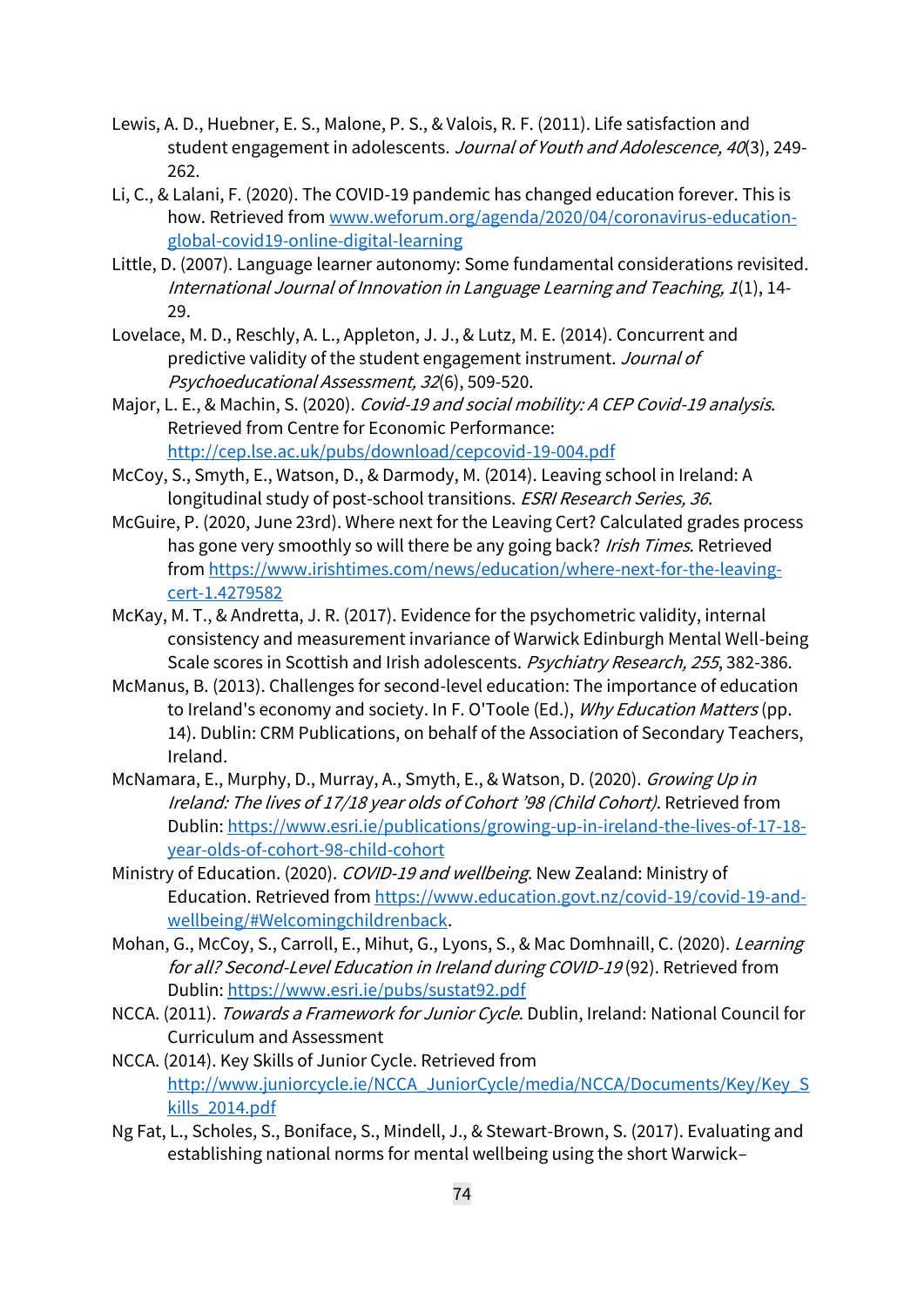Lewis, A. D., Huebner, E. S., Malone, P. S., & Valois, R. F. (2011). Life satisfaction and student engagement in adolescents. *Journal of Youth and Adolescence, 40*(3), 249-262.

Li, C., & Lalani, F. (2020). The COVID-19 pandemic has changed education forever. This is how. Retrieved from [www.weforum.org/agenda/2020/04/coronavirus-education-global-covid19-online-digital-learning](www.weforum.org/agenda/2020/04/coronavirus-education-global-covid19-online-digital-learning)

Little, D. (2007). Language learner autonomy: Some fundamental considerations revisited. *International Journal of Innovation in Language Learning and Teaching, 1*(1), 14-29.

Lovelace, M. D., Reschly, A. L., Appleton, J. J., & Lutz, M. E. (2014). Concurrent and predictive validity of the student engagement instrument. *Journal of Psychoeducational Assessment, 32*(6), 509-520.

Major, L. E., & Machin, S. (2020). *Covid-19 and social mobility: A CEP Covid-19 analysis*. Retrieved from Centre for Economic Performance: [http://cep.lse.ac.uk/pubs/download/cepcovid-19-004.pdf](http://cep.lse.ac.uk/pubs/download/cepcovid-19-004.pdf)

McCoy, S., Smyth, E., Watson, D., & Darmody, M. (2014). Leaving school in Ireland: A longitudinal study of post-school transitions. *ESRI Research Series, 36*.

McGuire, P. (2020, June 23rd). Where next for the Leaving Cert? Calculated grades process has gone very smoothly so will there be any going back? *Irish Times*. Retrieved from [https://www.irishtimes.com/news/education/where-next-for-the-leaving-cert-1.4279582](https://www.irishtimes.com/news/education/where-next-for-the-leaving-cert-1.4279582)

McKay, M. T., & Andretta, J. R. (2017). Evidence for the psychometric validity, internal consistency and measurement invariance of Warwick Edinburgh Mental Well-being Scale scores in Scottish and Irish adolescents. *Psychiatry Research, 255*, 382-386.

McManus, B. (2013). Challenges for second-level education: The importance of education to Ireland's economy and society. In F. O'Toole (Ed.), *Why Education Matters* (pp. 14). Dublin: CRM Publications, on behalf of the Association of Secondary Teachers, Ireland.

McNamara, E., Murphy, D., Murray, A., Smyth, E., & Watson, D. (2020). *Growing Up in Ireland: The lives of 17/18 year olds of Cohort '98 (Child Cohort)*. Retrieved from Dublin: [https://www.esri.ie/publications/growing-up-in-ireland-the-lives-of-17-18-year-olds-of-cohort-98-child-cohort](https://www.esri.ie/publications/growing-up-in-ireland-the-lives-of-17-18-year-olds-of-cohort-98-child-cohort)

Ministry of Education. (2020). *COVID-19 and wellbeing*. New Zealand: Ministry of Education. Retrieved from [https://www.education.govt.nz/covid-19/covid-19-and-wellbeing/#Welcomingchildrenback](https://www.education.govt.nz/covid-19/covid-19-and-wellbeing/#Welcomingchildrenback).

Mohan, G., McCoy, S., Carroll, E., Mihut, G., Lyons, S., & Mac Domhnaill, C. (2020). *Learning for all? Second-Level Education in Ireland during COVID-19* (92). Retrieved from Dublin: [https://www.esri.ie/pubs/sustat92.pdf](https://www.esri.ie/pubs/sustat92.pdf)

NCCA. (2011). *Towards a Framework for Junior Cycle*. Dublin, Ireland: National Council for Curriculum and Assessment

NCCA. (2014). Key Skills of Junior Cycle. Retrieved from [http://www.juniorcycle.ie/NCCA_JuniorCycle/media/NCCA/Documents/Key/Key_Skills_2014.pdf](http://www.juniorcycle.ie/NCCA_JuniorCycle/media/NCCA/Documents/Key/Key_Skills_2014.pdf)

Ng Fat, L., Scholes, S., Boniface, S., Mindell, J., & Stewart-Brown, S. (2017). Evaluating and establishing national norms for mental wellbeing using the short Warwick–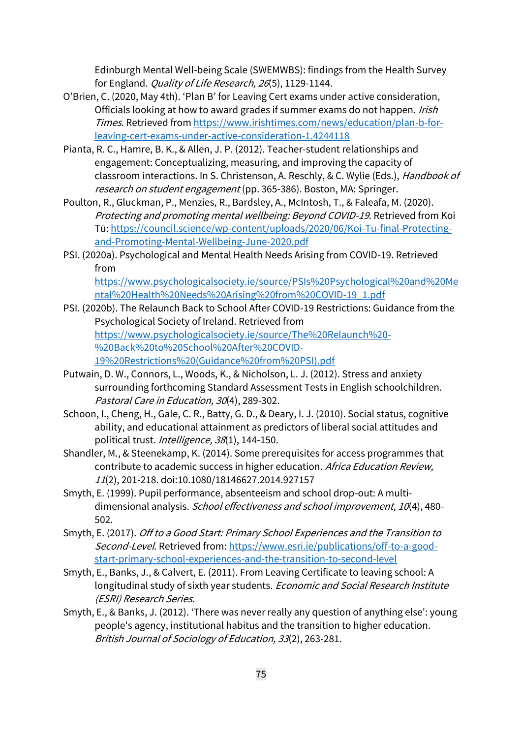Edinburgh Mental Well-being Scale (SWEMWBS): findings from the Health Survey for England. *Quality of Life Research, 26*(5), 1129-1144.

O'Brien, C. (2020, May 4th). 'Plan B' for Leaving Cert exams under active consideration, Officials looking at how to award grades if summer exams do not happen. *Irish Times*. Retrieved from https://www.irishtimes.com/news/education/plan-b-for-leaving-cert-exams-under-active-consideration-1.4244118

Pianta, R. C., Hamre, B. K., & Allen, J. P. (2012). Teacher-student relationships and engagement: Conceptualizing, measuring, and improving the capacity of classroom interactions. In S. Christenson, A. Reschly, & C. Wylie (Eds.), *Handbook of research on student engagement* (pp. 365-386). Boston, MA: Springer.

Poulton, R., Gluckman, P., Menzies, R., Bardsley, A., McIntosh, T., & Faleafa, M. (2020). *Protecting and promoting mental wellbeing: Beyond COVID-19*. Retrieved from Koi Tū: https://council.science/wp-content/uploads/2020/06/Koi-Tu-final-Protecting-and-Promoting-Mental-Wellbeing-June-2020.pdf

PSI. (2020a). Psychological and Mental Health Needs Arising from COVID-19. Retrieved from https://www.psychologicalsociety.ie/source/PSIs%20Psychological%20and%20Mental%20Health%20Needs%20Arising%20from%20COVID-19_1.pdf

PSI. (2020b). The Relaunch Back to School After COVID-19 Restrictions: Guidance from the Psychological Society of Ireland. Retrieved from https://www.psychologicalsociety.ie/source/The%20Relaunch%20-%20Back%20to%20School%20After%20COVID-19%20Restrictions%20(Guidance%20from%20PSI).pdf

Putwain, D. W., Connors, L., Woods, K., & Nicholson, L. J. (2012). Stress and anxiety surrounding forthcoming Standard Assessment Tests in English schoolchildren. *Pastoral Care in Education, 30*(4), 289-302.

Schoon, I., Cheng, H., Gale, C. R., Batty, G. D., & Deary, I. J. (2010). Social status, cognitive ability, and educational attainment as predictors of liberal social attitudes and political trust. *Intelligence, 38*(1), 144-150.

Shandler, M., & Steenekamp, K. (2014). Some prerequisites for access programmes that contribute to academic success in higher education. *Africa Education Review, 11*(2), 201-218. doi:10.1080/18146627.2014.927157

Smyth, E. (1999). Pupil performance, absenteeism and school drop-out: A multi-dimensional analysis. *School effectiveness and school improvement, 10*(4), 480-502.

Smyth, E. (2017). *Off to a Good Start: Primary School Experiences and the Transition to Second-Level*. Retrieved from: https://www.esri.ie/publications/off-to-a-good-start-primary-school-experiences-and-the-transition-to-second-level

Smyth, E., Banks, J., & Calvert, E. (2011). From Leaving Certificate to leaving school: A longitudinal study of sixth year students. *Economic and Social Research Institute (ESRI) Research Series*.

Smyth, E., & Banks, J. (2012). 'There was never really any question of anything else': young people's agency, institutional habitus and the transition to higher education. *British Journal of Sociology of Education, 33*(2), 263-281.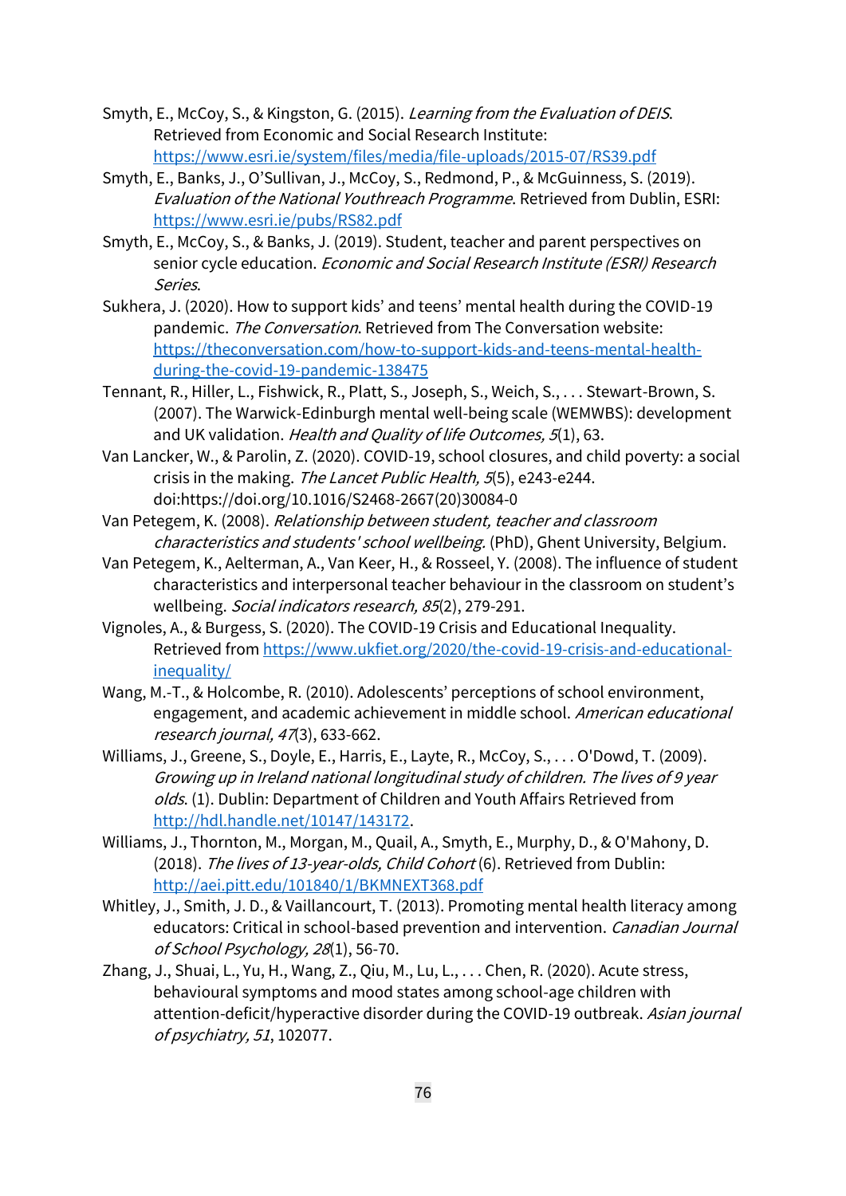Smyth, E., McCoy, S., & Kingston, G. (2015). *Learning from the Evaluation of DEIS*. Retrieved from Economic and Social Research Institute: https://www.esri.ie/system/files/media/file-uploads/2015-07/RS39.pdf

Smyth, E., Banks, J., O'Sullivan, J., McCoy, S., Redmond, P., & McGuinness, S. (2019). *Evaluation of the National Youthreach Programme*. Retrieved from Dublin, ESRI: https://www.esri.ie/pubs/RS82.pdf

Smyth, E., McCoy, S., & Banks, J. (2019). Student, teacher and parent perspectives on senior cycle education. *Economic and Social Research Institute (ESRI) Research Series*.

Sukhera, J. (2020). How to support kids' and teens' mental health during the COVID-19 pandemic. *The Conversation*. Retrieved from The Conversation website: https://theconversation.com/how-to-support-kids-and-teens-mental-health-during-the-covid-19-pandemic-138475

Tennant, R., Hiller, L., Fishwick, R., Platt, S., Joseph, S., Weich, S., . . . Stewart-Brown, S. (2007). The Warwick-Edinburgh mental well-being scale (WEMWBS): development and UK validation. *Health and Quality of life Outcomes, 5*(1), 63.

Van Lancker, W., & Parolin, Z. (2020). COVID-19, school closures, and child poverty: a social crisis in the making. *The Lancet Public Health, 5*(5), e243-e244. doi:https://doi.org/10.1016/S2468-2667(20)30084-0

Van Petegem, K. (2008). *Relationship between student, teacher and classroom characteristics and students' school wellbeing.* (PhD), Ghent University, Belgium.

Van Petegem, K., Aelterman, A., Van Keer, H., & Rosseel, Y. (2008). The influence of student characteristics and interpersonal teacher behaviour in the classroom on student's wellbeing. *Social indicators research, 85*(2), 279-291.

Vignoles, A., & Burgess, S. (2020). The COVID-19 Crisis and Educational Inequality. Retrieved from https://www.ukfiet.org/2020/the-covid-19-crisis-and-educational-inequality/

Wang, M.-T., & Holcombe, R. (2010). Adolescents' perceptions of school environment, engagement, and academic achievement in middle school. *American educational research journal, 47*(3), 633-662.

Williams, J., Greene, S., Doyle, E., Harris, E., Layte, R., McCoy, S., . . . O'Dowd, T. (2009). *Growing up in Ireland national longitudinal study of children. The lives of 9 year olds*. (1). Dublin: Department of Children and Youth Affairs Retrieved from http://hdl.handle.net/10147/143172.

Williams, J., Thornton, M., Morgan, M., Quail, A., Smyth, E., Murphy, D., & O'Mahony, D. (2018). *The lives of 13-year-olds, Child Cohort* (6). Retrieved from Dublin: http://aei.pitt.edu/101840/1/BKMNEXT368.pdf

Whitley, J., Smith, J. D., & Vaillancourt, T. (2013). Promoting mental health literacy among educators: Critical in school-based prevention and intervention. *Canadian Journal of School Psychology, 28*(1), 56-70.

Zhang, J., Shuai, L., Yu, H., Wang, Z., Qiu, M., Lu, L., . . . Chen, R. (2020). Acute stress, behavioural symptoms and mood states among school-age children with attention-deficit/hyperactive disorder during the COVID-19 outbreak. *Asian journal of psychiatry, 51*, 102077.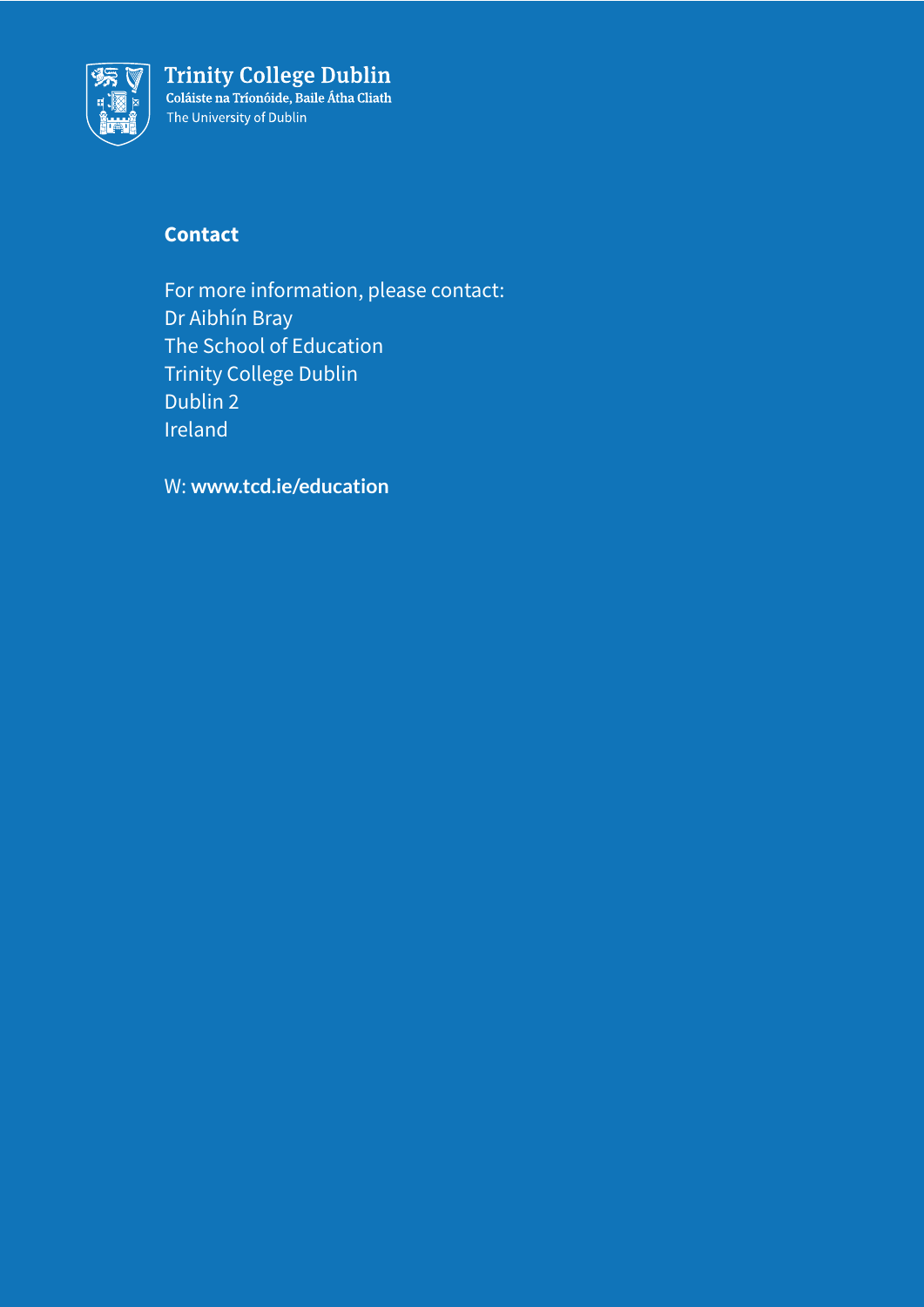Trinity College Dublin
Coláiste na Tríonóide, Baile Átha Cliath
The University of Dublin

## Contact

For more information, please contact:
Dr Aibhín Bray
The School of Education
Trinity College Dublin
Dublin 2
Ireland

W: **www.tcd.ie/education**